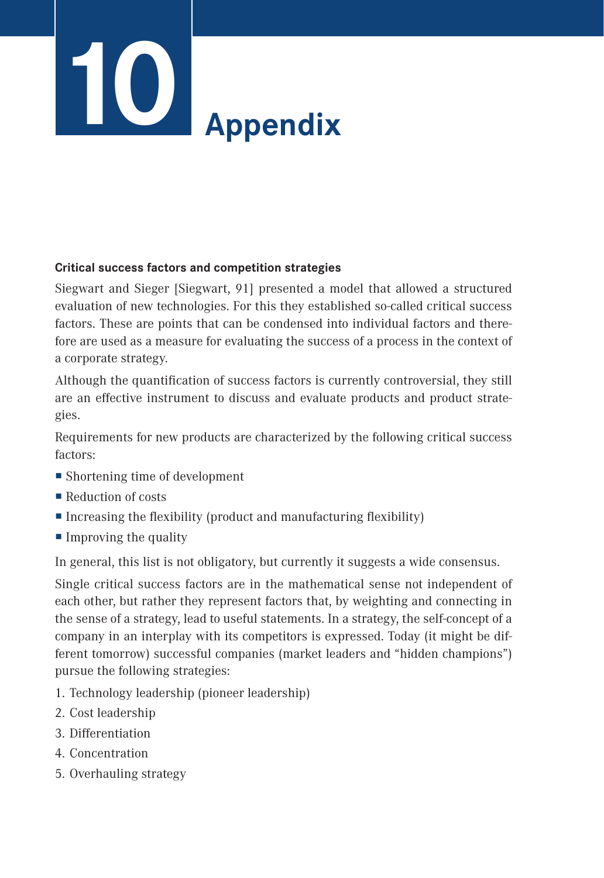# 10 Appendix

**Critical success factors and competition strategies**

Siegwart and Sieger [Siegwart, 91] presented a model that allowed a structured evaluation of new technologies. For this they established so-called critical success factors. These are points that can be condensed into individual factors and therefore are used as a measure for evaluating the success of a process in the context of a corporate strategy.

Although the quantification of success factors is currently controversial, they still are an effective instrument to discuss and evaluate products and product strategies.

Requirements for new products are characterized by the following critical success factors:

- Shortening time of development
- Reduction of costs
- Increasing the flexibility (product and manufacturing flexibility)
- Improving the quality

In general, this list is not obligatory, but currently it suggests a wide consensus.

Single critical success factors are in the mathematical sense not independent of each other, but rather they represent factors that, by weighting and connecting in the sense of a strategy, lead to useful statements. In a strategy, the self-concept of a company in an interplay with its competitors is expressed. Today (it might be different tomorrow) successful companies (market leaders and "hidden champions") pursue the following strategies:

1. Technology leadership (pioneer leadership)
2. Cost leadership
3. Differentiation
4. Concentration
5. Overhauling strategy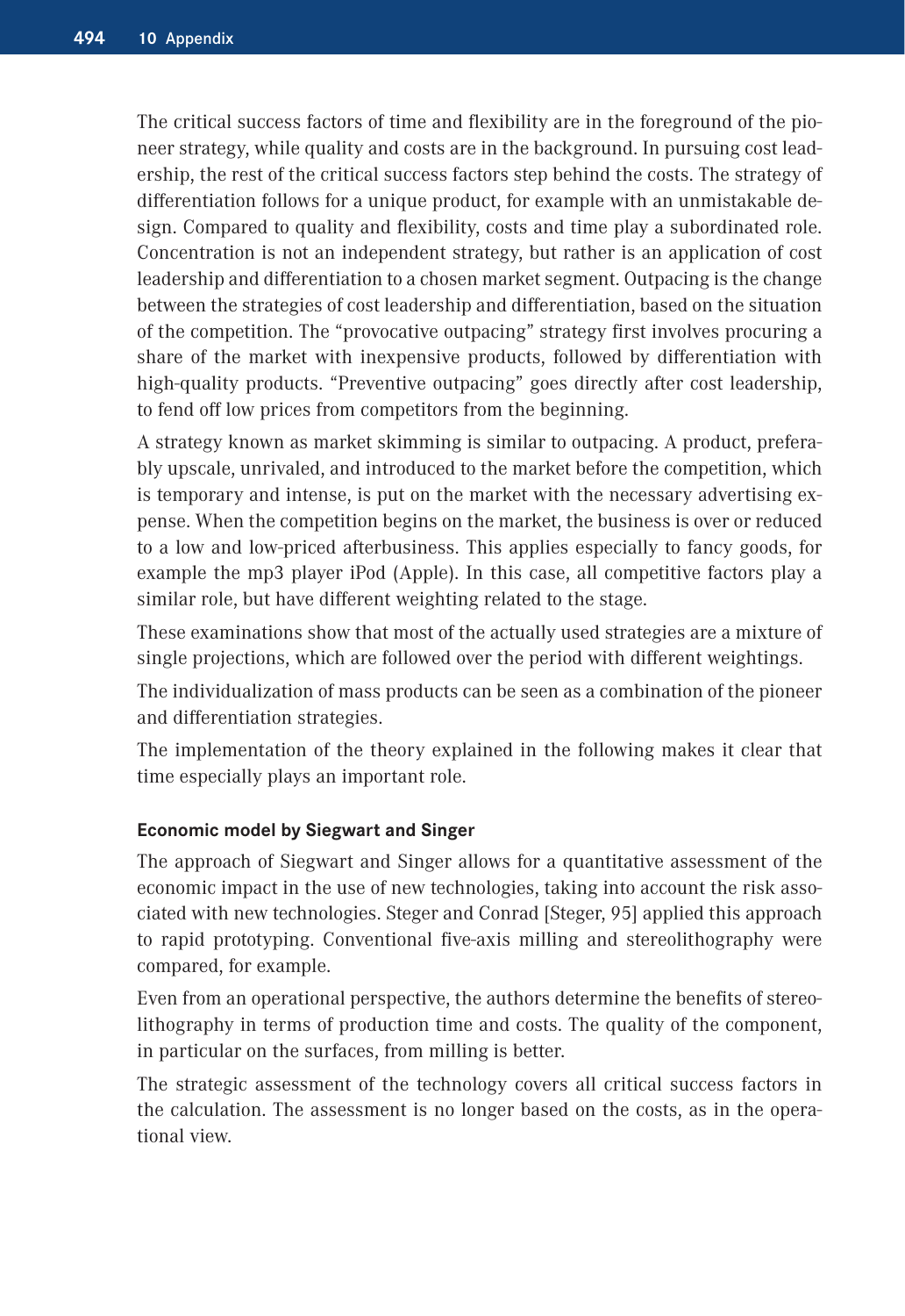The critical success factors of time and flexibility are in the foreground of the pioneer strategy, while quality and costs are in the background. In pursuing cost leadership, the rest of the critical success factors step behind the costs. The strategy of differentiation follows for a unique product, for example with an unmistakable design. Compared to quality and flexibility, costs and time play a subordinated role. Concentration is not an independent strategy, but rather is an application of cost leadership and differentiation to a chosen market segment. Outpacing is the change between the strategies of cost leadership and differentiation, based on the situation of the competition. The "provocative outpacing" strategy first involves procuring a share of the market with inexpensive products, followed by differentiation with high-quality products. "Preventive outpacing" goes directly after cost leadership, to fend off low prices from competitors from the beginning.

A strategy known as market skimming is similar to outpacing. A product, preferably upscale, unrivaled, and introduced to the market before the competition, which is temporary and intense, is put on the market with the necessary advertising expense. When the competition begins on the market, the business is over or reduced to a low and low-priced afterbusiness. This applies especially to fancy goods, for example the mp3 player iPod (Apple). In this case, all competitive factors play a similar role, but have different weighting related to the stage.

These examinations show that most of the actually used strategies are a mixture of single projections, which are followed over the period with different weightings.

The individualization of mass products can be seen as a combination of the pioneer and differentiation strategies.

The implementation of the theory explained in the following makes it clear that time especially plays an important role.

### Economic model by Siegwart and Singer

The approach of Siegwart and Singer allows for a quantitative assessment of the economic impact in the use of new technologies, taking into account the risk associated with new technologies. Steger and Conrad [Steger, 95] applied this approach to rapid prototyping. Conventional five-axis milling and stereolithography were compared, for example.

Even from an operational perspective, the authors determine the benefits of stereolithography in terms of production time and costs. The quality of the component, in particular on the surfaces, from milling is better.

The strategic assessment of the technology covers all critical success factors in the calculation. The assessment is no longer based on the costs, as in the operational view.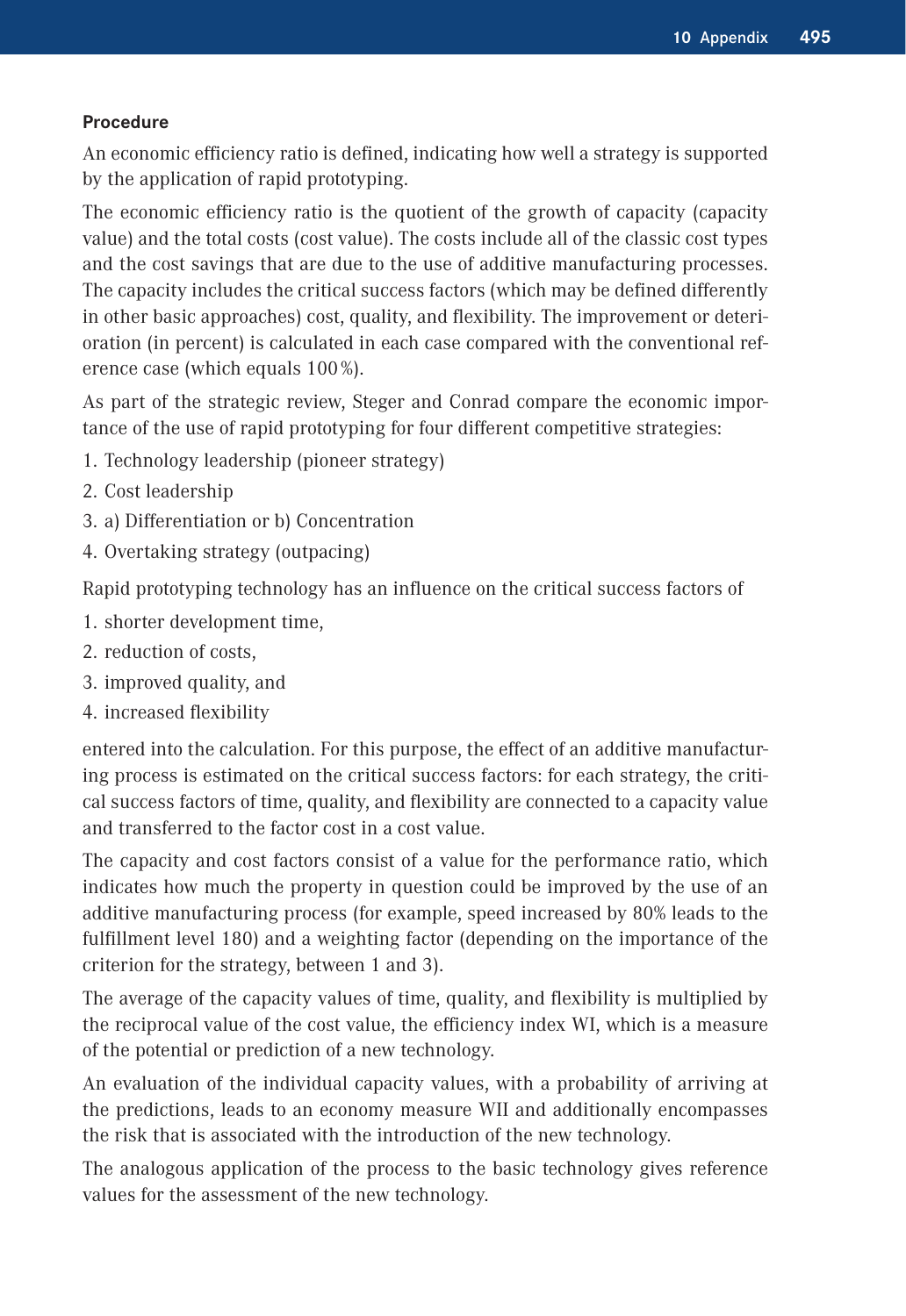**Procedure**

An economic efficiency ratio is defined, indicating how well a strategy is supported by the application of rapid prototyping.

The economic efficiency ratio is the quotient of the growth of capacity (capacity value) and the total costs (cost value). The costs include all of the classic cost types and the cost savings that are due to the use of additive manufacturing processes. The capacity includes the critical success factors (which may be defined differently in other basic approaches) cost, quality, and flexibility. The improvement or deterioration (in percent) is calculated in each case compared with the conventional reference case (which equals 100 %).

As part of the strategic review, Steger and Conrad compare the economic importance of the use of rapid prototyping for four different competitive strategies:

1. Technology leadership (pioneer strategy)
2. Cost leadership
3. a) Differentiation or b) Concentration
4. Overtaking strategy (outpacing)

Rapid prototyping technology has an influence on the critical success factors of

1. shorter development time,
2. reduction of costs,
3. improved quality, and
4. increased flexibility

entered into the calculation. For this purpose, the effect of an additive manufacturing process is estimated on the critical success factors: for each strategy, the critical success factors of time, quality, and flexibility are connected to a capacity value and transferred to the factor cost in a cost value.

The capacity and cost factors consist of a value for the performance ratio, which indicates how much the property in question could be improved by the use of an additive manufacturing process (for example, speed increased by 80% leads to the fulfillment level 180) and a weighting factor (depending on the importance of the criterion for the strategy, between 1 and 3).

The average of the capacity values of time, quality, and flexibility is multiplied by the reciprocal value of the cost value, the efficiency index WI, which is a measure of the potential or prediction of a new technology.

An evaluation of the individual capacity values, with a probability of arriving at the predictions, leads to an economy measure WII and additionally encompasses the risk that is associated with the introduction of the new technology.

The analogous application of the process to the basic technology gives reference values for the assessment of the new technology.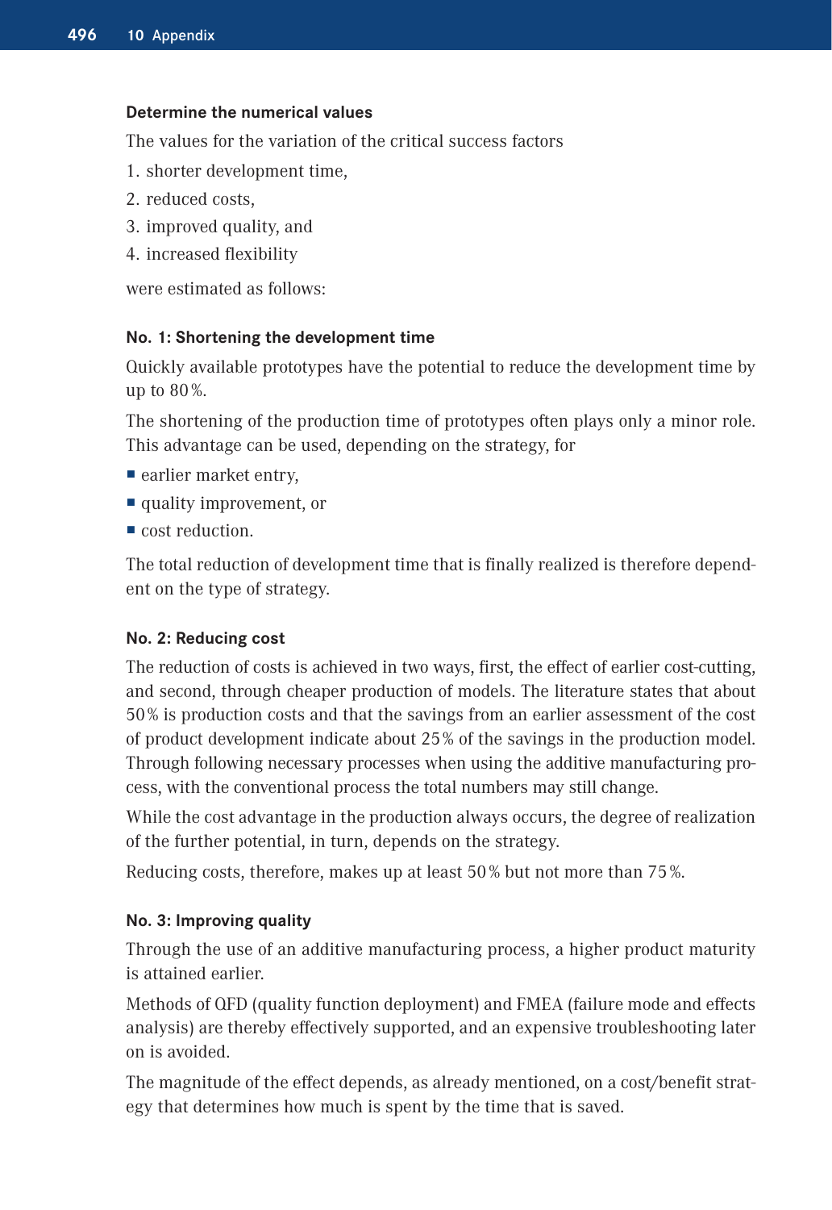### Determine the numerical values

The values for the variation of the critical success factors

1. shorter development time,
2. reduced costs,
3. improved quality, and
4. increased flexibility

were estimated as follows:

### No. 1: Shortening the development time

Quickly available prototypes have the potential to reduce the development time by up to 80 %.

The shortening of the production time of prototypes often plays only a minor role. This advantage can be used, depending on the strategy, for

- earlier market entry,
- quality improvement, or
- cost reduction.

The total reduction of development time that is finally realized is therefore dependent on the type of strategy.

### No. 2: Reducing cost

The reduction of costs is achieved in two ways, first, the effect of earlier cost-cutting, and second, through cheaper production of models. The literature states that about 50 % is production costs and that the savings from an earlier assessment of the cost of product development indicate about 25 % of the savings in the production model. Through following necessary processes when using the additive manufacturing process, with the conventional process the total numbers may still change.

While the cost advantage in the production always occurs, the degree of realization of the further potential, in turn, depends on the strategy.

Reducing costs, therefore, makes up at least 50 % but not more than 75 %.

### No. 3: Improving quality

Through the use of an additive manufacturing process, a higher product maturity is attained earlier.

Methods of QFD (quality function deployment) and FMEA (failure mode and effects analysis) are thereby effectively supported, and an expensive troubleshooting later on is avoided.

The magnitude of the effect depends, as already mentioned, on a cost/benefit strategy that determines how much is spent by the time that is saved.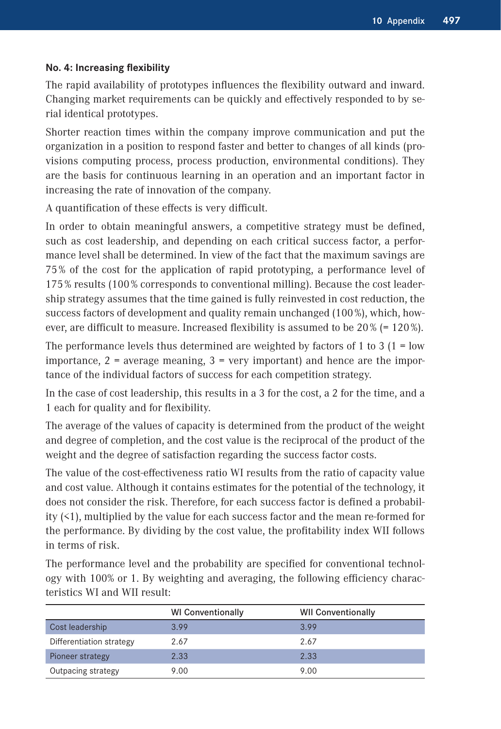**No. 4: Increasing flexibility**

The rapid availability of prototypes influences the flexibility outward and inward. Changing market requirements can be quickly and effectively responded to by serial identical prototypes.

Shorter reaction times within the company improve communication and put the organization in a position to respond faster and better to changes of all kinds (provisions computing process, process production, environmental conditions). They are the basis for continuous learning in an operation and an important factor in increasing the rate of innovation of the company.

A quantification of these effects is very difficult.

In order to obtain meaningful answers, a competitive strategy must be defined, such as cost leadership, and depending on each critical success factor, a performance level shall be determined. In view of the fact that the maximum savings are 75 % of the cost for the application of rapid prototyping, a performance level of 175 % results (100 % corresponds to conventional milling). Because the cost leadership strategy assumes that the time gained is fully reinvested in cost reduction, the success factors of development and quality remain unchanged (100 %), which, however, are difficult to measure. Increased flexibility is assumed to be 20 % (= 120 %).

The performance levels thus determined are weighted by factors of 1 to 3 (1 = low importance, 2 = average meaning, 3 = very important) and hence are the importance of the individual factors of success for each competition strategy.

In the case of cost leadership, this results in a 3 for the cost, a 2 for the time, and a 1 each for quality and for flexibility.

The average of the values of capacity is determined from the product of the weight and degree of completion, and the cost value is the reciprocal of the product of the weight and the degree of satisfaction regarding the success factor costs.

The value of the cost-effectiveness ratio WI results from the ratio of capacity value and cost value. Although it contains estimates for the potential of the technology, it does not consider the risk. Therefore, for each success factor is defined a probability (<1), multiplied by the value for each success factor and the mean re-formed for the performance. By dividing by the cost value, the profitability index WII follows in terms of risk.

The performance level and the probability are specified for conventional technology with 100% or 1. By weighting and averaging, the following efficiency characteristics WI and WII result:

| | WI Conventionally | WII Conventionally |
|---|---|---|
| Cost leadership | 3.99 | 3.99 |
| Differentiation strategy | 2.67 | 2.67 |
| Pioneer strategy | 2.33 | 2.33 |
| Outpacing strategy | 9.00 | 9.00 |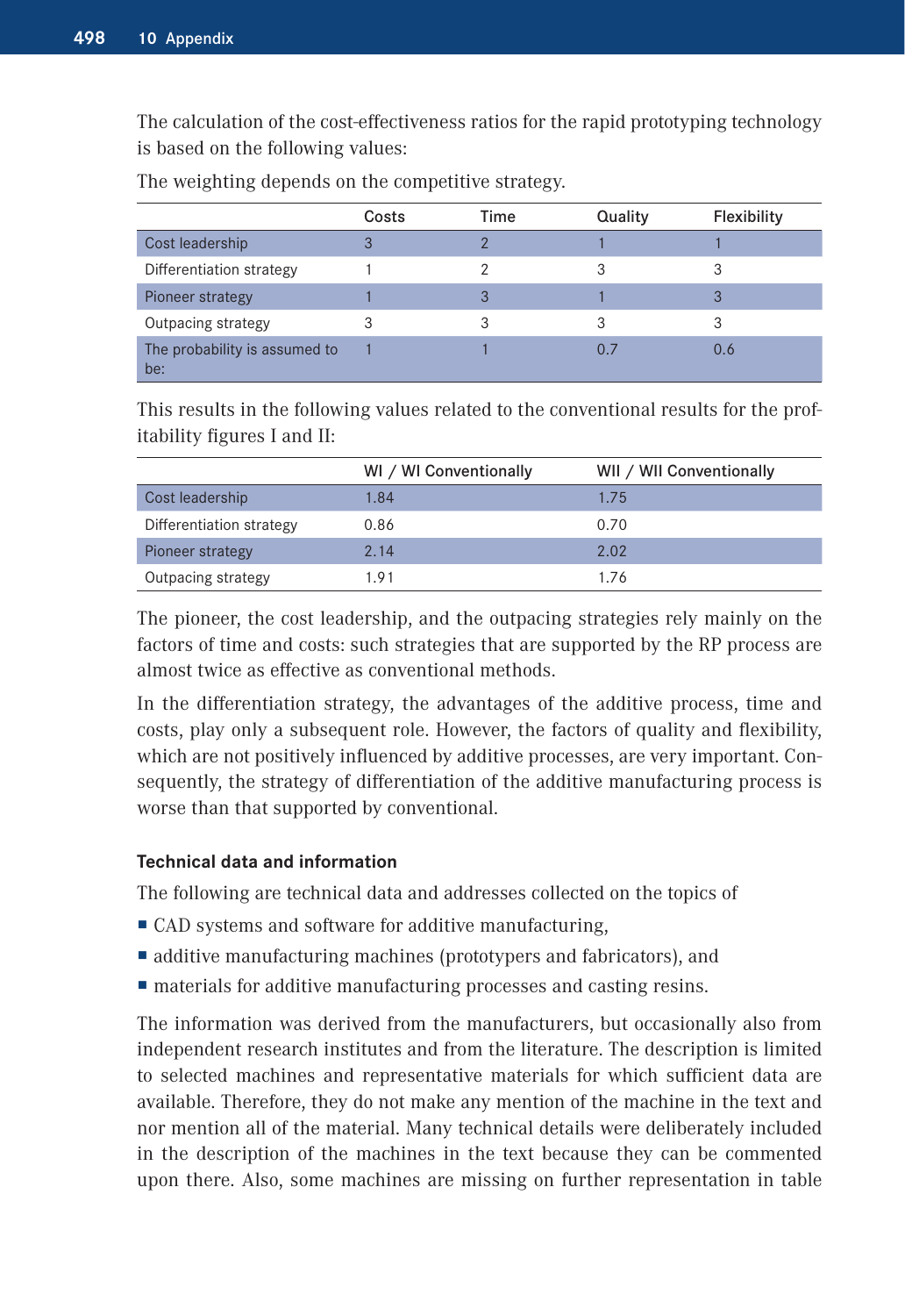The calculation of the cost-effectiveness ratios for the rapid prototyping technology is based on the following values:

The weighting depends on the competitive strategy.

| | Costs | Time | Quality | Flexibility |
|---|---|---|---|---|
| Cost leadership | 3 | 2 | 1 | 1 |
| Differentiation strategy | 1 | 2 | 3 | 3 |
| Pioneer strategy | 1 | 3 | 1 | 3 |
| Outpacing strategy | 3 | 3 | 3 | 3 |
| The probability is assumed to be: | 1 | 1 | 0.7 | 0.6 |

This results in the following values related to the conventional results for the profitability figures I and II:

| | WI / WI Conventionally | WII / WII Conventionally |
|---|---|---|
| Cost leadership | 1.84 | 1.75 |
| Differentiation strategy | 0.86 | 0.70 |
| Pioneer strategy | 2.14 | 2.02 |
| Outpacing strategy | 1.91 | 1.76 |

The pioneer, the cost leadership, and the outpacing strategies rely mainly on the factors of time and costs: such strategies that are supported by the RP process are almost twice as effective as conventional methods.

In the differentiation strategy, the advantages of the additive process, time and costs, play only a subsequent role. However, the factors of quality and flexibility, which are not positively influenced by additive processes, are very important. Consequently, the strategy of differentiation of the additive manufacturing process is worse than that supported by conventional.

#### Technical data and information

The following are technical data and addresses collected on the topics of

- CAD systems and software for additive manufacturing,
- additive manufacturing machines (prototypers and fabricators), and
- materials for additive manufacturing processes and casting resins.

The information was derived from the manufacturers, but occasionally also from independent research institutes and from the literature. The description is limited to selected machines and representative materials for which sufficient data are available. Therefore, they do not make any mention of the machine in the text and nor mention all of the material. Many technical details were deliberately included in the description of the machines in the text because they can be commented upon there. Also, some machines are missing on further representation in table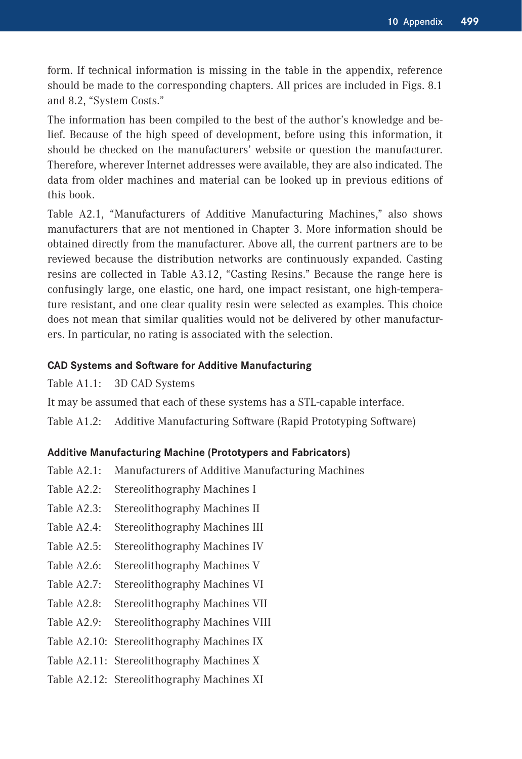form. If technical information is missing in the table in the appendix, reference should be made to the corresponding chapters. All prices are included in Figs. 8.1 and 8.2, "System Costs."

The information has been compiled to the best of the author's knowledge and belief. Because of the high speed of development, before using this information, it should be checked on the manufacturers' website or question the manufacturer. Therefore, wherever Internet addresses were available, they are also indicated. The data from older machines and material can be looked up in previous editions of this book.

Table A2.1, "Manufacturers of Additive Manufacturing Machines," also shows manufacturers that are not mentioned in Chapter 3. More information should be obtained directly from the manufacturer. Above all, the current partners are to be reviewed because the distribution networks are continuously expanded. Casting resins are collected in Table A3.12, "Casting Resins." Because the range here is confusingly large, one elastic, one hard, one impact resistant, one high-temperature resistant, and one clear quality resin were selected as examples. This choice does not mean that similar qualities would not be delivered by other manufacturers. In particular, no rating is associated with the selection.

### CAD Systems and Software for Additive Manufacturing

Table A1.1: 3D CAD Systems

It may be assumed that each of these systems has a STL-capable interface.

Table A1.2: Additive Manufacturing Software (Rapid Prototyping Software)

### Additive Manufacturing Machine (Prototypers and Fabricators)

Table A2.1: Manufacturers of Additive Manufacturing Machines

Table A2.2: Stereolithography Machines I

Table A2.3: Stereolithography Machines II

Table A2.4: Stereolithography Machines III

Table A2.5: Stereolithography Machines IV

Table A2.6: Stereolithography Machines V

Table A2.7: Stereolithography Machines VI

Table A2.8: Stereolithography Machines VII

Table A2.9: Stereolithography Machines VIII

Table A2.10: Stereolithography Machines IX

Table A2.11: Stereolithography Machines X

Table A2.12: Stereolithography Machines XI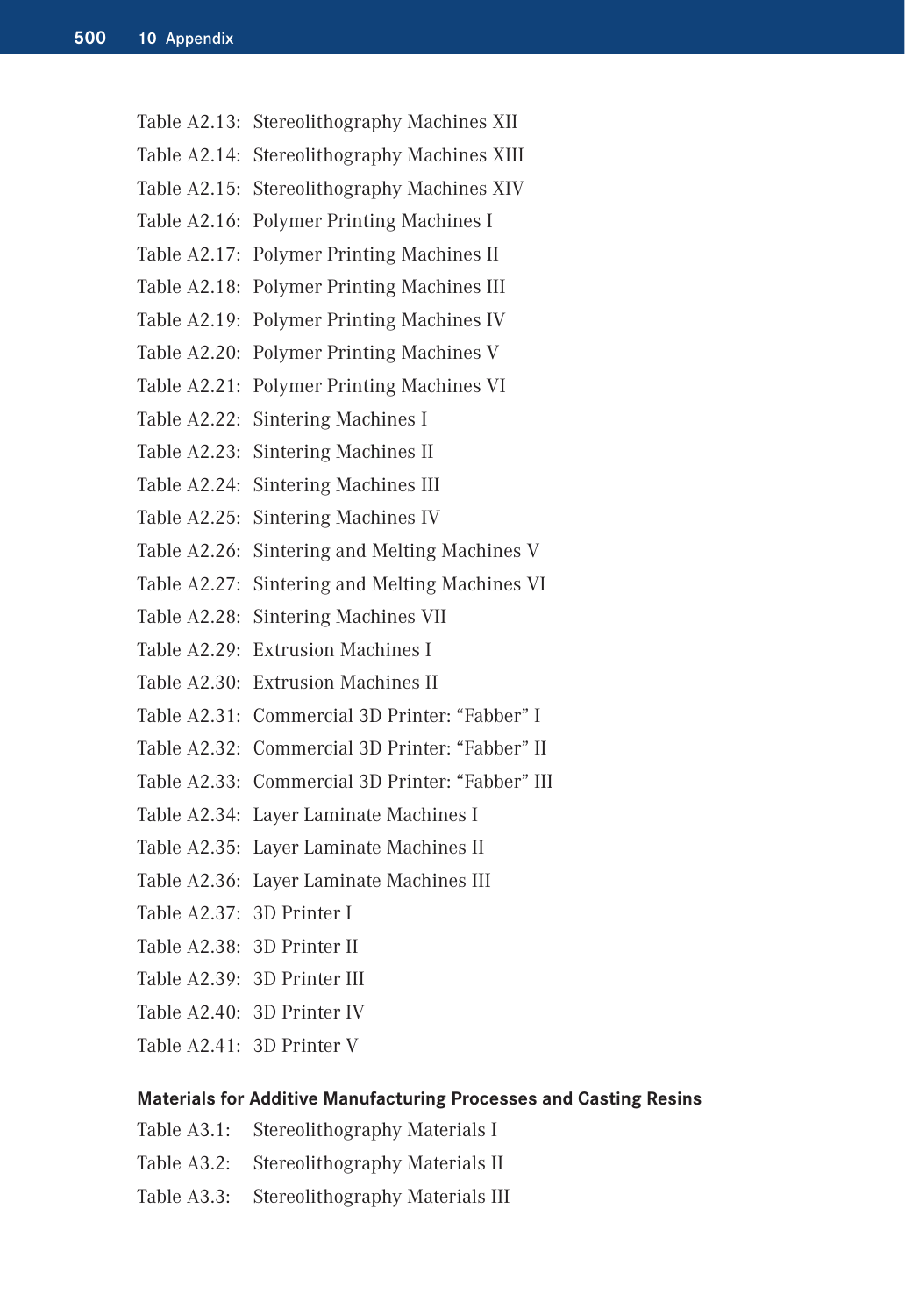Table A2.13: Stereolithography Machines XII

Table A2.14: Stereolithography Machines XIII

Table A2.15: Stereolithography Machines XIV

Table A2.16: Polymer Printing Machines I

Table A2.17: Polymer Printing Machines II

Table A2.18: Polymer Printing Machines III

Table A2.19: Polymer Printing Machines IV

Table A2.20: Polymer Printing Machines V

Table A2.21: Polymer Printing Machines VI

Table A2.22: Sintering Machines I

Table A2.23: Sintering Machines II

Table A2.24: Sintering Machines III

Table A2.25: Sintering Machines IV

Table A2.26: Sintering and Melting Machines V

Table A2.27: Sintering and Melting Machines VI

Table A2.28: Sintering Machines VII

Table A2.29: Extrusion Machines I

Table A2.30: Extrusion Machines II

Table A2.31: Commercial 3D Printer: "Fabber" I

Table A2.32: Commercial 3D Printer: "Fabber" II

Table A2.33: Commercial 3D Printer: "Fabber" III

Table A2.34: Layer Laminate Machines I

Table A2.35: Layer Laminate Machines II

Table A2.36: Layer Laminate Machines III

Table A2.37: 3D Printer I

Table A2.38: 3D Printer II

Table A2.39: 3D Printer III

Table A2.40: 3D Printer IV

Table A2.41: 3D Printer V

**Materials for Additive Manufacturing Processes and Casting Resins**

Table A3.1: Stereolithography Materials I

Table A3.2: Stereolithography Materials II

Table A3.3: Stereolithography Materials III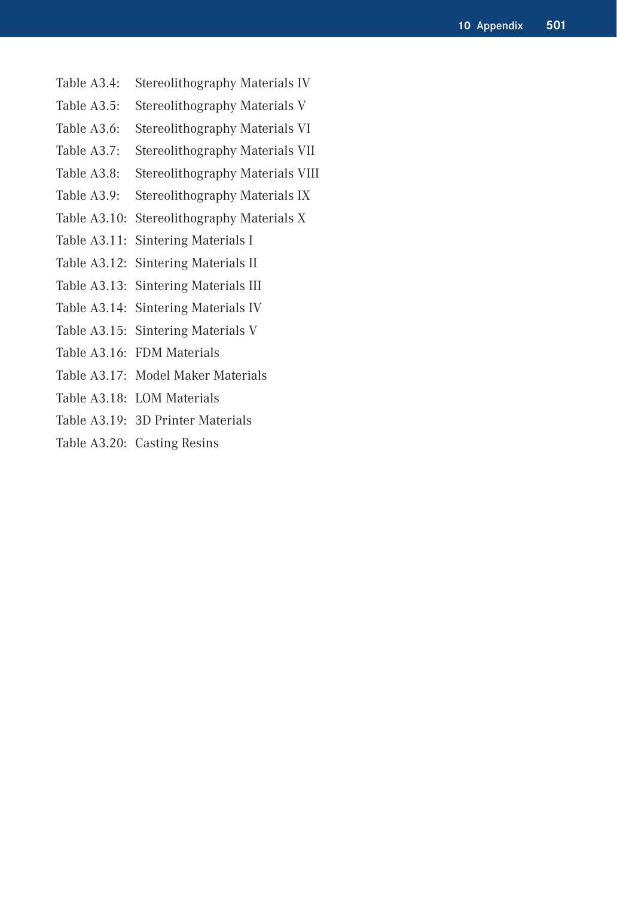Table A3.4: Stereolithography Materials IV

Table A3.5: Stereolithography Materials V

Table A3.6: Stereolithography Materials VI

Table A3.7: Stereolithography Materials VII

Table A3.8: Stereolithography Materials VIII

Table A3.9: Stereolithography Materials IX

Table A3.10: Stereolithography Materials X

Table A3.11: Sintering Materials I

Table A3.12: Sintering Materials II

Table A3.13: Sintering Materials III

Table A3.14: Sintering Materials IV

Table A3.15: Sintering Materials V

Table A3.16: FDM Materials

Table A3.17: Model Maker Materials

Table A3.18: LOM Materials

Table A3.19: 3D Printer Materials

Table A3.20: Casting Resins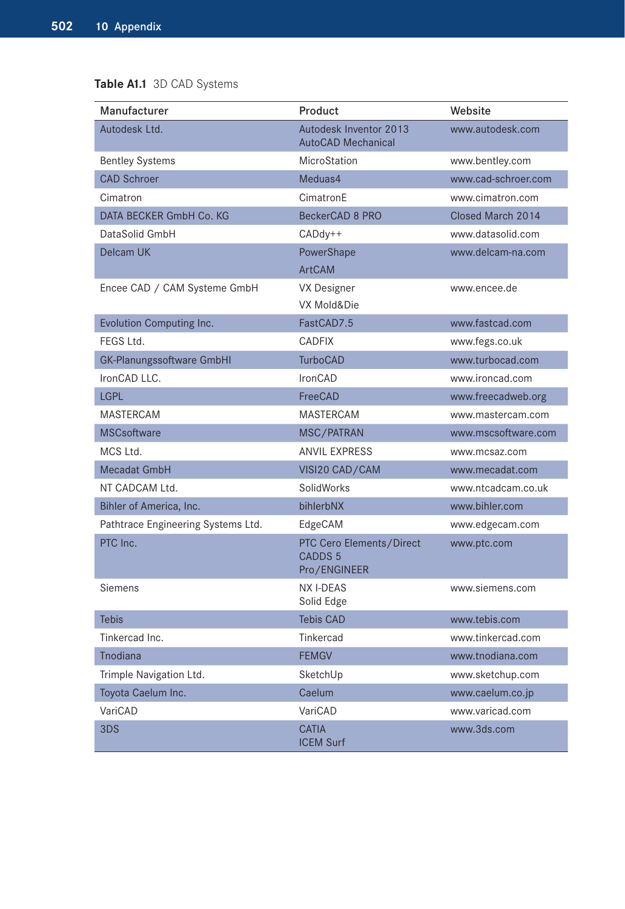**Table A1.1** 3D CAD Systems

| Manufacturer | Product | Website |
|---|---|---|
| Autodesk Ltd. | Autodesk Inventor 2013<br>AutoCAD Mechanical | www.autodesk.com |
| Bentley Systems | MicroStation | www.bentley.com |
| CAD Schroer | Meduas4 | www.cad-schroer.com |
| Cimatron | CimatronE | www.cimatron.com |
| DATA BECKER GmbH Co. KG | BeckerCAD 8 PRO | Closed March 2014 |
| DataSolid GmbH | CADdy++ | www.datasolid.com |
| Delcam UK | PowerShape<br>ArtCAM | www.delcam-na.com |
| Encee CAD / CAM Systeme GmbH | VX Designer<br>VX Mold&Die | www.encee.de |
| Evolution Computing Inc. | FastCAD7.5 | www.fastcad.com |
| FEGS Ltd. | CADFIX | www.fegs.co.uk |
| GK-Planungssoftware GmbHI | TurboCAD | www.turbocad.com |
| IronCAD LLC. | IronCAD | www.ironcad.com |
| LGPL | FreeCAD | www.freecadweb.org |
| MASTERCAM | MASTERCAM | www.mastercam.com |
| MSCsoftware | MSC/PATRAN | www.mscsoftware.com |
| MCS Ltd. | ANVIL EXPRESS | www.mcsaz.com |
| Mecadat GmbH | VISI20 CAD/CAM | www.mecadat.com |
| NT CADCAM Ltd. | SolidWorks | www.ntcadcam.co.uk |
| Bihler of America, Inc. | bihlerbNX | www.bihler.com |
| Pathtrace Engineering Systems Ltd. | EdgeCAM | www.edgecam.com |
| PTC Inc. | PTC Cero Elements/Direct<br>CADDS 5<br>Pro/ENGINEER | www.ptc.com |
| Siemens | NX I-DEAS<br>Solid Edge | www.siemens.com |
| Tebis | Tebis CAD | www.tebis.com |
| Tinkercad Inc. | Tinkercad | www.tinkercad.com |
| Tnodiana | FEMGV | www.tnodiana.com |
| Trimple Navigation Ltd. | SketchUp | www.sketchup.com |
| Toyota Caelum Inc. | Caelum | www.caelum.co.jp |
| VariCAD | VariCAD | www.varicad.com |
| 3DS | CATIA<br>ICEM Surf | www.3ds.com |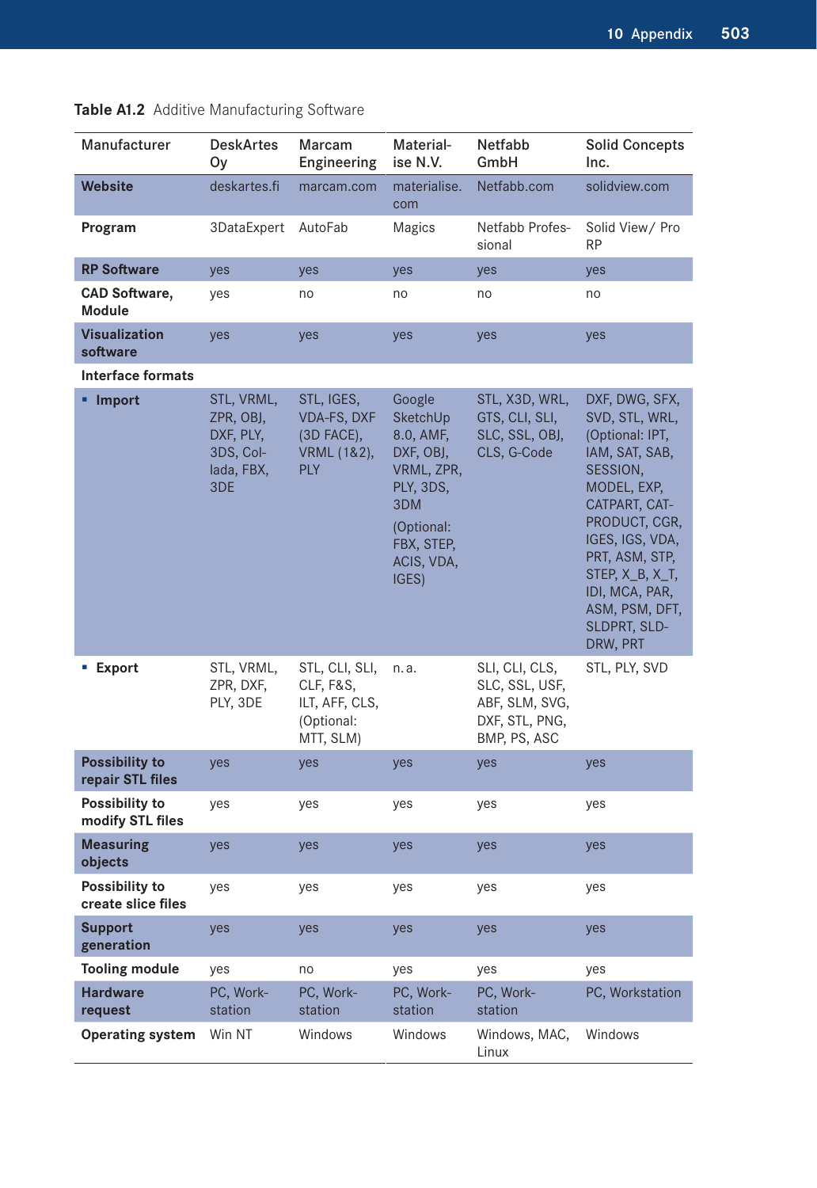**Table A1.2** Additive Manufacturing Software

| Manufacturer | DeskArtes Oy | Marcam Engineering | Materialise N.V. | Netfabb GmbH | Solid Concepts Inc. |
|---|---|---|---|---|---|
| **Website** | deskartes.fi | marcam.com | materialise.com | Netfabb.com | solidview.com |
| **Program** | 3DataExpert | AutoFab | Magics | Netfabb Professional | Solid View/ Pro RP |
| **RP Software** | yes | yes | yes | yes | yes |
| **CAD Software, Module** | yes | no | no | no | no |
| **Visualization software** | yes | yes | yes | yes | yes |
| **Interface formats** | | | | | |
| ▪ **Import** | STL, VRML, ZPR, OBJ, DXF, PLY, 3DS, Collada, FBX, 3DE | STL, IGES, VDA-FS, DXF (3D FACE), VRML (1&2), PLY | Google SketchUp 8.0, AMF, DXF, OBJ, VRML, ZPR, PLY, 3DS, 3DM (Optional: FBX, STEP, ACIS, VDA, IGES) | STL, X3D, WRL, GTS, CLI, SLI, SLC, SSL, OBJ, CLS, G-Code | DXF, DWG, SFX, SVD, STL, WRL, (Optional: IPT, IAM, SAT, SAB, SESSION, MODEL, EXP, CATPART, CATPRODUCT, CGR, IGES, IGS, VDA, PRT, ASM, STP, STEP, X_B, X_T, IDI, MCA, PAR, ASM, PSM, DFT, SLDPRT, SLDDRW, PRT |
| ▪ **Export** | STL, VRML, ZPR, DXF, PLY, 3DE | STL, CLI, SLI, CLF, F&S, ILT, AFF, CLS, (Optional: MTT, SLM) | n. a. | SLI, CLI, CLS, SLC, SSL, USF, ABF, SLM, SVG, DXF, STL, PNG, BMP, PS, ASC | STL, PLY, SVD |
| **Possibility to repair STL files** | yes | yes | yes | yes | yes |
| **Possibility to modify STL files** | yes | yes | yes | yes | yes |
| **Measuring objects** | yes | yes | yes | yes | yes |
| **Possibility to create slice files** | yes | yes | yes | yes | yes |
| **Support generation** | yes | yes | yes | yes | yes |
| **Tooling module** | yes | no | yes | yes | yes |
| **Hardware request** | PC, Workstation | PC, Workstation | PC, Workstation | PC, Workstation | PC, Workstation |
| **Operating system** | Win NT | Windows | Windows | Windows, MAC, Linux | Windows |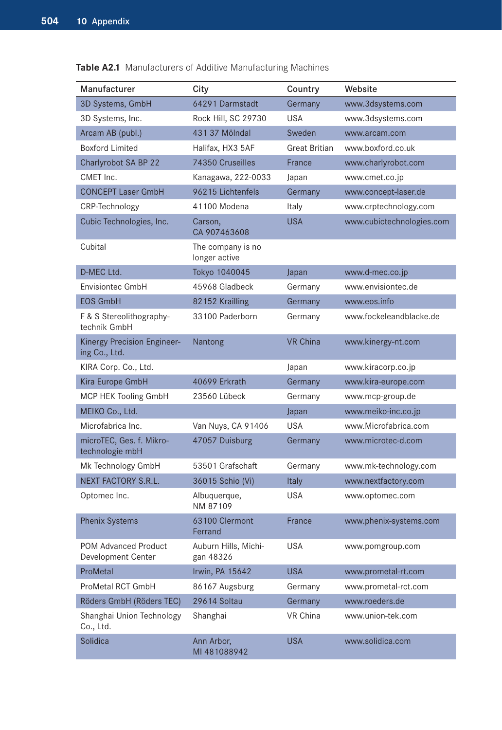**Table A2.1** Manufacturers of Additive Manufacturing Machines

| Manufacturer | City | Country | Website |
|---|---|---|---|
| 3D Systems, GmbH | 64291 Darmstadt | Germany | www.3dsystems.com |
| 3D Systems, Inc. | Rock Hill, SC 29730 | USA | www.3dsystems.com |
| Arcam AB (publ.) | 431 37 Mölndal | Sweden | www.arcam.com |
| Boxford Limited | Halifax, HX3 5AF | Great Britian | www.boxford.co.uk |
| Charlyrobot SA BP 22 | 74350 Cruseilles | France | www.charlyrobot.com |
| CMET Inc. | Kanagawa, 222-0033 | Japan | www.cmet.co.jp |
| CONCEPT Laser GmbH | 96215 Lichtenfels | Germany | www.concept-laser.de |
| CRP-Technology | 41100 Modena | Italy | www.crptechnology.com |
| Cubic Technologies, Inc. | Carson, CA 907463608 | USA | www.cubictechnologies.com |
| Cubital | The company is no longer active | | |
| D-MEC Ltd. | Tokyo 1040045 | Japan | www.d-mec.co.jp |
| Envisiontec GmbH | 45968 Gladbeck | Germany | www.envisiontec.de |
| EOS GmbH | 82152 Krailling | Germany | www.eos.info |
| F & S Stereolithography-technik GmbH | 33100 Paderborn | Germany | www.fockeleandblacke.de |
| Kinergy Precision Engineering Co., Ltd. | Nantong | VR China | www.kinergy-nt.com |
| KIRA Corp. Co., Ltd. | | Japan | www.kiracorp.co.jp |
| Kira Europe GmbH | 40699 Erkrath | Germany | www.kira-europe.com |
| MCP HEK Tooling GmbH | 23560 Lübeck | Germany | www.mcp-group.de |
| MEIKO Co., Ltd. | | Japan | www.meiko-inc.co.jp |
| Microfabrica Inc. | Van Nuys, CA 91406 | USA | www.Microfabrica.com |
| microTEC, Ges. f. Mikro-technologie mbH | 47057 Duisburg | Germany | www.microtec-d.com |
| Mk Technology GmbH | 53501 Grafschaft | Germany | www.mk-technology.com |
| NEXT FACTORY S.R.L. | 36015 Schio (Vi) | Italy | www.nextfactory.com |
| Optomec Inc. | Albuquerque, NM 87109 | USA | www.optomec.com |
| Phenix Systems | 63100 Clermont Ferrand | France | www.phenix-systems.com |
| POM Advanced Product Development Center | Auburn Hills, Michigan 48326 | USA | www.pomgroup.com |
| ProMetal | Irwin, PA 15642 | USA | www.prometal-rt.com |
| ProMetal RCT GmbH | 86167 Augsburg | Germany | www.prometal-rct.com |
| Röders GmbH (Röders TEC) | 29614 Soltau | Germany | www.roeders.de |
| Shanghai Union Technology Co., Ltd. | Shanghai | VR China | www.union-tek.com |
| Solidica | Ann Arbor, MI 481088942 | USA | www.solidica.com |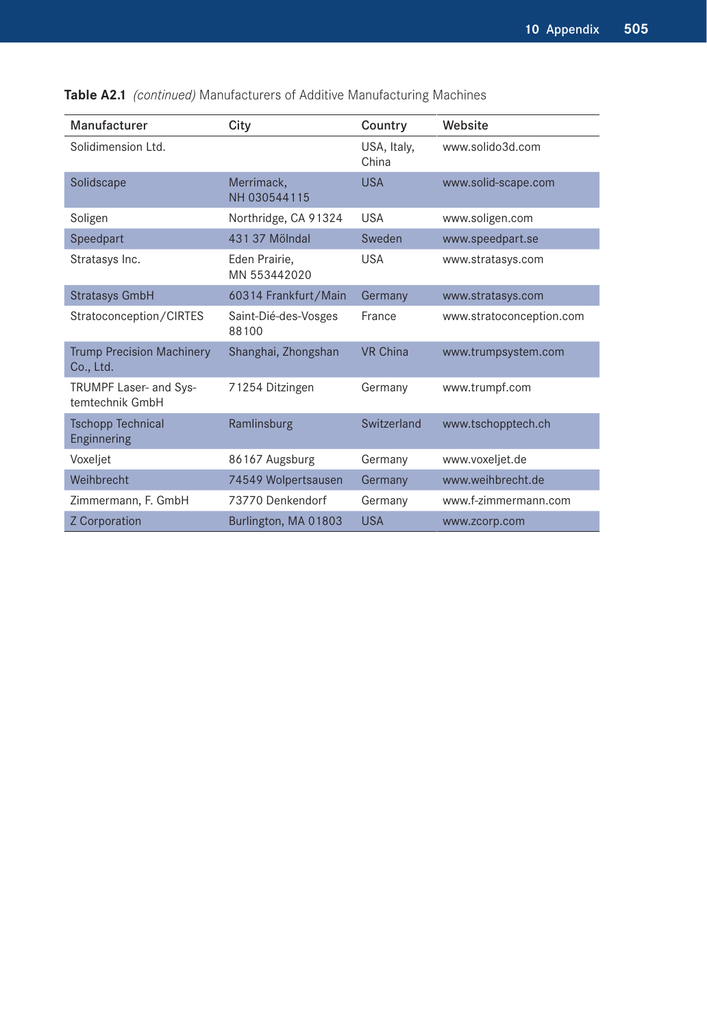**Table A2.1** *(continued)* Manufacturers of Additive Manufacturing Machines

| Manufacturer | City | Country | Website |
|---|---|---|---|
| Solidimension Ltd. | | USA, Italy, China | www.solido3d.com |
| Solidscape | Merrimack, NH 030544115 | USA | www.solid-scape.com |
| Soligen | Northridge, CA 91324 | USA | www.soligen.com |
| Speedpart | 431 37 Mölndal | Sweden | www.speedpart.se |
| Stratasys Inc. | Eden Prairie, MN 553442020 | USA | www.stratasys.com |
| Stratasys GmbH | 60314 Frankfurt/Main | Germany | www.stratasys.com |
| Stratoconception/CIRTES | Saint-Dié-des-Vosges 88100 | France | www.stratoconception.com |
| Trump Precision Machinery Co., Ltd. | Shanghai, Zhongshan | VR China | www.trumpsystem.com |
| TRUMPF Laser- and Systemtechnik GmbH | 71254 Ditzingen | Germany | www.trumpf.com |
| Tschopp Technical Enginnering | Ramlinsburg | Switzerland | www.tschopptech.ch |
| Voxeljet | 86167 Augsburg | Germany | www.voxeljet.de |
| Weihbrecht | 74549 Wolpertsausen | Germany | www.weihbrecht.de |
| Zimmermann, F. GmbH | 73770 Denkendorf | Germany | www.f-zimmermann.com |
| Z Corporation | Burlington, MA 01803 | USA | www.zcorp.com |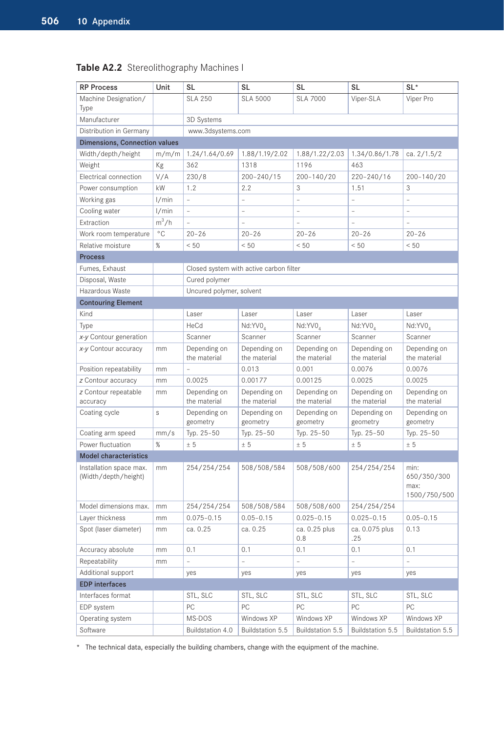**Table A2.2** Stereolithography Machines I

| RP Process | Unit | SL | SL | SL | SL | SL* |
|---|---|---|---|---|---|---|
| Machine Designation/ Type | | SLA 250 | SLA 5000 | SLA 7000 | Viper-SLA | Viper Pro |
| Manufacturer | | 3D Systems | | | | |
| Distribution in Germany | | www.3dsystems.com | | | | |
| **Dimensions, Connection values** | | | | | | |
| Width/depth/height | m/m/m | 1.24/1.64/0.69 | 1.88/1.19/2.02 | 1.88/1.22/2.03 | 1.34/0.86/1.78 | ca. 2/1.5/2 |
| Weight | Kg | 362 | 1318 | 1196 | 463 | |
| Electrical connection | V/A | 230/8 | 200–240/15 | 200–140/20 | 220–240/16 | 200–140/20 |
| Power consumption | kW | 1.2 | 2.2 | 3 | 1.51 | 3 |
| Working gas | l/min | – | – | – | – | – |
| Cooling water | l/min | – | – | – | – | – |
| Extraction | $m^3/h$ | – | – | – | – | – |
| Work room temperature | °C | 20–26 | 20–26 | 20–26 | 20–26 | 20–26 |
| Relative moisture | % | < 50 | < 50 | < 50 | < 50 | < 50 |
| **Process** | | | | | | |
| Fumes, Exhaust | | Closed system with active carbon filter | | | | |
| Disposal, Waste | | Cured polymer | | | | |
| Hazardous Waste | | Uncured polymer, solvent | | | | |
| **Contouring Element** | | | | | | |
| Kind | | Laser | Laser | Laser | Laser | Laser |
| Type | | HeCd | $Nd:YVO_4$ | $Nd:YVO_4$ | $Nd:YVO_4$ | $Nd:YVO_4$ |
| *x-y* Contour generation | | Scanner | Scanner | Scanner | Scanner | Scanner |
| *x-y* Contour accuracy | mm | Depending on the material | Depending on the material | Depending on the material | Depending on the material | Depending on the material |
| Position repeatability | mm | – | 0.013 | 0.001 | 0.0076 | 0.0076 |
| *z* Contour accuracy | mm | 0.0025 | 0.00177 | 0.00125 | 0.0025 | 0.0025 |
| *z* Contour repeatable accuracy | mm | Depending on the material | Depending on the material | Depending on the material | Depending on the material | Depending on the material |
| Coating cycle | s | Depending on geometry | Depending on geometry | Depending on geometry | Depending on geometry | Depending on geometry |
| Coating arm speed | mm/s | Typ. 25–50 | Typ. 25–50 | Typ. 25–50 | Typ. 25–50 | Typ. 25–50 |
| Power fluctuation | % | ± 5 | ± 5 | ± 5 | ± 5 | ± 5 |
| **Model characteristics** | | | | | | |
| Installation space max. (Width/depth/height) | mm | 254/254/254 | 508/508/584 | 508/508/600 | 254/254/254 | min: 650/350/300 max: 1500/750/500 |
| Model dimensions max. | mm | 254/254/254 | 508/508/584 | 508/508/600 | 254/254/254 | |
| Layer thickness | mm | 0.075–0.15 | 0.05–0.15 | 0.025–0.15 | 0.025–0.15 | 0.05–0.15 |
| Spot (laser diameter) | mm | ca. 0.25 | ca. 0.25 | ca. 0.25 plus 0.8 | ca. 0.075 plus .25 | 0.13 |
| Accuracy absolute | mm | 0.1 | 0.1 | 0.1 | 0.1 | 0.1 |
| Repeatability | mm | – | – | – | – | – |
| Additional support | | yes | yes | yes | yes | yes |
| **EDP interfaces** | | | | | | |
| Interfaces format | | STL, SLC | STL, SLC | STL, SLC | STL, SLC | STL, SLC |
| EDP system | | PC | PC | PC | PC | PC |
| Operating system | | MS-DOS | Windows XP | Windows XP | Windows XP | Windows XP |
| Software | | Buildstation 4.0 | Buildstation 5.5 | Buildstation 5.5 | Buildstation 5.5 | Buildstation 5.5 |

\* The technical data, especially the building chambers, change with the equipment of the machine.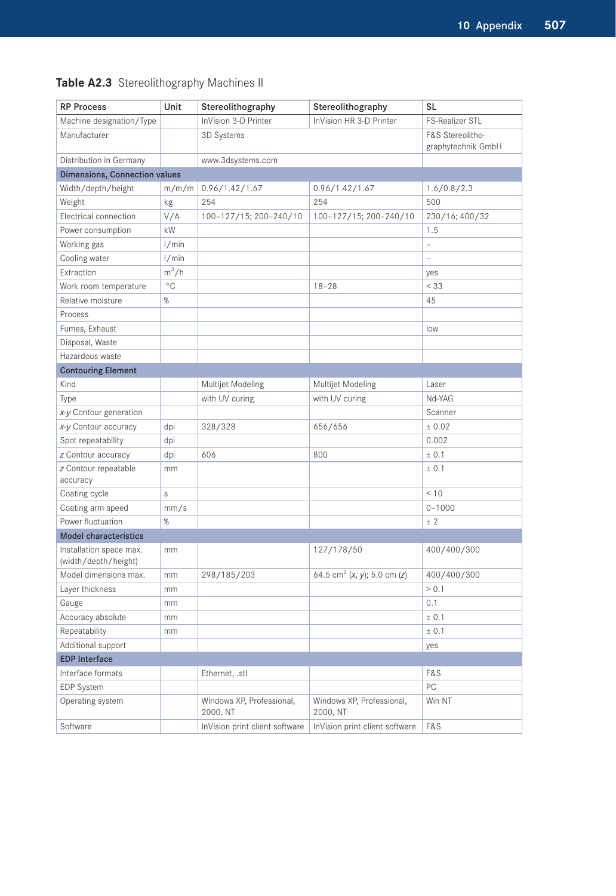**Table A2.3** Stereolithography Machines II

| RP Process | Unit | Stereolithography | Stereolithography | SL |
|---|---|---|---|---|
| Machine designation/Type | | InVision 3-D Printer | InVision HR 3-D Printer | FS-Realizer STL |
| Manufacturer | | 3D Systems | | F&S Stereolitho-graphytechnik GmbH |
| Distribution in Germany | | www.3dsystems.com | | |
| **Dimensions, Connection values** | | | | |
| Width/depth/height | m/m/m | 0.96/1.42/1.67 | 0.96/1.42/1.67 | 1.6/0.8/2.3 |
| Weight | kg | 254 | 254 | 500 |
| Electrical connection | V/A | 100–127/15; 200–240/10 | 100–127/15; 200–240/10 | 230/16; 400/32 |
| Power consumption | kW | | | 1.5 |
| Working gas | l/min | | | – |
| Cooling water | l/min | | | – |
| Extraction | $m^3/h$ | | | yes |
| Work room temperature | °C | | 18–28 | < 33 |
| Relative moisture | % | | | 45 |
| Process | | | | |
| Fumes, Exhaust | | | | low |
| Disposal, Waste | | | | |
| Hazardous waste | | | | |
| **Contouring Element** | | | | |
| Kind | | Multijet Modeling | Multijet Modeling | Laser |
| Type | | with UV curing | with UV curing | Nd-YAG |
| *x-y* Contour generation | | | | Scanner |
| *x-y* Contour accuracy | dpi | 328/328 | 656/656 | ± 0.02 |
| Spot repeatability | dpi | | | 0.002 |
| *z* Contour accuracy | dpi | 606 | 800 | ± 0.1 |
| *z* Contour repeatable accuracy | mm | | | ± 0.1 |
| Coating cycle | s | | | < 10 |
| Coating arm speed | mm/s | | | 0–1000 |
| Power fluctuation | % | | | ± 2 |
| **Model characteristics** | | | | |
| Installation space max. (width/depth/height) | mm | | 127/178/50 | 400/400/300 |
| Model dimensions max. | mm | 298/185/203 | 64.5 $cm^2$ ($x$, $y$); 5.0 cm ($z$) | 400/400/300 |
| Layer thickness | mm | | | > 0.1 |
| Gauge | mm | | | 0.1 |
| Accuracy absolute | mm | | | ± 0.1 |
| Repeatability | mm | | | ± 0.1 |
| Additional support | | | | yes |
| **EDP Interface** | | | | |
| Interface formats | | Ethernet, .stl | | F&S |
| EDP System | | | | PC |
| Operating system | | Windows XP, Professional, 2000, NT | Windows XP, Professional, 2000, NT | Win NT |
| Software | | InVision print client software | InVision print client software | F&S |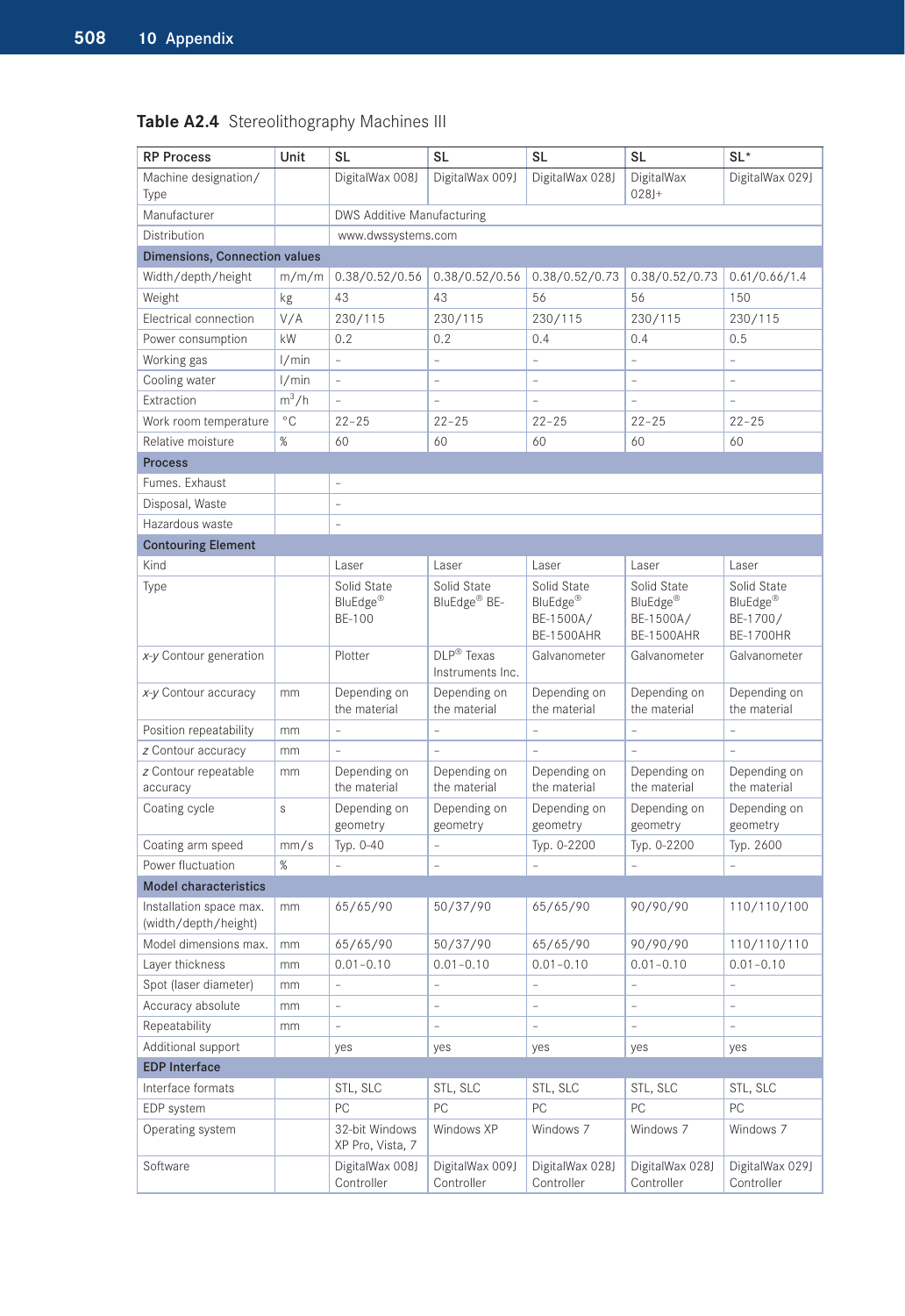**Table A2.4** Stereolithography Machines III

| RP Process | Unit | SL | SL | SL | SL | SL* |
|---|---|---|---|---|---|---|
| Machine designation/ Type | | DigitalWax 008J | DigitalWax 009J | DigitalWax 028J | DigitalWax 028J+ | DigitalWax 029J |
| Manufacturer | | DWS Additive Manufacturing | | | | |
| Distribution | | www.dwssystems.com | | | | |
| **Dimensions, Connection values** | | | | | | |
| Width/depth/height | m/m/m | 0.38/0.52/0.56 | 0.38/0.52/0.56 | 0.38/0.52/0.73 | 0.38/0.52/0.73 | 0.61/0.66/1.4 |
| Weight | kg | 43 | 43 | 56 | 56 | 150 |
| Electrical connection | V/A | 230/115 | 230/115 | 230/115 | 230/115 | 230/115 |
| Power consumption | kW | 0.2 | 0.2 | 0.4 | 0.4 | 0.5 |
| Working gas | l/min | – | – | – | – | – |
| Cooling water | l/min | – | – | – | – | – |
| Extraction | $m^3/h$ | – | – | – | – | – |
| Work room temperature | °C | 22–25 | 22–25 | 22–25 | 22–25 | 22–25 |
| Relative moisture | % | 60 | 60 | 60 | 60 | 60 |
| **Process** | | | | | | |
| Fumes. Exhaust | | – | | | | |
| Disposal, Waste | | – | | | | |
| Hazardous waste | | – | | | | |
| **Contouring Element** | | | | | | |
| Kind | | Laser | Laser | Laser | Laser | Laser |
| Type | | Solid State BluEdge® BE-100 | Solid State BluEdge® BE- | Solid State BluEdge® BE-1500A/ BE-1500AHR | Solid State BluEdge® BE-1500A/ BE-1500AHR | Solid State BluEdge® BE-1700/ BE-1700HR |
| *x-y* Contour generation | | Plotter | DLP® Texas Instruments Inc. | Galvanometer | Galvanometer | Galvanometer |
| *x-y* Contour accuracy | mm | Depending on the material | Depending on the material | Depending on the material | Depending on the material | Depending on the material |
| Position repeatability | mm | – | – | – | – | – |
| *z* Contour accuracy | mm | – | – | – | – | – |
| *z* Contour repeatable accuracy | mm | Depending on the material | Depending on the material | Depending on the material | Depending on the material | Depending on the material |
| Coating cycle | s | Depending on geometry | Depending on geometry | Depending on geometry | Depending on geometry | Depending on geometry |
| Coating arm speed | mm/s | Typ. 0-40 | – | Typ. 0-2200 | Typ. 0-2200 | Typ. 2600 |
| Power fluctuation | % | – | – | – | – | – |
| **Model characteristics** | | | | | | |
| Installation space max. (width/depth/height) | mm | 65/65/90 | 50/37/90 | 65/65/90 | 90/90/90 | 110/110/100 |
| Model dimensions max. | mm | 65/65/90 | 50/37/90 | 65/65/90 | 90/90/90 | 110/110/110 |
| Layer thickness | mm | 0.01–0.10 | 0.01–0.10 | 0.01–0.10 | 0.01–0.10 | 0.01–0.10 |
| Spot (laser diameter) | mm | – | – | – | – | – |
| Accuracy absolute | mm | – | – | – | – | – |
| Repeatability | mm | – | – | – | – | – |
| Additional support | | yes | yes | yes | yes | yes |
| **EDP Interface** | | | | | | |
| Interface formats | | STL, SLC | STL, SLC | STL, SLC | STL, SLC | STL, SLC |
| EDP system | | PC | PC | PC | PC | PC |
| Operating system | | 32-bit Windows XP Pro, Vista, 7 | Windows XP | Windows 7 | Windows 7 | Windows 7 |
| Software | | DigitalWax 008J Controller | DigitalWax 009J Controller | DigitalWax 028J Controller | DigitalWax 028J Controller | DigitalWax 029J Controller |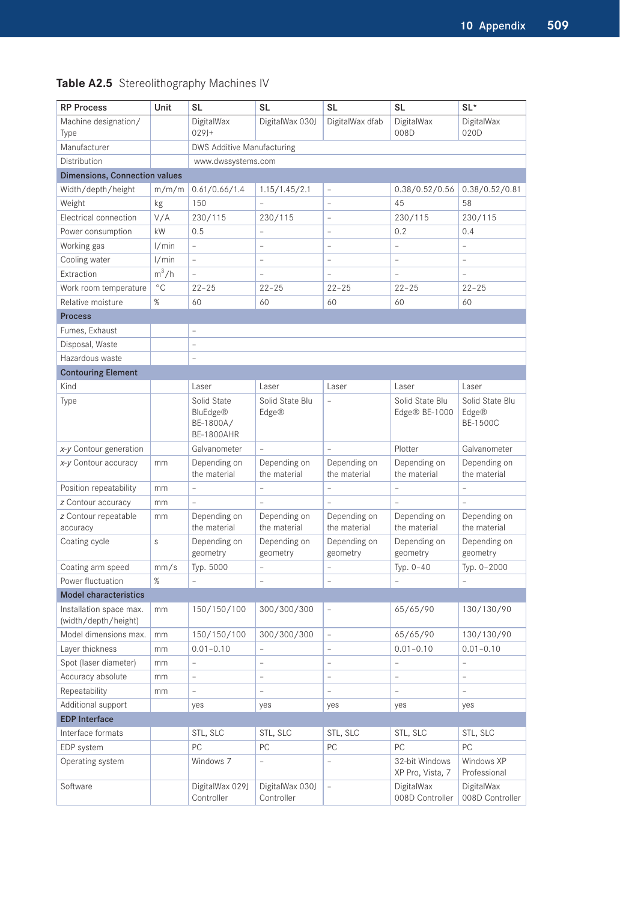**Table A2.5** Stereolithography Machines IV

| RP Process | Unit | SL | SL | SL | SL | SL* |
|---|---|---|---|---|---|---|
| Machine designation/ Type | | DigitalWax 029J+ | DigitalWax 030J | DigitalWax dfab | DigitalWax 008D | DigitalWax 020D |
| Manufacturer | | DWS Additive Manufacturing | | | | |
| Distribution | | www.dwssystems.com | | | | |
| **Dimensions, Connection values** | | | | | | |
| Width/depth/height | m/m/m | 0.61/0.66/1.4 | 1.15/1.45/2.1 | – | 0.38/0.52/0.56 | 0.38/0.52/0.81 |
| Weight | kg | 150 | – | – | 45 | 58 |
| Electrical connection | V/A | 230/115 | 230/115 | – | 230/115 | 230/115 |
| Power consumption | kW | 0.5 | – | – | 0.2 | 0.4 |
| Working gas | l/min | – | – | – | – | – |
| Cooling water | l/min | – | – | – | – | – |
| Extraction | $m^3/h$ | – | – | – | – | – |
| Work room temperature | °C | 22–25 | 22–25 | 22–25 | 22–25 | 22–25 |
| Relative moisture | % | 60 | 60 | 60 | 60 | 60 |
| **Process** | | | | | | |
| Fumes, Exhaust | | – | | | | |
| Disposal, Waste | | – | | | | |
| Hazardous waste | | – | | | | |
| **Contouring Element** | | | | | | |
| Kind | | Laser | Laser | Laser | Laser | Laser |
| Type | | Solid State BluEdge® BE-1800A/ BE-1800AHR | Solid State Blu Edge® | – | Solid State Blu Edge® BE-1000 | Solid State Blu Edge® BE-1500C |
| *x-y* Contour generation | | Galvanometer | – | – | Plotter | Galvanometer |
| *x-y* Contour accuracy | mm | Depending on the material | Depending on the material | Depending on the material | Depending on the material | Depending on the material |
| Position repeatability | mm | – | – | – | – | – |
| *z* Contour accuracy | mm | – | – | – | – | – |
| *z* Contour repeatable accuracy | mm | Depending on the material | Depending on the material | Depending on the material | Depending on the material | Depending on the material |
| Coating cycle | s | Depending on geometry | Depending on geometry | Depending on geometry | Depending on geometry | Depending on geometry |
| Coating arm speed | mm/s | Typ. 5000 | – | – | Typ. 0–40 | Typ. 0–2000 |
| Power fluctuation | % | – | – | – | – | – |
| **Model characteristics** | | | | | | |
| Installation space max. (width/depth/height) | mm | 150/150/100 | 300/300/300 | – | 65/65/90 | 130/130/90 |
| Model dimensions max. | mm | 150/150/100 | 300/300/300 | – | 65/65/90 | 130/130/90 |
| Layer thickness | mm | 0.01–0.10 | – | – | 0.01–0.10 | 0.01–0.10 |
| Spot (laser diameter) | mm | – | – | – | – | – |
| Accuracy absolute | mm | – | – | – | – | – |
| Repeatability | mm | – | – | – | – | – |
| Additional support | | yes | yes | yes | yes | yes |
| **EDP Interface** | | | | | | |
| Interface formats | | STL, SLC | STL, SLC | STL, SLC | STL, SLC | STL, SLC |
| EDP system | | PC | PC | PC | PC | PC |
| Operating system | | Windows 7 | – | – | 32-bit Windows XP Pro, Vista, 7 | Windows XP Professional |
| Software | | DigitalWax 029J Controller | DigitalWax 030J Controller | – | DigitalWax 008D Controller | DigitalWax 008D Controller |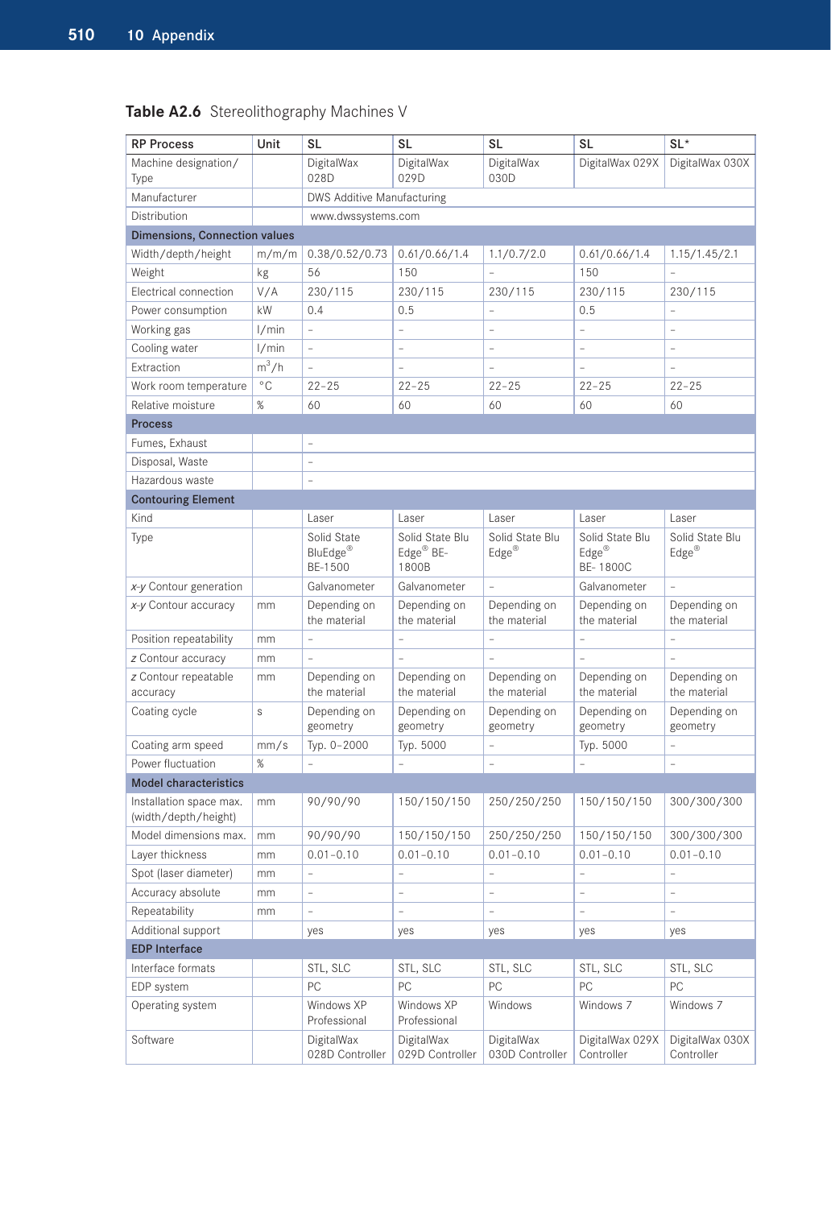**Table A2.6** Stereolithography Machines V

| RP Process | Unit | SL | SL | SL | SL | SL* |
|---|---|---|---|---|---|---|
| Machine designation/ Type | | DigitalWax 028D | DigitalWax 029D | DigitalWax 030D | DigitalWax 029X | DigitalWax 030X |
| Manufacturer | | DWS Additive Manufacturing | | | | |
| Distribution | | www.dwssystems.com | | | | |
| **Dimensions, Connection values** | | | | | | |
| Width/depth/height | m/m/m | 0.38/0.52/0.73 | 0.61/0.66/1.4 | 1.1/0.7/2.0 | 0.61/0.66/1.4 | 1.15/1.45/2.1 |
| Weight | kg | 56 | 150 | – | 150 | – |
| Electrical connection | V/A | 230/115 | 230/115 | 230/115 | 230/115 | 230/115 |
| Power consumption | kW | 0.4 | 0.5 | – | 0.5 | – |
| Working gas | l/min | – | – | – | – | – |
| Cooling water | l/min | – | – | – | – | – |
| Extraction | $m^3/h$ | – | – | – | – | – |
| Work room temperature | °C | 22–25 | 22–25 | 22–25 | 22–25 | 22–25 |
| Relative moisture | % | 60 | 60 | 60 | 60 | 60 |
| **Process** | | | | | | |
| Fumes, Exhaust | | – | | | | |
| Disposal, Waste | | – | | | | |
| Hazardous waste | | – | | | | |
| **Contouring Element** | | | | | | |
| Kind | | Laser | Laser | Laser | Laser | Laser |
| Type | | Solid State BluEdge® BE-1500 | Solid State Blu Edge® BE-1800B | Solid State Blu Edge® | Solid State Blu Edge® BE- 1800C | Solid State Blu Edge® |
| *x-y* Contour generation | | Galvanometer | Galvanometer | – | Galvanometer | – |
| *x-y* Contour accuracy | mm | Depending on the material | Depending on the material | Depending on the material | Depending on the material | Depending on the material |
| Position repeatability | mm | – | – | – | – | – |
| *z* Contour accuracy | mm | – | – | – | – | – |
| *z* Contour repeatable accuracy | mm | Depending on the material | Depending on the material | Depending on the material | Depending on the material | Depending on the material |
| Coating cycle | s | Depending on geometry | Depending on geometry | Depending on geometry | Depending on geometry | Depending on geometry |
| Coating arm speed | mm/s | Typ. 0–2000 | Typ. 5000 | – | Typ. 5000 | – |
| Power fluctuation | % | – | – | – | – | – |
| **Model characteristics** | | | | | | |
| Installation space max. (width/depth/height) | mm | 90/90/90 | 150/150/150 | 250/250/250 | 150/150/150 | 300/300/300 |
| Model dimensions max. | mm | 90/90/90 | 150/150/150 | 250/250/250 | 150/150/150 | 300/300/300 |
| Layer thickness | mm | 0.01–0.10 | 0.01–0.10 | 0.01–0.10 | 0.01–0.10 | 0.01–0.10 |
| Spot (laser diameter) | mm | – | – | – | – | – |
| Accuracy absolute | mm | – | – | – | – | – |
| Repeatability | mm | – | – | – | – | – |
| Additional support | | yes | yes | yes | yes | yes |
| **EDP Interface** | | | | | | |
| Interface formats | | STL, SLC | STL, SLC | STL, SLC | STL, SLC | STL, SLC |
| EDP system | | PC | PC | PC | PC | PC |
| Operating system | | Windows XP Professional | Windows XP Professional | Windows | Windows 7 | Windows 7 |
| Software | | DigitalWax 028D Controller | DigitalWax 029D Controller | DigitalWax 030D Controller | DigitalWax 029X Controller | DigitalWax 030X Controller |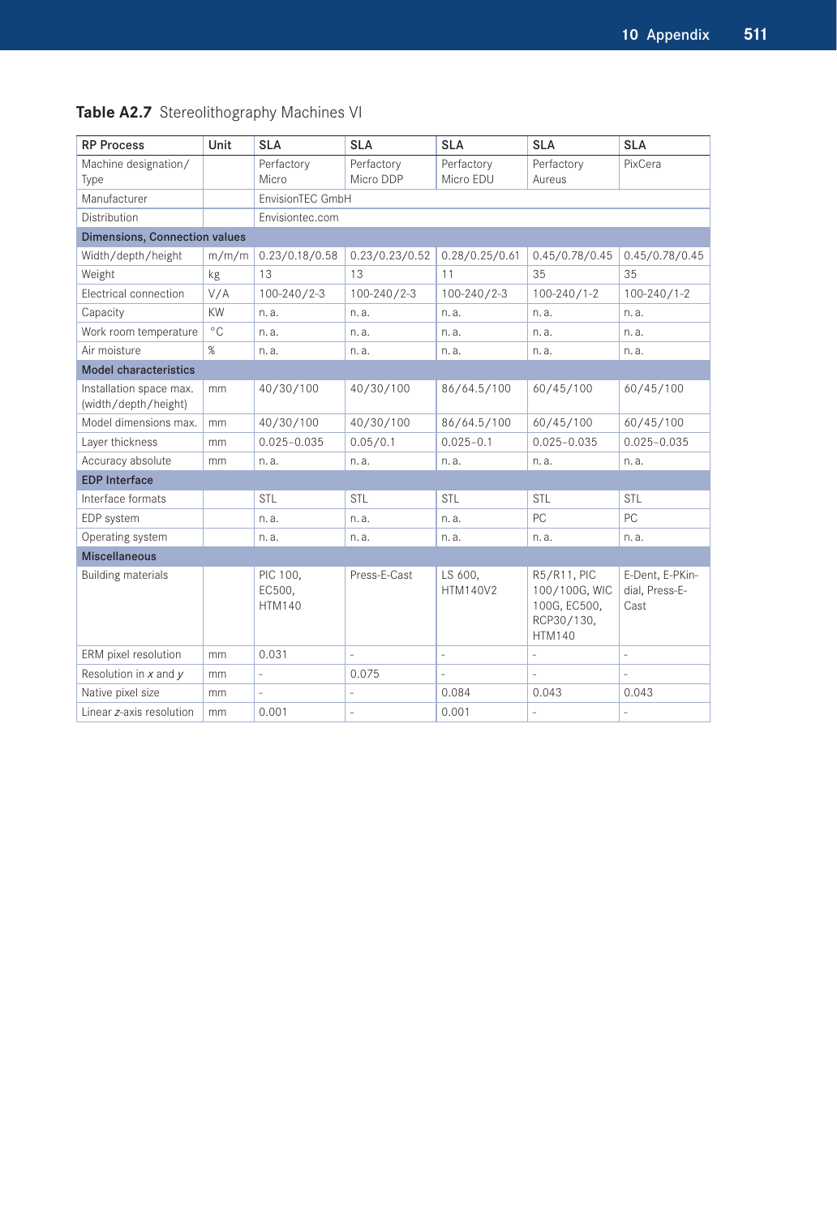**Table A2.7** Stereolithography Machines VI

| RP Process | Unit | SLA | SLA | SLA | SLA | SLA |
|---|---|---|---|---|---|---|
| Machine designation/ Type | | Perfactory Micro | Perfactory Micro DDP | Perfactory Micro EDU | Perfactory Aureus | PixCera |
| Manufacturer | | EnvisionTEC GmbH | | | | |
| Distribution | | Envisiontec.com | | | | |
| **Dimensions, Connection values** | | | | | | |
| Width/depth/height | m/m/m | 0.23/0.18/0.58 | 0.23/0.23/0.52 | 0.28/0.25/0.61 | 0.45/0.78/0.45 | 0.45/0.78/0.45 |
| Weight | kg | 13 | 13 | 11 | 35 | 35 |
| Electrical connection | V/A | 100-240/2-3 | 100-240/2-3 | 100-240/2-3 | 100-240/1-2 | 100-240/1-2 |
| Capacity | KW | n. a. | n. a. | n. a. | n. a. | n. a. |
| Work room temperature | °C | n. a. | n. a. | n. a. | n. a. | n. a. |
| Air moisture | % | n. a. | n. a. | n. a. | n. a. | n. a. |
| **Model characteristics** | | | | | | |
| Installation space max. (width/depth/height) | mm | 40/30/100 | 40/30/100 | 86/64.5/100 | 60/45/100 | 60/45/100 |
| Model dimensions max. | mm | 40/30/100 | 40/30/100 | 86/64.5/100 | 60/45/100 | 60/45/100 |
| Layer thickness | mm | 0.025–0.035 | 0.05/0.1 | 0.025–0.1 | 0.025–0.035 | 0.025–0.035 |
| Accuracy absolute | mm | n. a. | n. a. | n. a. | n. a. | n. a. |
| **EDP Interface** | | | | | | |
| Interface formats | | STL | STL | STL | STL | STL |
| EDP system | | n. a. | n. a. | n. a. | PC | PC |
| Operating system | | n. a. | n. a. | n. a. | n. a. | n. a. |
| **Miscellaneous** | | | | | | |
| Building materials | | PIC 100, EC500, HTM140 | Press-E-Cast | LS 600, HTM140V2 | R5/R11, PIC 100/100G, WIC 100G, EC500, RCP30/130, HTM140 | E-Dent, E-PKin-dial, Press-E-Cast |
| ERM pixel resolution | mm | 0.031 | – | – | – | – |
| Resolution in *x* and *y* | mm | – | 0.075 | – | – | – |
| Native pixel size | mm | – | – | 0.084 | 0.043 | 0.043 |
| Linear *z*-axis resolution | mm | 0.001 | – | 0.001 | – | – |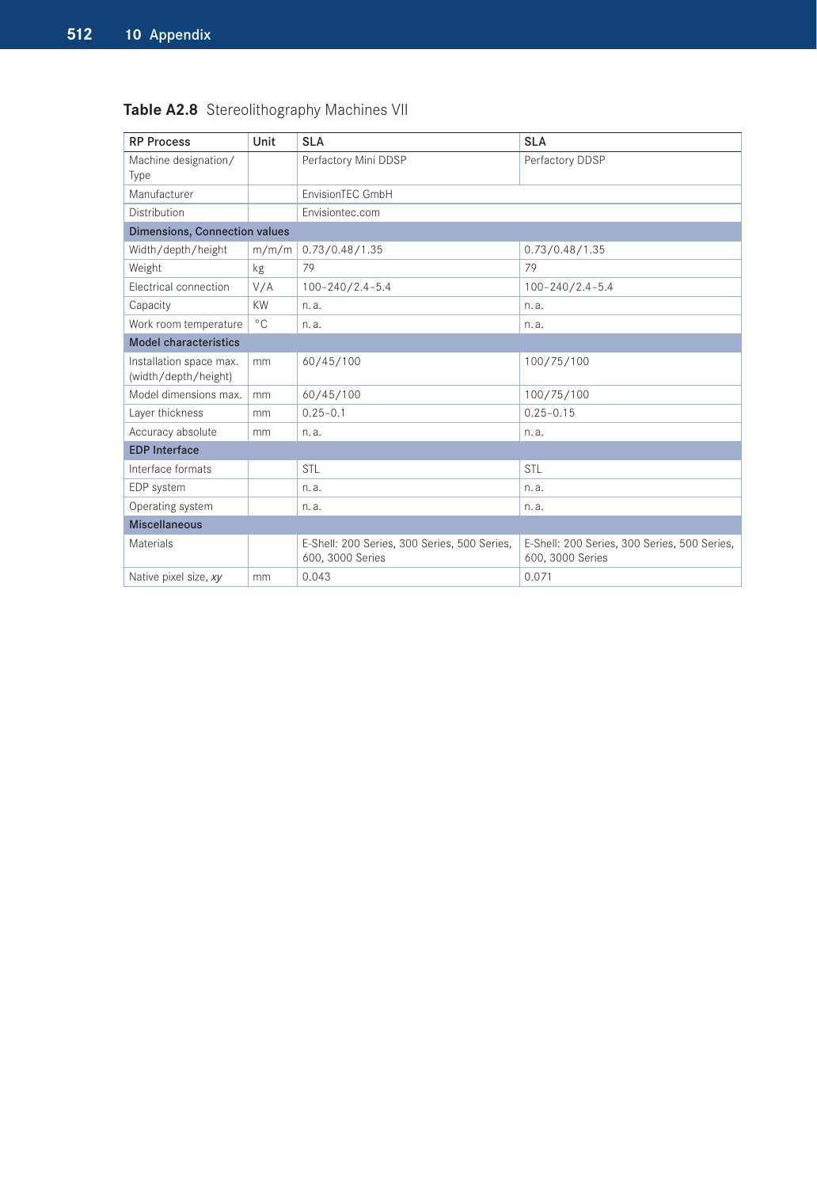**Table A2.8** Stereolithography Machines VII

| RP Process | Unit | SLA | SLA |
|---|---|---|---|
| Machine designation/ Type | | Perfactory Mini DDSP | Perfactory DDSP |
| Manufacturer | | EnvisionTEC GmbH | |
| Distribution | | Envisiontec.com | |
| **Dimensions, Connection values** | | | |
| Width/depth/height | m/m/m | 0.73/0.48/1.35 | 0.73/0.48/1.35 |
| Weight | kg | 79 | 79 |
| Electrical connection | V/A | 100–240/2.4–5.4 | 100–240/2.4–5.4 |
| Capacity | KW | n. a. | n. a. |
| Work room temperature | °C | n. a. | n. a. |
| **Model characteristics** | | | |
| Installation space max. (width/depth/height) | mm | 60/45/100 | 100/75/100 |
| Model dimensions max. | mm | 60/45/100 | 100/75/100 |
| Layer thickness | mm | 0.25–0.1 | 0.25–0.15 |
| Accuracy absolute | mm | n. a. | n. a. |
| **EDP Interface** | | | |
| Interface formats | | STL | STL |
| EDP system | | n. a. | n. a. |
| Operating system | | n. a. | n. a. |
| **Miscellaneous** | | | |
| Materials | | E-Shell: 200 Series, 300 Series, 500 Series, 600, 3000 Series | E-Shell: 200 Series, 300 Series, 500 Series, 600, 3000 Series |
| Native pixel size, *xy* | mm | 0.043 | 0.071 |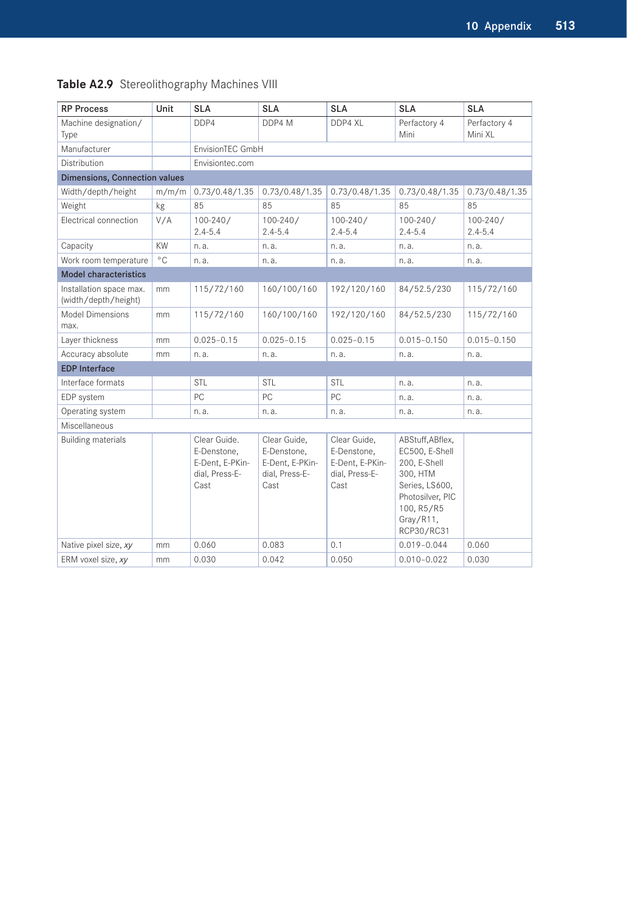**Table A2.9** Stereolithography Machines VIII

| RP Process | Unit | SLA | SLA | SLA | SLA | SLA |
|---|---|---|---|---|---|---|
| Machine designation/ Type | | DDP4 | DDP4 M | DDP4 XL | Perfactory 4 Mini | Perfactory 4 Mini XL |
| Manufacturer | | EnvisionTEC GmbH | | | | |
| Distribution | | Envisiontec.com | | | | |
| **Dimensions, Connection values** | | | | | | |
| Width/depth/height | m/m/m | 0.73/0.48/1.35 | 0.73/0.48/1.35 | 0.73/0.48/1.35 | 0.73/0.48/1.35 | 0.73/0.48/1.35 |
| Weight | kg | 85 | 85 | 85 | 85 | 85 |
| Electrical connection | V/A | 100-240/ 2.4-5.4 | 100-240/ 2.4-5.4 | 100-240/ 2.4-5.4 | 100-240/ 2.4-5.4 | 100-240/ 2.4-5.4 |
| Capacity | KW | n. a. | n. a. | n. a. | n. a. | n. a. |
| Work room temperature | °C | n. a. | n. a. | n. a. | n. a. | n. a. |
| **Model characteristics** | | | | | | |
| Installation space max. (width/depth/height) | mm | 115/72/160 | 160/100/160 | 192/120/160 | 84/52.5/230 | 115/72/160 |
| Model Dimensions max. | mm | 115/72/160 | 160/100/160 | 192/120/160 | 84/52.5/230 | 115/72/160 |
| Layer thickness | mm | 0.025–0.15 | 0.025–0.15 | 0.025–0.15 | 0.015–0.150 | 0.015–0.150 |
| Accuracy absolute | mm | n. a. | n. a. | n. a. | n. a. | n. a. |
| **EDP Interface** | | | | | | |
| Interface formats | | STL | STL | STL | n. a. | n. a. |
| EDP system | | PC | PC | PC | n. a. | n. a. |
| Operating system | | n. a. | n. a. | n. a. | n. a. | n. a. |
| Miscellaneous | | | | | | |
| Building materials | | Clear Guide. E-Denstone, E-Dent, E-PKin-dial, Press-E-Cast | Clear Guide, E-Denstone, E-Dent, E-PKin-dial, Press-E-Cast | Clear Guide, E-Denstone, E-Dent, E-PKin-dial, Press-E-Cast | ABStuff,ABflex, EC500, E-Shell 200, E-Shell 300, HTM Series, LS600, Photosilver, PIC 100, R5/R5 Gray/R11, RCP30/RC31 | |
| Native pixel size, *xy* | mm | 0.060 | 0.083 | 0.1 | 0.019–0.044 | 0.060 |
| ERM voxel size, *xy* | mm | 0.030 | 0.042 | 0.050 | 0.010–0.022 | 0.030 |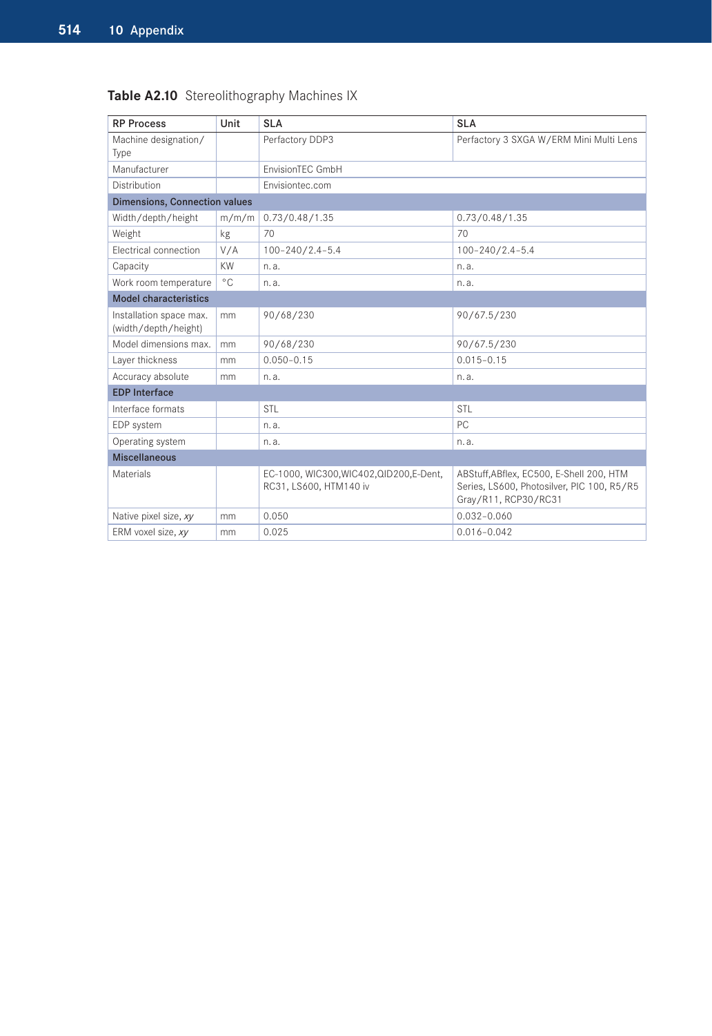**Table A2.10** Stereolithography Machines IX

| RP Process | Unit | SLA | SLA |
|---|---|---|---|
| Machine designation/ Type | | Perfactory DDP3 | Perfactory 3 SXGA W/ERM Mini Multi Lens |
| Manufacturer | | EnvisionTEC GmbH | |
| Distribution | | Envisiontec.com | |
| **Dimensions, Connection values** | | | |
| Width/depth/height | m/m/m | 0.73/0.48/1.35 | 0.73/0.48/1.35 |
| Weight | kg | 70 | 70 |
| Electrical connection | V/A | 100–240/2.4–5.4 | 100–240/2.4–5.4 |
| Capacity | KW | n. a. | n. a. |
| Work room temperature | °C | n. a. | n. a. |
| **Model characteristics** | | | |
| Installation space max. (width/depth/height) | mm | 90/68/230 | 90/67.5/230 |
| Model dimensions max. | mm | 90/68/230 | 90/67.5/230 |
| Layer thickness | mm | 0.050–0.15 | 0.015–0.15 |
| Accuracy absolute | mm | n. a. | n. a. |
| **EDP Interface** | | | |
| Interface formats | | STL | STL |
| EDP system | | n. a. | PC |
| Operating system | | n. a. | n. a. |
| **Miscellaneous** | | | |
| Materials | | EC-1000, WIC300,WIC402,QID200,E-Dent, RC31, LS600, HTM140 iv | ABStuff,ABflex, EC500, E-Shell 200, HTM Series, LS600, Photosilver, PIC 100, R5/R5 Gray/R11, RCP30/RC31 |
| Native pixel size, *xy* | mm | 0.050 | 0.032–0.060 |
| ERM voxel size, *xy* | mm | 0.025 | 0.016–0.042 |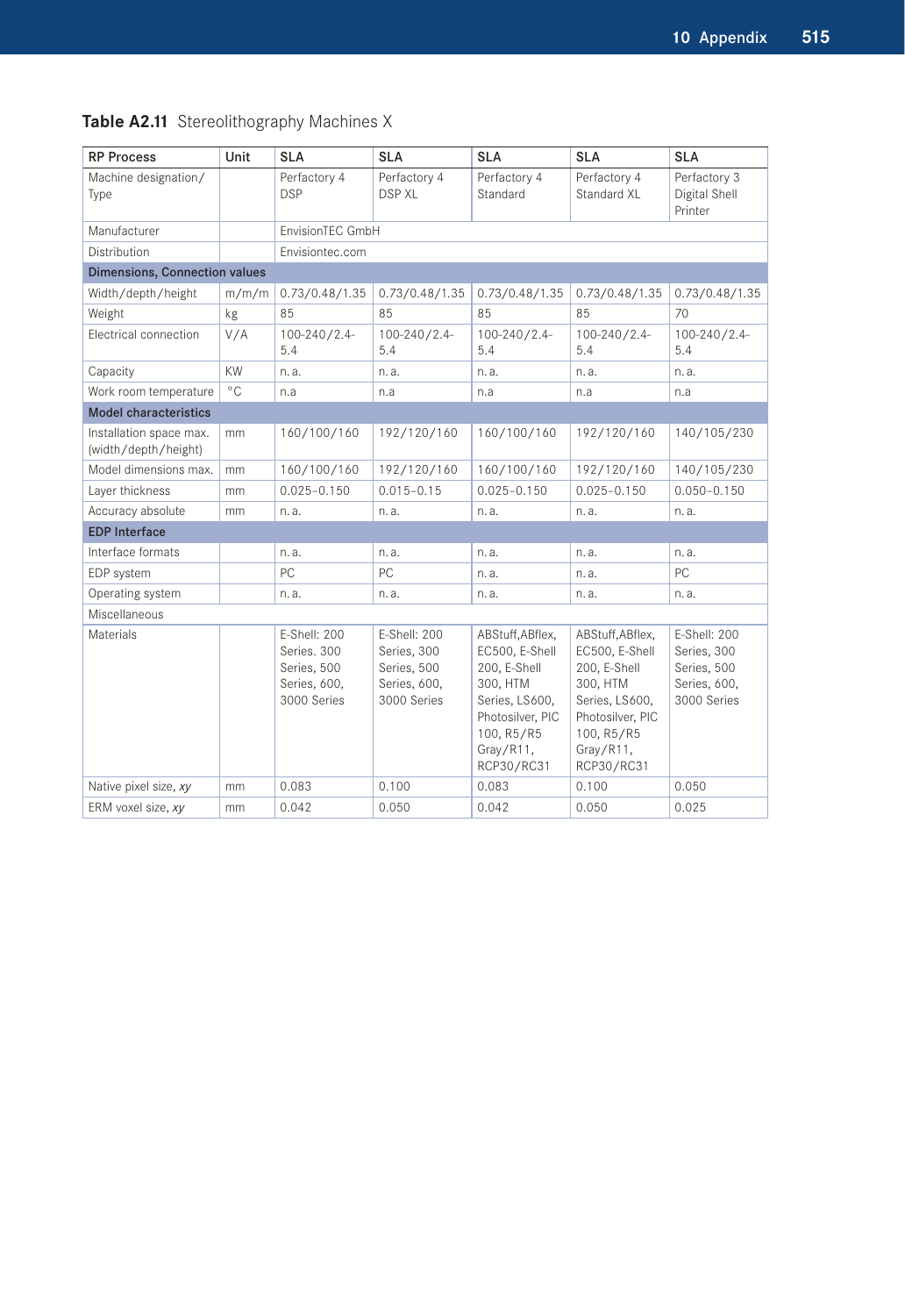**Table A2.11** Stereolithography Machines X

| RP Process | Unit | SLA | SLA | SLA | SLA | SLA |
|---|---|---|---|---|---|---|
| Machine designation/ Type | | Perfactory 4 DSP | Perfactory 4 DSP XL | Perfactory 4 Standard | Perfactory 4 Standard XL | Perfactory 3 Digital Shell Printer |
| Manufacturer | | EnvisionTEC GmbH | | | | |
| Distribution | | Envisiontec.com | | | | |
| **Dimensions, Connection values** | | | | | | |
| Width/depth/height | m/m/m | 0.73/0.48/1.35 | 0.73/0.48/1.35 | 0.73/0.48/1.35 | 0.73/0.48/1.35 | 0.73/0.48/1.35 |
| Weight | kg | 85 | 85 | 85 | 85 | 70 |
| Electrical connection | V/A | 100-240/2.4-5.4 | 100-240/2.4-5.4 | 100-240/2.4-5.4 | 100-240/2.4-5.4 | 100-240/2.4-5.4 |
| Capacity | KW | n. a. | n. a. | n. a. | n. a. | n. a. |
| Work room temperature | °C | n.a | n.a | n.a | n.a | n.a |
| **Model characteristics** | | | | | | |
| Installation space max. (width/depth/height) | mm | 160/100/160 | 192/120/160 | 160/100/160 | 192/120/160 | 140/105/230 |
| Model dimensions max. | mm | 160/100/160 | 192/120/160 | 160/100/160 | 192/120/160 | 140/105/230 |
| Layer thickness | mm | 0.025–0.150 | 0.015–0.15 | 0.025–0.150 | 0.025–0.150 | 0.050–0.150 |
| Accuracy absolute | mm | n. a. | n. a. | n. a. | n. a. | n. a. |
| **EDP Interface** | | | | | | |
| Interface formats | | n. a. | n. a. | n. a. | n. a. | n. a. |
| EDP system | | PC | PC | n. a. | n. a. | PC |
| Operating system | | n. a. | n. a. | n. a. | n. a. | n. a. |
| Miscellaneous | | | | | | |
| Materials | | E-Shell: 200 Series. 300 Series, 500 Series, 600, 3000 Series | E-Shell: 200 Series, 300 Series, 500 Series, 600, 3000 Series | ABStuff,ABflex, EC500, E-Shell 200, E-Shell 300, HTM Series, LS600, Photosilver, PIC 100, R5/R5 Gray/R11, RCP30/RC31 | ABStuff,ABflex, EC500, E-Shell 200, E-Shell 300, HTM Series, LS600, Photosilver, PIC 100, R5/R5 Gray/R11, RCP30/RC31 | E-Shell: 200 Series, 300 Series, 500 Series, 600, 3000 Series |
| Native pixel size, *xy* | mm | 0.083 | 0.100 | 0.083 | 0.100 | 0.050 |
| ERM voxel size, *xy* | mm | 0.042 | 0.050 | 0.042 | 0.050 | 0.025 |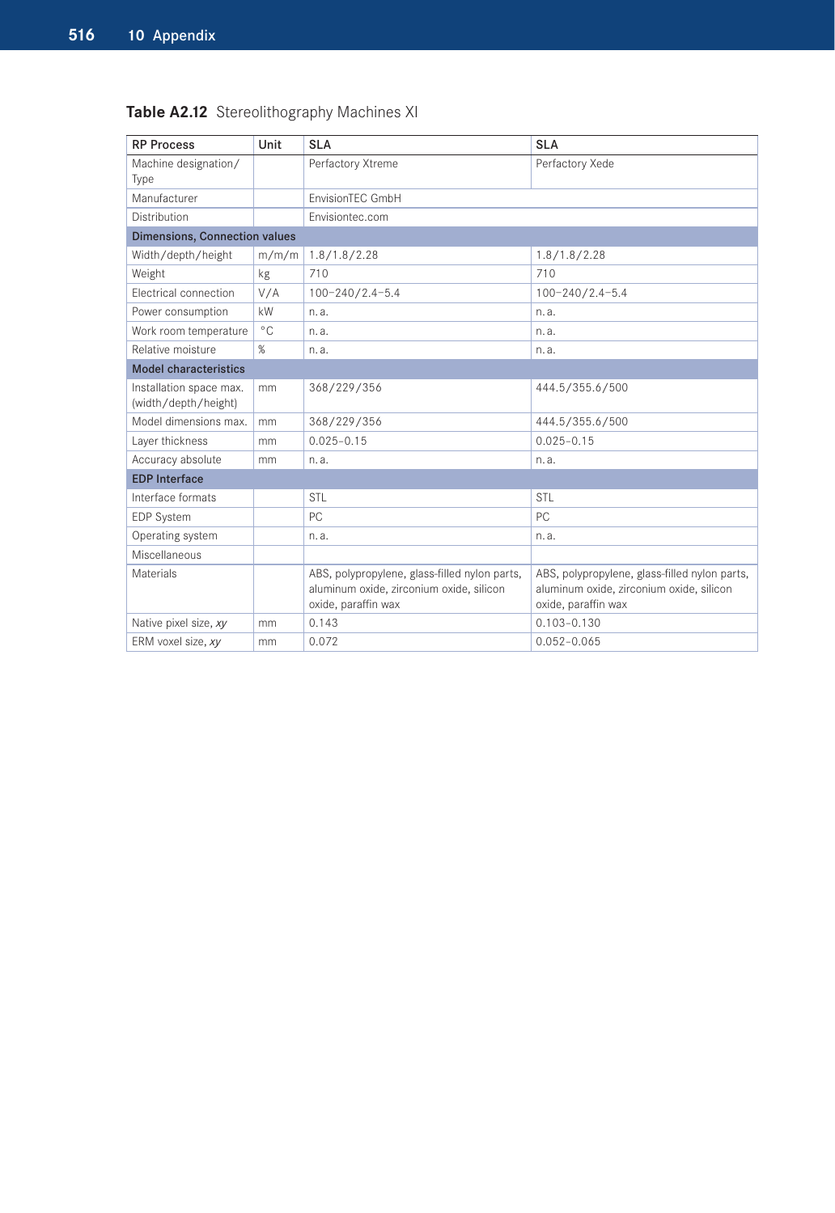**Table A2.12** Stereolithography Machines XI

| RP Process | Unit | SLA | SLA |
|---|---|---|---|
| Machine designation/ Type | | Perfactory Xtreme | Perfactory Xede |
| Manufacturer | | EnvisionTEC GmbH | |
| Distribution | | Envisiontec.com | |
| **Dimensions, Connection values** | | | |
| Width/depth/height | m/m/m | 1.8/1.8/2.28 | 1.8/1.8/2.28 |
| Weight | kg | 710 | 710 |
| Electrical connection | V/A | 100–240/2.4–5.4 | 100–240/2.4–5.4 |
| Power consumption | kW | n. a. | n. a. |
| Work room temperature | °C | n. a. | n. a. |
| Relative moisture | % | n. a. | n. a. |
| **Model characteristics** | | | |
| Installation space max. (width/depth/height) | mm | 368/229/356 | 444.5/355.6/500 |
| Model dimensions max. | mm | 368/229/356 | 444.5/355.6/500 |
| Layer thickness | mm | 0.025–0.15 | 0.025–0.15 |
| Accuracy absolute | mm | n. a. | n. a. |
| **EDP Interface** | | | |
| Interface formats | | STL | STL |
| EDP System | | PC | PC |
| Operating system | | n. a. | n. a. |
| Miscellaneous | | | |
| Materials | | ABS, polypropylene, glass-filled nylon parts, aluminum oxide, zirconium oxide, silicon oxide, paraffin wax | ABS, polypropylene, glass-filled nylon parts, aluminum oxide, zirconium oxide, silicon oxide, paraffin wax |
| Native pixel size, *xy* | mm | 0.143 | 0.103–0.130 |
| ERM voxel size, *xy* | mm | 0.072 | 0.052–0.065 |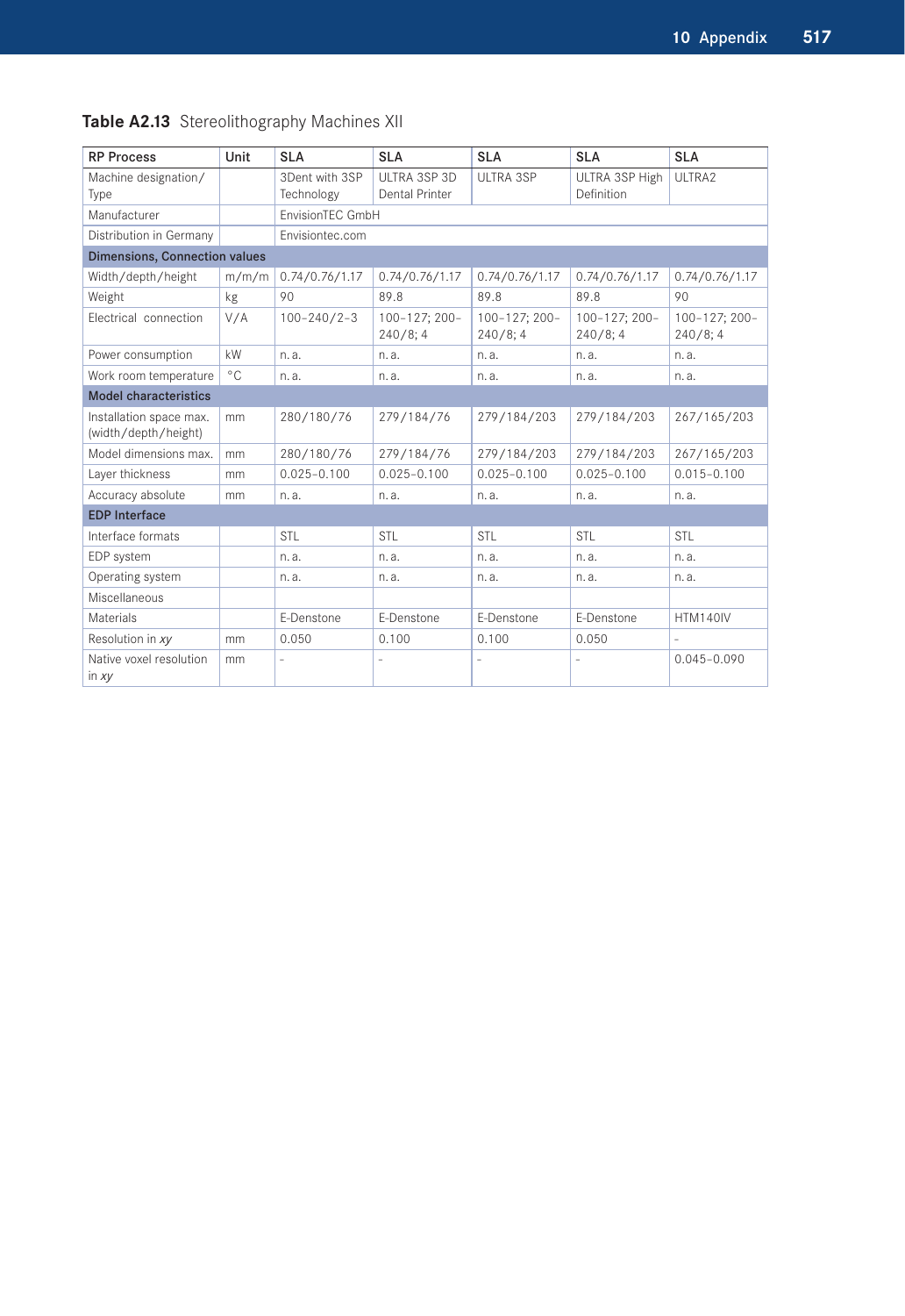**Table A2.13** Stereolithography Machines XII

| RP Process | Unit | SLA | SLA | SLA | SLA | SLA |
|---|---|---|---|---|---|---|
| Machine designation/ Type | | 3Dent with 3SP Technology | ULTRA 3SP 3D Dental Printer | ULTRA 3SP | ULTRA 3SP High Definition | ULTRA2 |
| Manufacturer | | EnvisionTEC GmbH | | | | |
| Distribution in Germany | | Envisiontec.com | | | | |
| **Dimensions, Connection values** | | | | | | |
| Width/depth/height | m/m/m | 0.74/0.76/1.17 | 0.74/0.76/1.17 | 0.74/0.76/1.17 | 0.74/0.76/1.17 | 0.74/0.76/1.17 |
| Weight | kg | 90 | 89.8 | 89.8 | 89.8 | 90 |
| Electrical connection | V/A | 100–240/2–3 | 100–127; 200–240/8; 4 | 100–127; 200–240/8; 4 | 100–127; 200–240/8; 4 | 100–127; 200–240/8; 4 |
| Power consumption | kW | n. a. | n. a. | n. a. | n. a. | n. a. |
| Work room temperature | °C | n. a. | n. a. | n. a. | n. a. | n. a. |
| **Model characteristics** | | | | | | |
| Installation space max. (width/depth/height) | mm | 280/180/76 | 279/184/76 | 279/184/203 | 279/184/203 | 267/165/203 |
| Model dimensions max. | mm | 280/180/76 | 279/184/76 | 279/184/203 | 279/184/203 | 267/165/203 |
| Layer thickness | mm | 0.025–0.100 | 0.025–0.100 | 0.025–0.100 | 0.025–0.100 | 0.015–0.100 |
| Accuracy absolute | mm | n. a. | n. a. | n. a. | n. a. | n. a. |
| **EDP Interface** | | | | | | |
| Interface formats | | STL | STL | STL | STL | STL |
| EDP system | | n. a. | n. a. | n. a. | n. a. | n. a. |
| Operating system | | n. a. | n. a. | n. a. | n. a. | n. a. |
| Miscellaneous | | | | | | |
| Materials | | E-Denstone | E-Denstone | E-Denstone | E-Denstone | HTM140IV |
| Resolution in *xy* | mm | 0.050 | 0.100 | 0.100 | 0.050 | – |
| Native voxel resolution in *xy* | mm | – | – | – | – | 0.045–0.090 |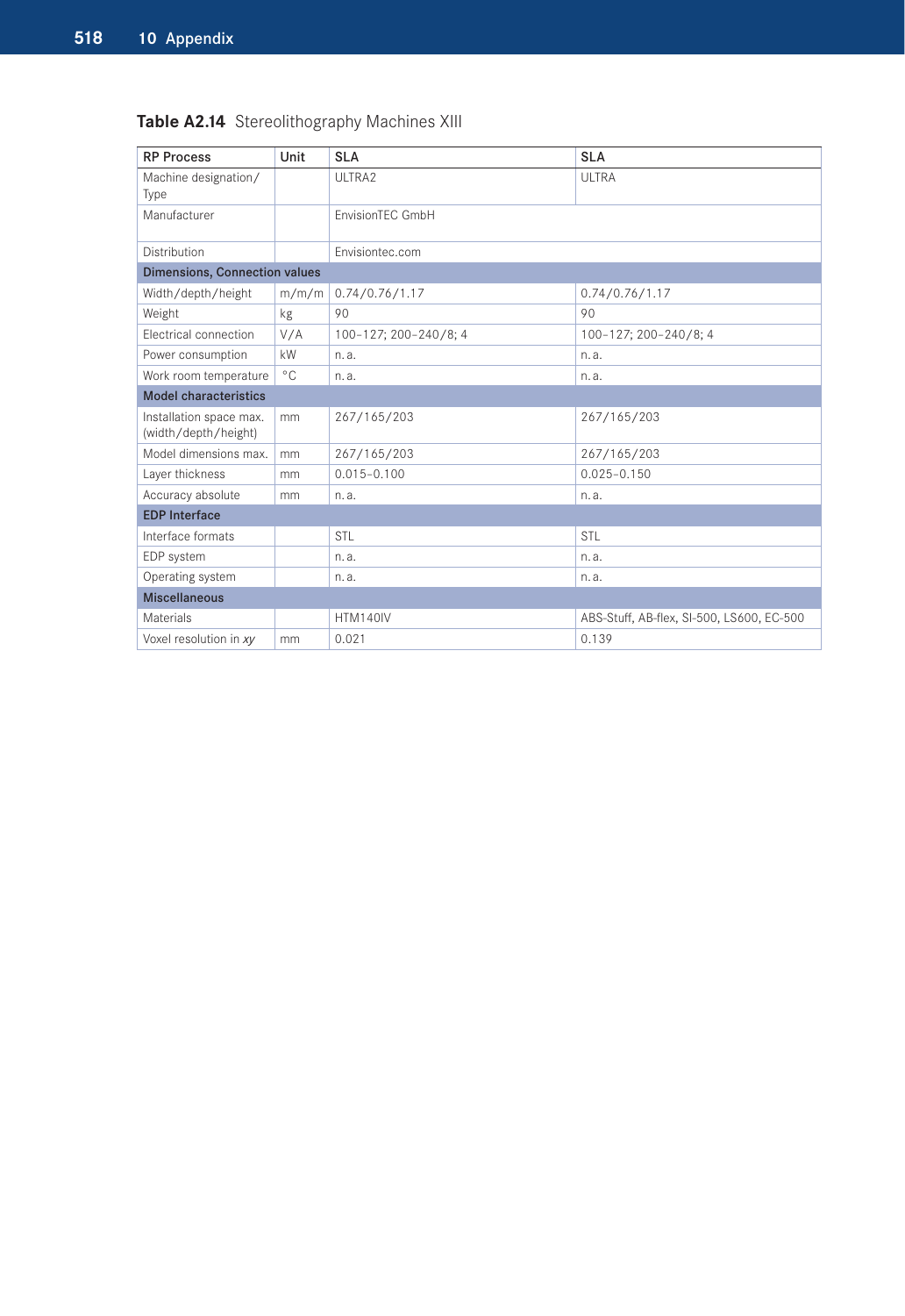**Table A2.14** Stereolithography Machines XIII

| RP Process | Unit | SLA | SLA |
|---|---|---|---|
| Machine designation/ Type | | ULTRA2 | ULTRA |
| Manufacturer | | EnvisionTEC GmbH | |
| Distribution | | Envisiontec.com | |
| **Dimensions, Connection values** | | | |
| Width/depth/height | m/m/m | 0.74/0.76/1.17 | 0.74/0.76/1.17 |
| Weight | kg | 90 | 90 |
| Electrical connection | V/A | 100–127; 200–240/8; 4 | 100–127; 200–240/8; 4 |
| Power consumption | kW | n. a. | n. a. |
| Work room temperature | °C | n. a. | n. a. |
| **Model characteristics** | | | |
| Installation space max. (width/depth/height) | mm | 267/165/203 | 267/165/203 |
| Model dimensions max. | mm | 267/165/203 | 267/165/203 |
| Layer thickness | mm | 0.015–0.100 | 0.025–0.150 |
| Accuracy absolute | mm | n. a. | n. a. |
| **EDP Interface** | | | |
| Interface formats | | STL | STL |
| EDP system | | n. a. | n. a. |
| Operating system | | n. a. | n. a. |
| **Miscellaneous** | | | |
| Materials | | HTM140IV | ABS-Stuff, AB-flex, SI-500, LS600, EC-500 |
| Voxel resolution in *xy* | mm | 0.021 | 0.139 |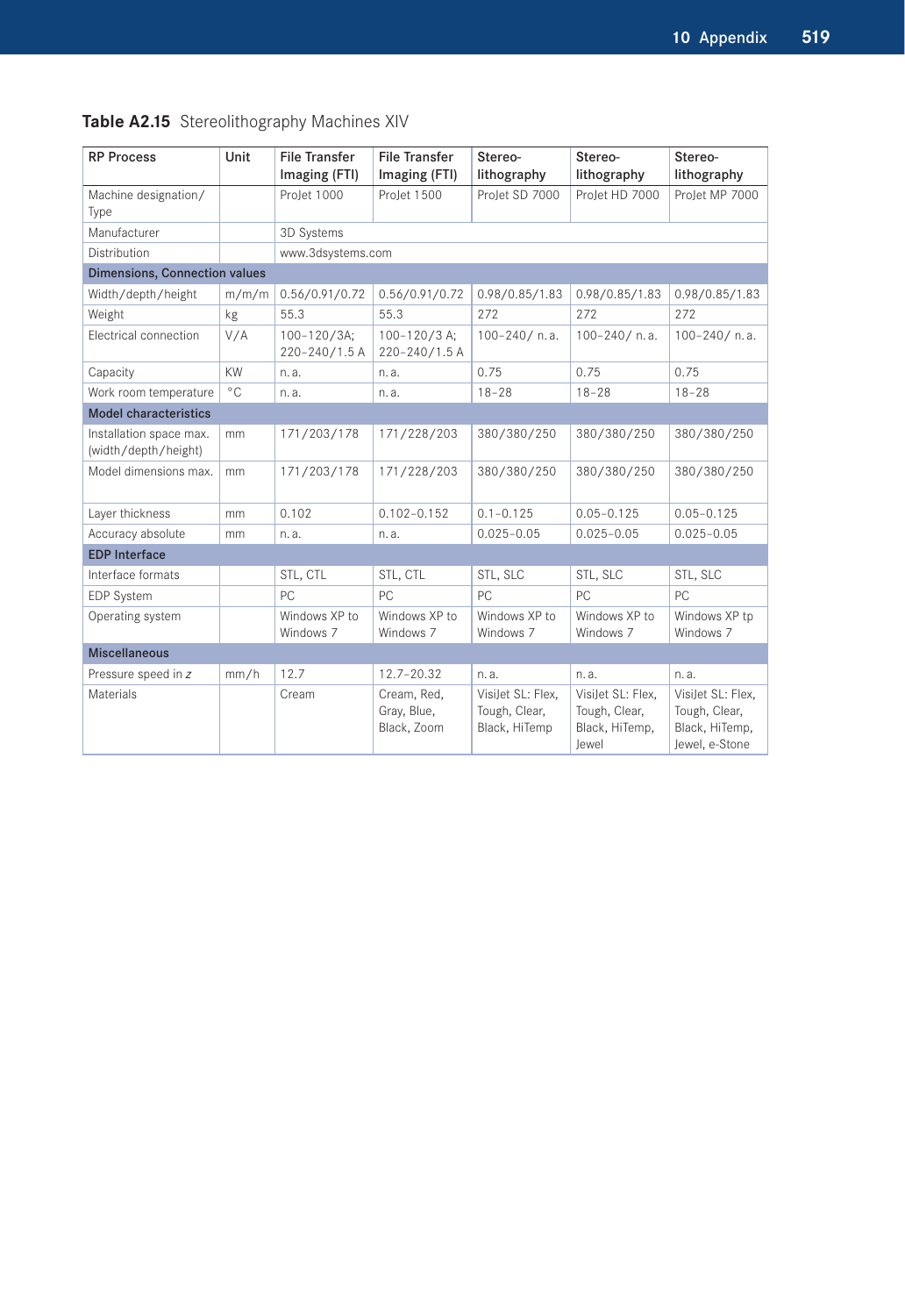**Table A2.15** Stereolithography Machines XIV

| RP Process | Unit | File Transfer Imaging (FTI) | File Transfer Imaging (FTI) | Stereo-lithography | Stereo-lithography | Stereo-lithography |
|---|---|---|---|---|---|---|
| Machine designation/ Type | | ProJet 1000 | ProJet 1500 | ProJet SD 7000 | ProJet HD 7000 | ProJet MP 7000 |
| Manufacturer | | 3D Systems | | | | |
| Distribution | | www.3dsystems.com | | | | |
| **Dimensions, Connection values** | | | | | | |
| Width/depth/height | m/m/m | 0.56/0.91/0.72 | 0.56/0.91/0.72 | 0.98/0.85/1.83 | 0.98/0.85/1.83 | 0.98/0.85/1.83 |
| Weight | kg | 55.3 | 55.3 | 272 | 272 | 272 |
| Electrical connection | V/A | 100–120/3A; 220–240/1.5 A | 100–120/3 A; 220–240/1.5 A | 100–240/ n. a. | 100–240/ n. a. | 100–240/ n. a. |
| Capacity | KW | n. a. | n. a. | 0.75 | 0.75 | 0.75 |
| Work room temperature | °C | n. a. | n. a. | 18–28 | 18–28 | 18–28 |
| **Model characteristics** | | | | | | |
| Installation space max. (width/depth/height) | mm | 171/203/178 | 171/228/203 | 380/380/250 | 380/380/250 | 380/380/250 |
| Model dimensions max. | mm | 171/203/178 | 171/228/203 | 380/380/250 | 380/380/250 | 380/380/250 |
| Layer thickness | mm | 0.102 | 0.102–0.152 | 0.1–0.125 | 0.05–0.125 | 0.05–0.125 |
| Accuracy absolute | mm | n. a. | n. a. | 0.025–0.05 | 0.025–0.05 | 0.025–0.05 |
| **EDP Interface** | | | | | | |
| Interface formats | | STL, CTL | STL, CTL | STL, SLC | STL, SLC | STL, SLC |
| EDP System | | PC | PC | PC | PC | PC |
| Operating system | | Windows XP to Windows 7 | Windows XP to Windows 7 | Windows XP to Windows 7 | Windows XP to Windows 7 | Windows XP tp Windows 7 |
| **Miscellaneous** | | | | | | |
| Pressure speed in $z$ | mm/h | 12.7 | 12.7–20.32 | n. a. | n. a. | n. a. |
| Materials | | Cream | Cream, Red, Gray, Blue, Black, Zoom | VisiJet SL: Flex, Tough, Clear, Black, HiTemp | VisiJet SL: Flex, Tough, Clear, Black, HiTemp, Jewel | VisiJet SL: Flex, Tough, Clear, Black, HiTemp, Jewel, e-Stone |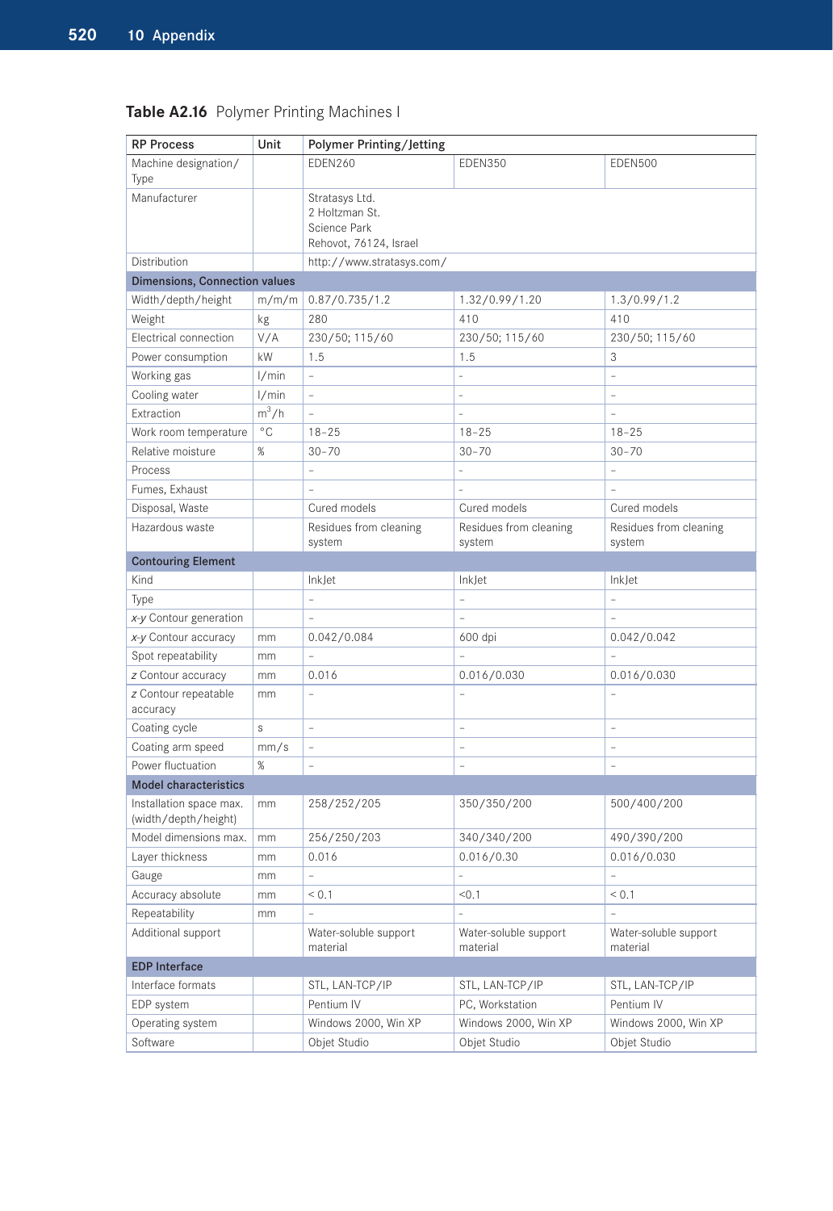**Table A2.16** Polymer Printing Machines I

| RP Process | Unit | Polymer Printing/Jetting | | |
|---|---|---|---|---|
| Machine designation/ Type | | EDEN260 | EDEN350 | EDEN500 |
| Manufacturer | | Stratasys Ltd.<br>2 Holtzman St.<br>Science Park<br>Rehovot, 76124, Israel | | |
| Distribution | | http://www.stratasys.com/ | | |
| **Dimensions, Connection values** | | | | |
| Width/depth/height | m/m/m | 0.87/0.735/1.2 | 1.32/0.99/1.20 | 1.3/0.99/1.2 |
| Weight | kg | 280 | 410 | 410 |
| Electrical connection | V/A | 230/50; 115/60 | 230/50; 115/60 | 230/50; 115/60 |
| Power consumption | kW | 1.5 | 1.5 | 3 |
| Working gas | l/min | – | – | – |
| Cooling water | l/min | – | – | – |
| Extraction | $m^3/h$ | – | – | – |
| Work room temperature | °C | 18–25 | 18–25 | 18–25 |
| Relative moisture | % | 30–70 | 30–70 | 30–70 |
| Process | | – | – | – |
| Fumes, Exhaust | | – | – | – |
| Disposal, Waste | | Cured models | Cured models | Cured models |
| Hazardous waste | | Residues from cleaning system | Residues from cleaning system | Residues from cleaning system |
| **Contouring Element** | | | | |
| Kind | | InkJet | InkJet | InkJet |
| Type | | – | – | – |
| *x-y* Contour generation | | – | – | – |
| *x-y* Contour accuracy | mm | 0.042/0.084 | 600 dpi | 0.042/0.042 |
| Spot repeatability | mm | – | – | – |
| *z* Contour accuracy | mm | 0.016 | 0.016/0.030 | 0.016/0.030 |
| *z* Contour repeatable accuracy | mm | – | – | – |
| Coating cycle | s | – | – | – |
| Coating arm speed | mm/s | – | – | – |
| Power fluctuation | % | – | – | – |
| **Model characteristics** | | | | |
| Installation space max. (width/depth/height) | mm | 258/252/205 | 350/350/200 | 500/400/200 |
| Model dimensions max. | mm | 256/250/203 | 340/340/200 | 490/390/200 |
| Layer thickness | mm | 0.016 | 0.016/0.30 | 0.016/0.030 |
| Gauge | mm | – | – | – |
| Accuracy absolute | mm | < 0.1 | <0.1 | < 0.1 |
| Repeatability | mm | – | – | – |
| Additional support | | Water-soluble support material | Water-soluble support material | Water-soluble support material |
| **EDP Interface** | | | | |
| Interface formats | | STL, LAN-TCP/IP | STL, LAN-TCP/IP | STL, LAN-TCP/IP |
| EDP system | | Pentium IV | PC, Workstation | Pentium IV |
| Operating system | | Windows 2000, Win XP | Windows 2000, Win XP | Windows 2000, Win XP |
| Software | | Objet Studio | Objet Studio | Objet Studio |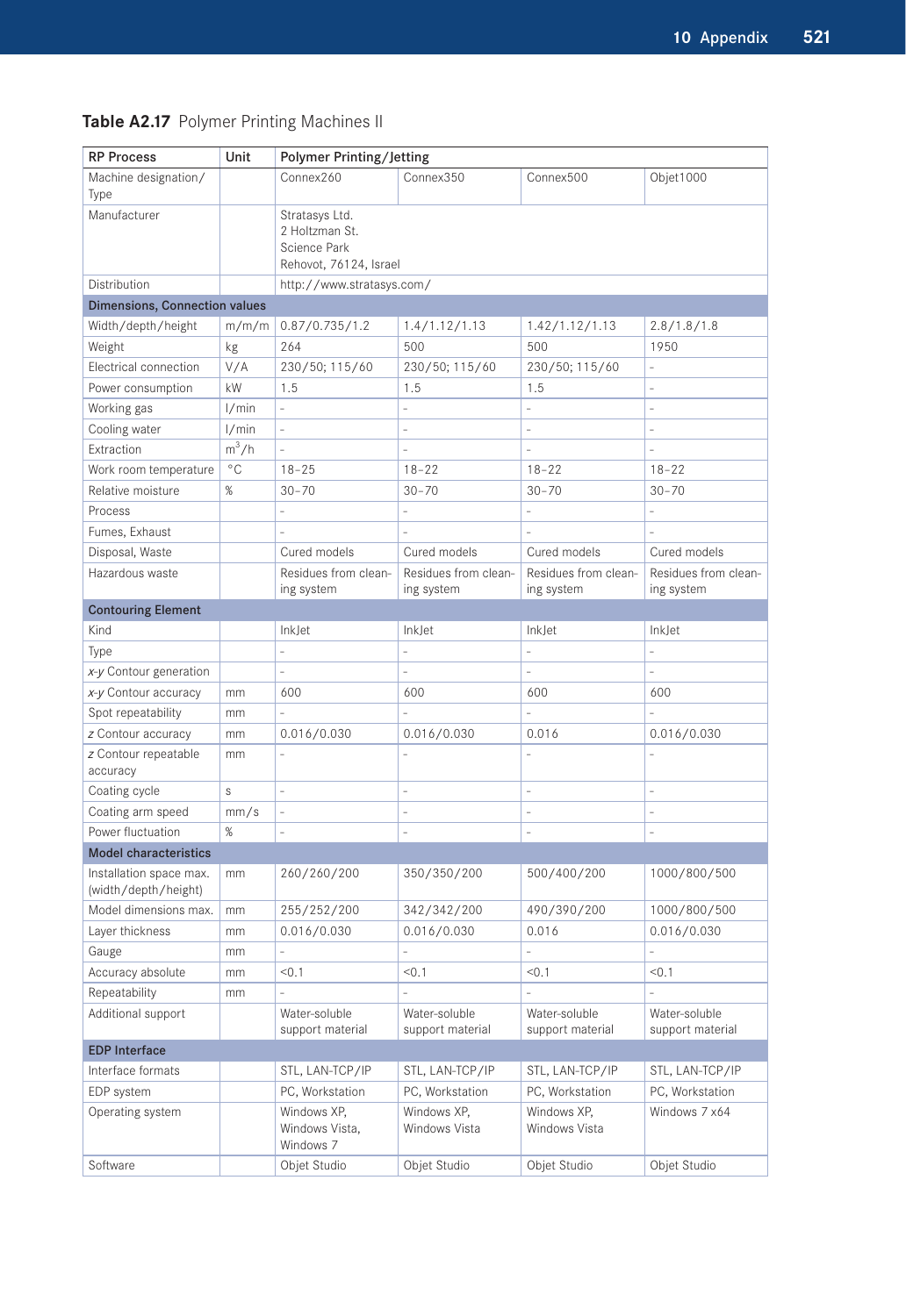**Table A2.17** Polymer Printing Machines II

| RP Process | Unit | Polymer Printing/Jetting | | | |
|---|---|---|---|---|---|
| Machine designation/ Type | | Connex260 | Connex350 | Connex500 | Objet1000 |
| Manufacturer | | Stratasys Ltd.<br>2 Holtzman St.<br>Science Park<br>Rehovot, 76124, Israel | | | |
| Distribution | | http://www.stratasys.com/ | | | |
| **Dimensions, Connection values** | | | | | |
| Width/depth/height | m/m/m | 0.87/0.735/1.2 | 1.4/1.12/1.13 | 1.42/1.12/1.13 | 2.8/1.8/1.8 |
| Weight | kg | 264 | 500 | 500 | 1950 |
| Electrical connection | V/A | 230/50; 115/60 | 230/50; 115/60 | 230/50; 115/60 | – |
| Power consumption | kW | 1.5 | 1.5 | 1.5 | – |
| Working gas | l/min | – | – | – | – |
| Cooling water | l/min | – | – | – | – |
| Extraction | $m^3$/h | – | – | – | – |
| Work room temperature | °C | 18–25 | 18–22 | 18–22 | 18–22 |
| Relative moisture | % | 30–70 | 30–70 | 30–70 | 30–70 |
| Process | | – | – | – | – |
| Fumes, Exhaust | | – | – | – | – |
| Disposal, Waste | | Cured models | Cured models | Cured models | Cured models |
| Hazardous waste | | Residues from cleaning system | Residues from cleaning system | Residues from cleaning system | Residues from cleaning system |
| **Contouring Element** | | | | | |
| Kind | | InkJet | InkJet | InkJet | InkJet |
| Type | | – | – | – | – |
| *x-y* Contour generation | | – | – | – | – |
| *x-y* Contour accuracy | mm | 600 | 600 | 600 | 600 |
| Spot repeatability | mm | – | – | – | – |
| *z* Contour accuracy | mm | 0.016/0.030 | 0.016/0.030 | 0.016 | 0.016/0.030 |
| *z* Contour repeatable accuracy | mm | – | – | – | – |
| Coating cycle | s | – | – | – | – |
| Coating arm speed | mm/s | – | – | – | – |
| Power fluctuation | % | – | – | – | – |
| **Model characteristics** | | | | | |
| Installation space max. (width/depth/height) | mm | 260/260/200 | 350/350/200 | 500/400/200 | 1000/800/500 |
| Model dimensions max. | mm | 255/252/200 | 342/342/200 | 490/390/200 | 1000/800/500 |
| Layer thickness | mm | 0.016/0.030 | 0.016/0.030 | 0.016 | 0.016/0.030 |
| Gauge | mm | – | – | – | – |
| Accuracy absolute | mm | <0.1 | <0.1 | <0.1 | <0.1 |
| Repeatability | mm | – | – | – | – |
| Additional support | | Water-soluble support material | Water-soluble support material | Water-soluble support material | Water-soluble support material |
| **EDP Interface** | | | | | |
| Interface formats | | STL, LAN-TCP/IP | STL, LAN-TCP/IP | STL, LAN-TCP/IP | STL, LAN-TCP/IP |
| EDP system | | PC, Workstation | PC, Workstation | PC, Workstation | PC, Workstation |
| Operating system | | Windows XP, Windows Vista, Windows 7 | Windows XP, Windows Vista | Windows XP, Windows Vista | Windows 7 x64 |
| Software | | Objet Studio | Objet Studio | Objet Studio | Objet Studio |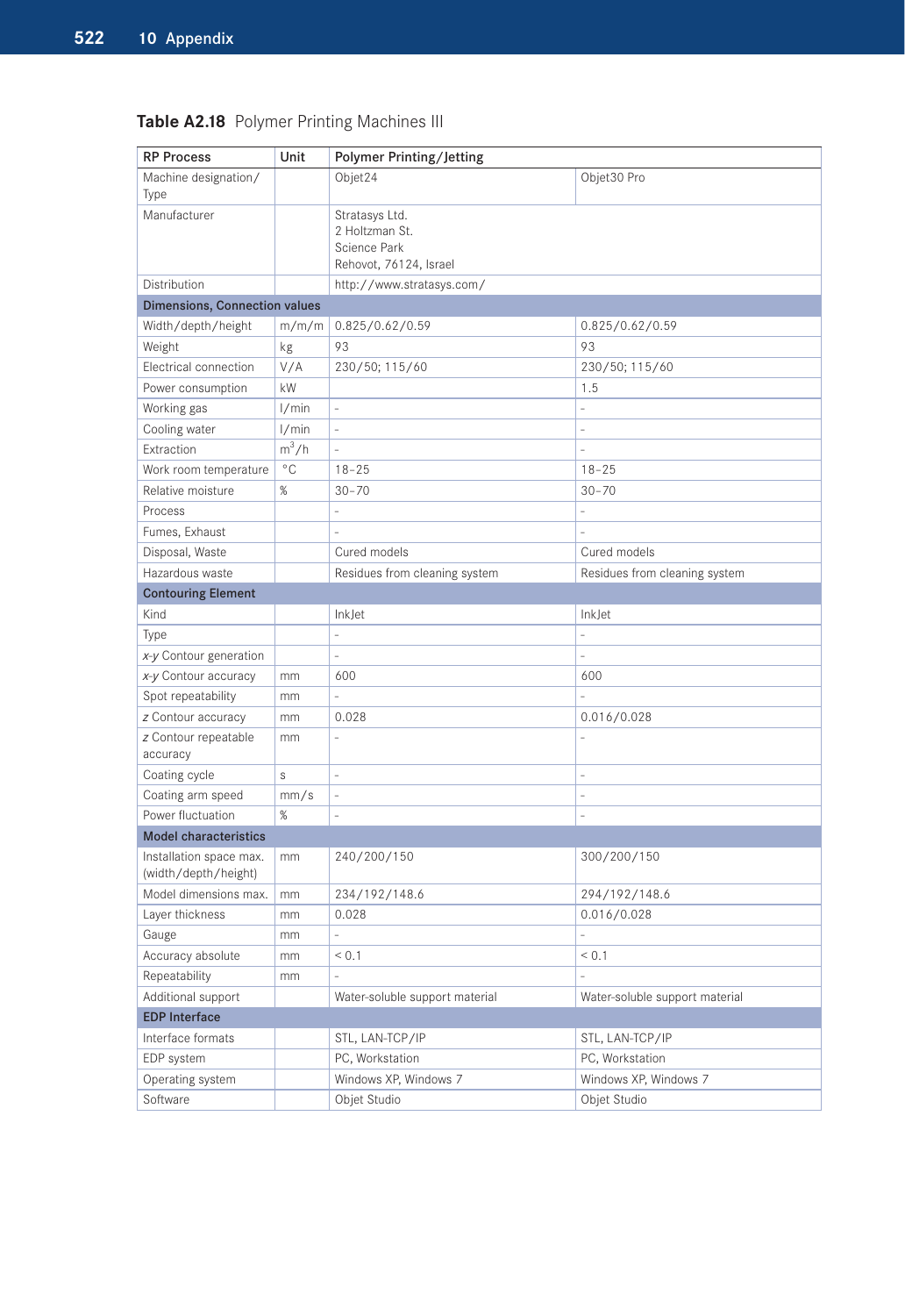**Table A2.18** Polymer Printing Machines III

| RP Process | Unit | Polymer Printing/Jetting | |
|---|---|---|---|
| Machine designation/ Type | | Objet24 | Objet30 Pro |
| Manufacturer | | Stratasys Ltd.<br>2 Holtzman St.<br>Science Park<br>Rehovot, 76124, Israel | |
| Distribution | | http://www.stratasys.com/ | |
| **Dimensions, Connection values** | | | |
| Width/depth/height | m/m/m | 0.825/0.62/0.59 | 0.825/0.62/0.59 |
| Weight | kg | 93 | 93 |
| Electrical connection | V/A | 230/50; 115/60 | 230/50; 115/60 |
| Power consumption | kW | | 1.5 |
| Working gas | l/min | – | – |
| Cooling water | l/min | – | – |
| Extraction | $m^3/h$ | – | – |
| Work room temperature | °C | 18–25 | 18–25 |
| Relative moisture | % | 30–70 | 30–70 |
| Process | | – | – |
| Fumes, Exhaust | | – | – |
| Disposal, Waste | | Cured models | Cured models |
| Hazardous waste | | Residues from cleaning system | Residues from cleaning system |
| **Contouring Element** | | | |
| Kind | | InkJet | InkJet |
| Type | | – | – |
| *x-y* Contour generation | | – | – |
| *x-y* Contour accuracy | mm | 600 | 600 |
| Spot repeatability | mm | – | – |
| *z* Contour accuracy | mm | 0.028 | 0.016/0.028 |
| *z* Contour repeatable accuracy | mm | – | – |
| Coating cycle | s | – | – |
| Coating arm speed | mm/s | – | – |
| Power fluctuation | % | – | – |
| **Model characteristics** | | | |
| Installation space max. (width/depth/height) | mm | 240/200/150 | 300/200/150 |
| Model dimensions max. | mm | 234/192/148.6 | 294/192/148.6 |
| Layer thickness | mm | 0.028 | 0.016/0.028 |
| Gauge | mm | – | – |
| Accuracy absolute | mm | < 0.1 | < 0.1 |
| Repeatability | mm | – | – |
| Additional support | | Water-soluble support material | Water-soluble support material |
| **EDP Interface** | | | |
| Interface formats | | STL, LAN-TCP/IP | STL, LAN-TCP/IP |
| EDP system | | PC, Workstation | PC, Workstation |
| Operating system | | Windows XP, Windows 7 | Windows XP, Windows 7 |
| Software | | Objet Studio | Objet Studio |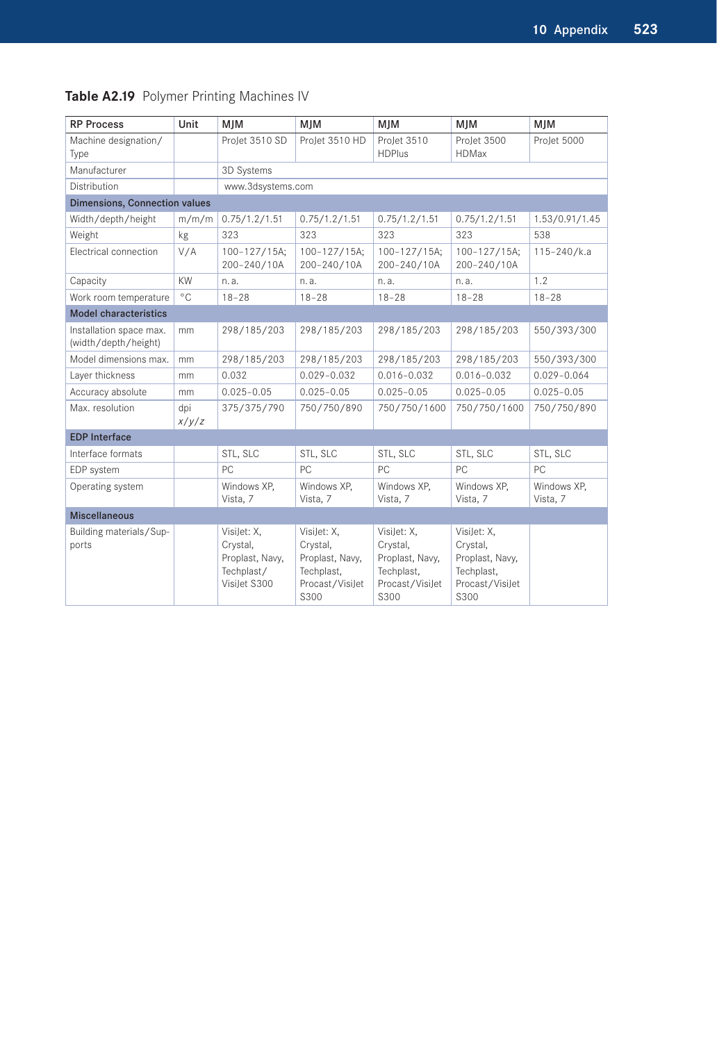**Table A2.19** Polymer Printing Machines IV

| RP Process | Unit | MJM | MJM | MJM | MJM | MJM |
|---|---|---|---|---|---|---|
| Machine designation/ Type | | ProJet 3510 SD | ProJet 3510 HD | ProJet 3510 HDPlus | ProJet 3500 HDMax | ProJet 5000 |
| Manufacturer | | 3D Systems | | | | |
| Distribution | | www.3dsystems.com | | | | |
| **Dimensions, Connection values** | | | | | | |
| Width/depth/height | m/m/m | 0.75/1.2/1.51 | 0.75/1.2/1.51 | 0.75/1.2/1.51 | 0.75/1.2/1.51 | 1.53/0.91/1.45 |
| Weight | kg | 323 | 323 | 323 | 323 | 538 |
| Electrical connection | V/A | 100–127/15A; 200–240/10A | 100–127/15A; 200–240/10A | 100–127/15A; 200–240/10A | 100–127/15A; 200–240/10A | 115–240/k.a |
| Capacity | KW | n. a. | n. a. | n. a. | n. a. | 1.2 |
| Work room temperature | °C | 18–28 | 18–28 | 18–28 | 18–28 | 18–28 |
| **Model characteristics** | | | | | | |
| Installation space max. (width/depth/height) | mm | 298/185/203 | 298/185/203 | 298/185/203 | 298/185/203 | 550/393/300 |
| Model dimensions max. | mm | 298/185/203 | 298/185/203 | 298/185/203 | 298/185/203 | 550/393/300 |
| Layer thickness | mm | 0.032 | 0.029–0.032 | 0.016–0.032 | 0.016–0.032 | 0.029–0.064 |
| Accuracy absolute | mm | 0.025–0.05 | 0.025–0.05 | 0.025–0.05 | 0.025–0.05 | 0.025–0.05 |
| Max. resolution | dpi *x/y/z* | 375/375/790 | 750/750/890 | 750/750/1600 | 750/750/1600 | 750/750/890 |
| **EDP Interface** | | | | | | |
| Interface formats | | STL, SLC | STL, SLC | STL, SLC | STL, SLC | STL, SLC |
| EDP system | | PC | PC | PC | PC | PC |
| Operating system | | Windows XP, Vista, 7 | Windows XP, Vista, 7 | Windows XP, Vista, 7 | Windows XP, Vista, 7 | Windows XP, Vista, 7 |
| **Miscellaneous** | | | | | | |
| Building materials/Supports | | VisiJet: X, Crystal, Proplast, Navy, Techplast/ VisiJet S300 | VisiJet: X, Crystal, Proplast, Navy, Techplast, Procast/VisiJet S300 | VisiJet: X, Crystal, Proplast, Navy, Techplast, Procast/VisiJet S300 | VisiJet: X, Crystal, Proplast, Navy, Techplast, Procast/VisiJet S300 | |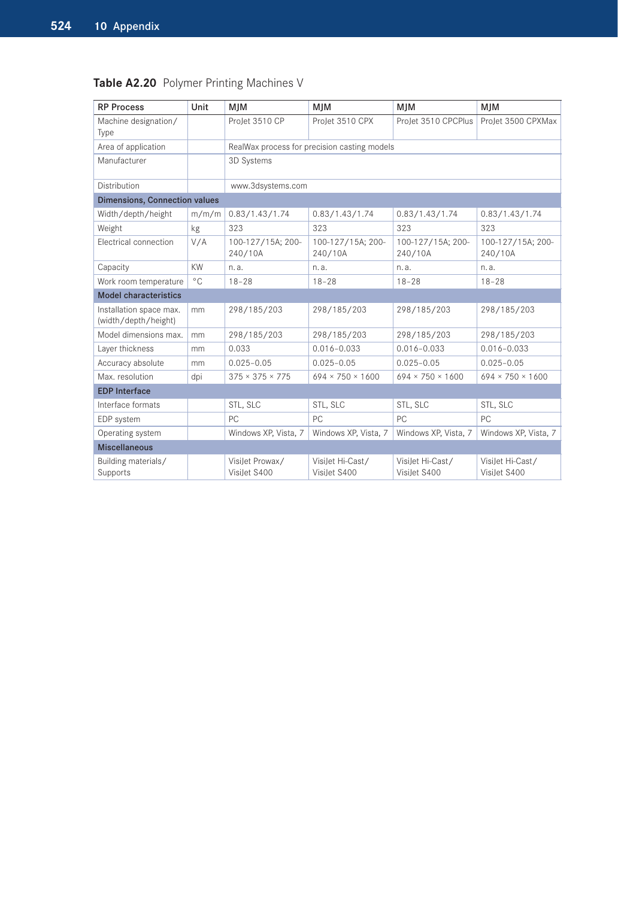**Table A2.20** Polymer Printing Machines V

| RP Process | Unit | MJM | MJM | MJM | MJM |
|---|---|---|---|---|---|
| Machine designation/ Type | | ProJet 3510 CP | ProJet 3510 CPX | ProJet 3510 CPCPlus | ProJet 3500 CPXMax |
| Area of application | | RealWax process for precision casting models | | | |
| Manufacturer | | 3D Systems | | | |
| Distribution | | www.3dsystems.com | | | |
| **Dimensions, Connection values** | | | | | |
| Width/depth/height | m/m/m | 0.83/1.43/1.74 | 0.83/1.43/1.74 | 0.83/1.43/1.74 | 0.83/1.43/1.74 |
| Weight | kg | 323 | 323 | 323 | 323 |
| Electrical connection | V/A | 100-127/15A; 200-240/10A | 100-127/15A; 200-240/10A | 100-127/15A; 200-240/10A | 100-127/15A; 200-240/10A |
| Capacity | KW | n. a. | n. a. | n. a. | n. a. |
| Work room temperature | °C | 18–28 | 18–28 | 18–28 | 18–28 |
| **Model characteristics** | | | | | |
| Installation space max. (width/depth/height) | mm | 298/185/203 | 298/185/203 | 298/185/203 | 298/185/203 |
| Model dimensions max. | mm | 298/185/203 | 298/185/203 | 298/185/203 | 298/185/203 |
| Layer thickness | mm | 0.033 | 0.016–0.033 | 0.016–0.033 | 0.016–0.033 |
| Accuracy absolute | mm | 0.025–0.05 | 0.025–0.05 | 0.025–0.05 | 0.025–0.05 |
| Max. resolution | dpi | 375 × 375 × 775 | 694 × 750 × 1600 | 694 × 750 × 1600 | 694 × 750 × 1600 |
| **EDP Interface** | | | | | |
| Interface formats | | STL, SLC | STL, SLC | STL, SLC | STL, SLC |
| EDP system | | PC | PC | PC | PC |
| Operating system | | Windows XP, Vista, 7 | Windows XP, Vista, 7 | Windows XP, Vista, 7 | Windows XP, Vista, 7 |
| **Miscellaneous** | | | | | |
| Building materials/ Supports | | VisiJet Prowax/ VisiJet S400 | VisiJet Hi-Cast/ VisiJet S400 | VisiJet Hi-Cast/ VisiJet S400 | VisiJet Hi-Cast/ VisiJet S400 |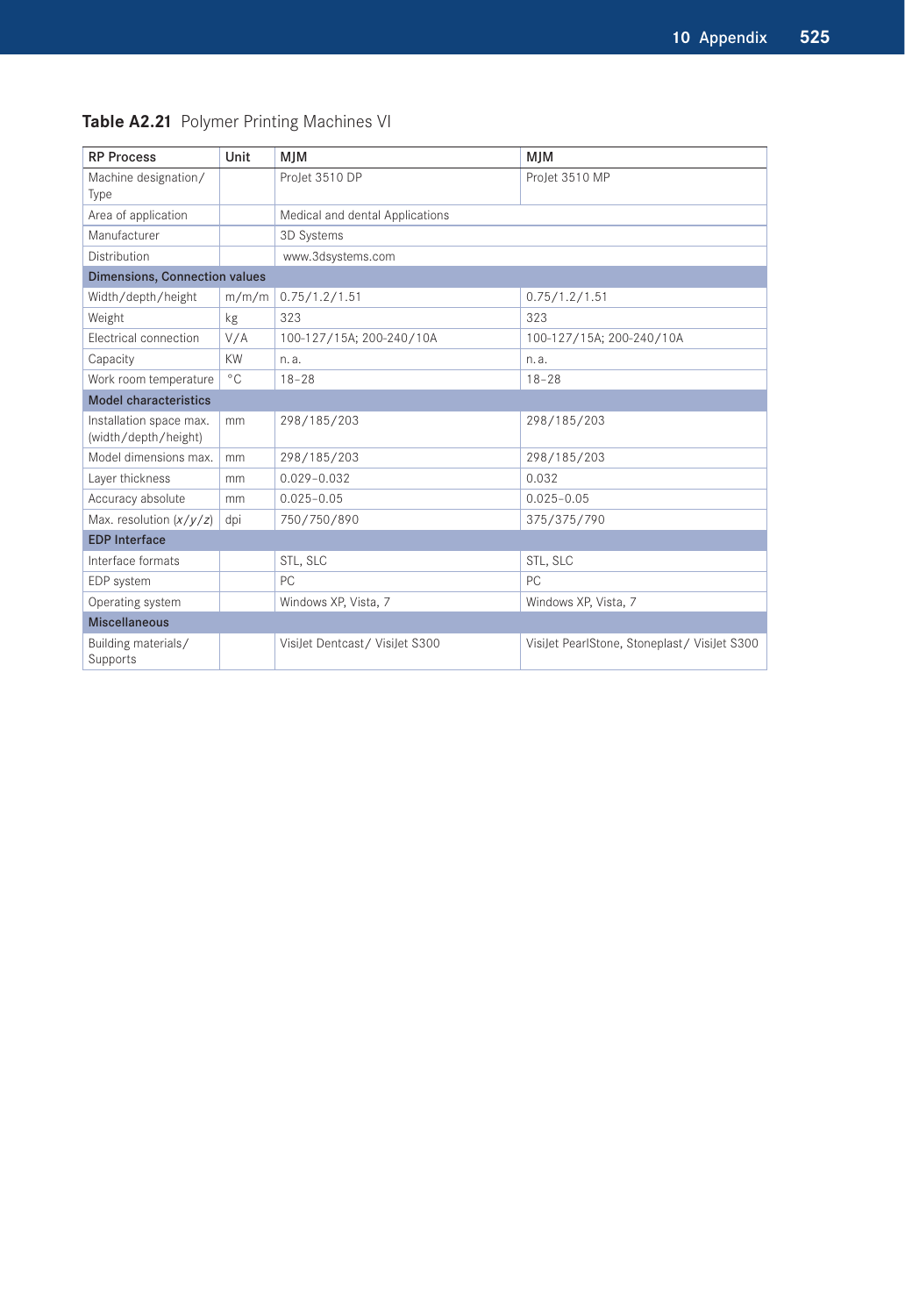**Table A2.21** Polymer Printing Machines VI

| RP Process | Unit | MJM | MJM |
|---|---|---|---|
| Machine designation/Type | | ProJet 3510 DP | ProJet 3510 MP |
| Area of application | | Medical and dental Applications | |
| Manufacturer | | 3D Systems | |
| Distribution | | www.3dsystems.com | |
| **Dimensions, Connection values** | | | |
| Width/depth/height | m/m/m | 0.75/1.2/1.51 | 0.75/1.2/1.51 |
| Weight | kg | 323 | 323 |
| Electrical connection | V/A | 100-127/15A; 200-240/10A | 100-127/15A; 200-240/10A |
| Capacity | KW | n. a. | n. a. |
| Work room temperature | °C | 18–28 | 18–28 |
| **Model characteristics** | | | |
| Installation space max. (width/depth/height) | mm | 298/185/203 | 298/185/203 |
| Model dimensions max. | mm | 298/185/203 | 298/185/203 |
| Layer thickness | mm | 0.029–0.032 | 0.032 |
| Accuracy absolute | mm | 0.025–0.05 | 0.025–0.05 |
| Max. resolution (*x*/*y*/*z*) | dpi | 750/750/890 | 375/375/790 |
| **EDP Interface** | | | |
| Interface formats | | STL, SLC | STL, SLC |
| EDP system | | PC | PC |
| Operating system | | Windows XP, Vista, 7 | Windows XP, Vista, 7 |
| **Miscellaneous** | | | |
| Building materials/Supports | | VisiJet Dentcast/ VisiJet S300 | VisiJet PearlStone, Stoneplast/ VisiJet S300 |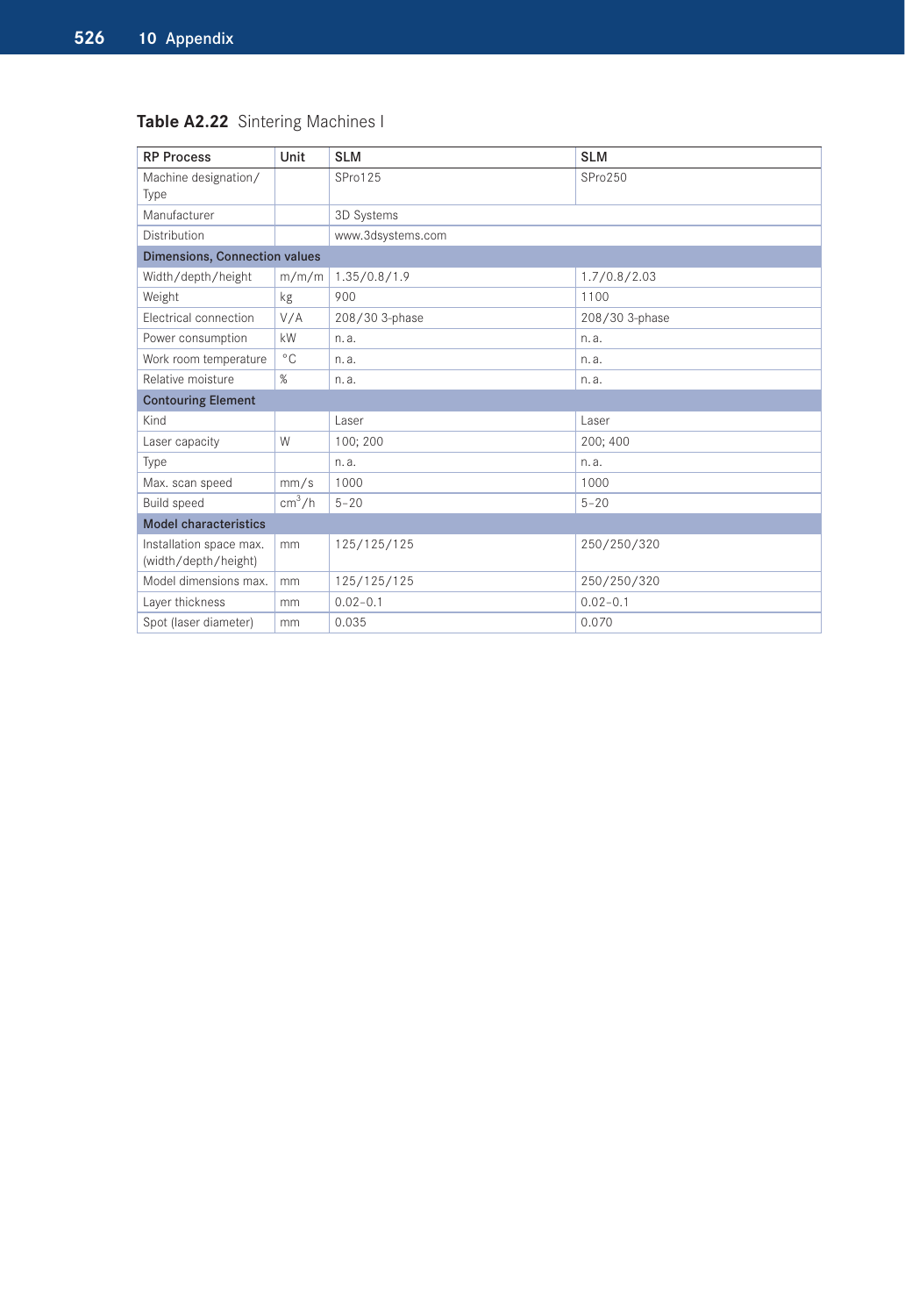**Table A2.22** Sintering Machines I

| RP Process | Unit | SLM | SLM |
|---|---|---|---|
| Machine designation/ Type | | SPro125 | SPro250 |
| Manufacturer | | 3D Systems | |
| Distribution | | www.3dsystems.com | |
| **Dimensions, Connection values** | | | |
| Width/depth/height | m/m/m | 1.35/0.8/1.9 | 1.7/0.8/2.03 |
| Weight | kg | 900 | 1100 |
| Electrical connection | V/A | 208/30 3-phase | 208/30 3-phase |
| Power consumption | kW | n. a. | n. a. |
| Work room temperature | °C | n. a. | n. a. |
| Relative moisture | % | n. a. | n. a. |
| **Contouring Element** | | | |
| Kind | | Laser | Laser |
| Laser capacity | W | 100; 200 | 200; 400 |
| Type | | n. a. | n. a. |
| Max. scan speed | mm/s | 1000 | 1000 |
| Build speed | $cm^3/h$ | 5–20 | 5–20 |
| **Model characteristics** | | | |
| Installation space max. (width/depth/height) | mm | 125/125/125 | 250/250/320 |
| Model dimensions max. | mm | 125/125/125 | 250/250/320 |
| Layer thickness | mm | 0.02–0.1 | 0.02–0.1 |
| Spot (laser diameter) | mm | 0.035 | 0.070 |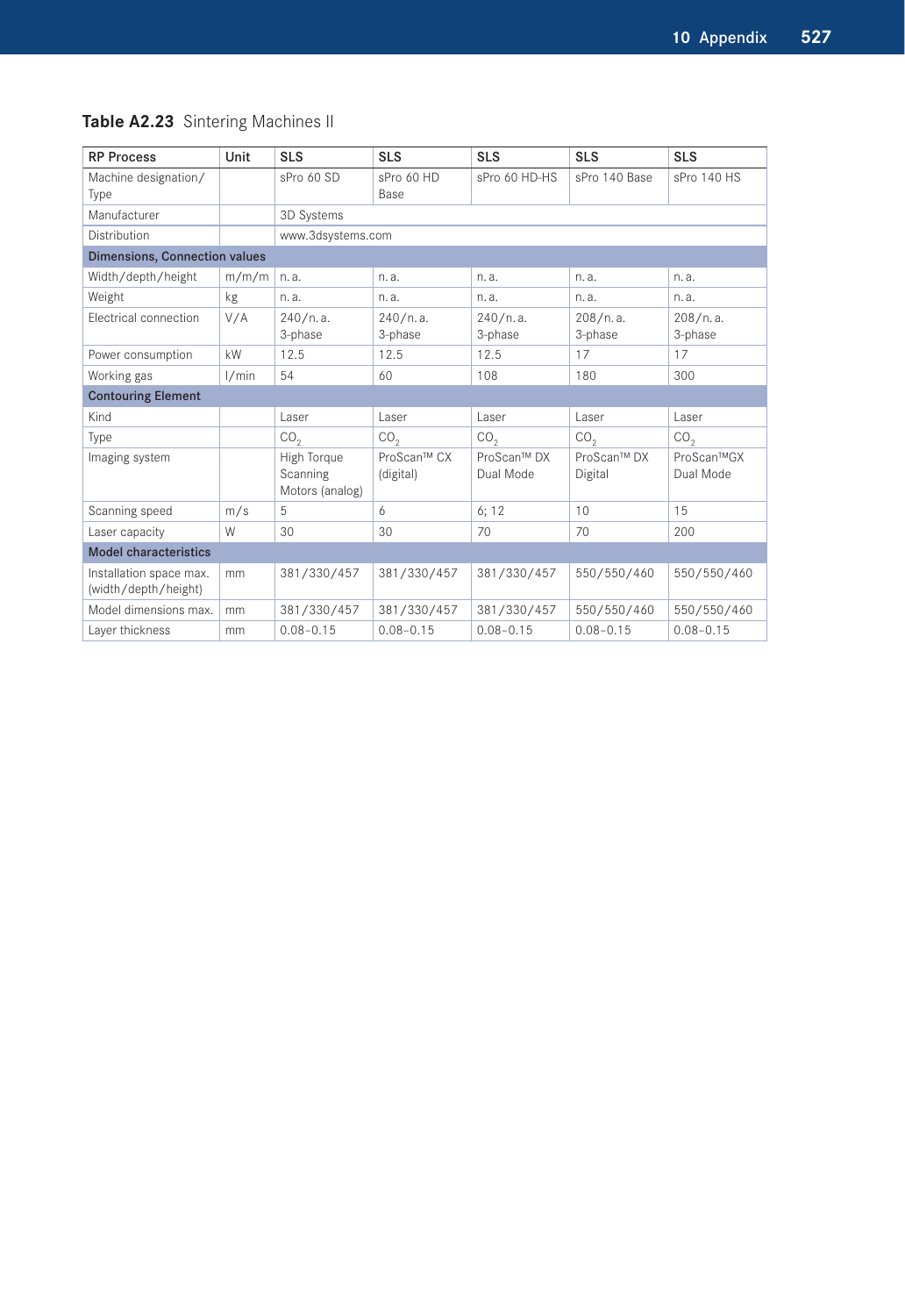**Table A2.23** Sintering Machines II

| RP Process | Unit | SLS | SLS | SLS | SLS | SLS |
|---|---|---|---|---|---|---|
| Machine designation/Type | | sPro 60 SD | sPro 60 HD Base | sPro 60 HD-HS | sPro 140 Base | sPro 140 HS |
| Manufacturer | | 3D Systems | | | | |
| Distribution | | www.3dsystems.com | | | | |
| **Dimensions, Connection values** | | | | | | |
| Width/depth/height | m/m/m | n. a. | n. a. | n. a. | n. a. | n. a. |
| Weight | kg | n. a. | n. a. | n. a. | n. a. | n. a. |
| Electrical connection | V/A | 240/n. a. 3-phase | 240/n. a. 3-phase | 240/n. a. 3-phase | 208/n. a. 3-phase | 208/n. a. 3-phase |
| Power consumption | kW | 12.5 | 12.5 | 12.5 | 17 | 17 |
| Working gas | l/min | 54 | 60 | 108 | 180 | 300 |
| **Contouring Element** | | | | | | |
| Kind | | Laser | Laser | Laser | Laser | Laser |
| Type | | $CO_2$ | $CO_2$ | $CO_2$ | $CO_2$ | $CO_2$ |
| Imaging system | | High Torque Scanning Motors (analog) | ProScan™ CX (digital) | ProScan™ DX Dual Mode | ProScan™ DX Digital | ProScan™GX Dual Mode |
| Scanning speed | m/s | 5 | 6 | 6; 12 | 10 | 15 |
| Laser capacity | W | 30 | 30 | 70 | 70 | 200 |
| **Model characteristics** | | | | | | |
| Installation space max. (width/depth/height) | mm | 381/330/457 | 381/330/457 | 381/330/457 | 550/550/460 | 550/550/460 |
| Model dimensions max. | mm | 381/330/457 | 381/330/457 | 381/330/457 | 550/550/460 | 550/550/460 |
| Layer thickness | mm | 0.08–0.15 | 0.08–0.15 | 0.08–0.15 | 0.08–0.15 | 0.08–0.15 |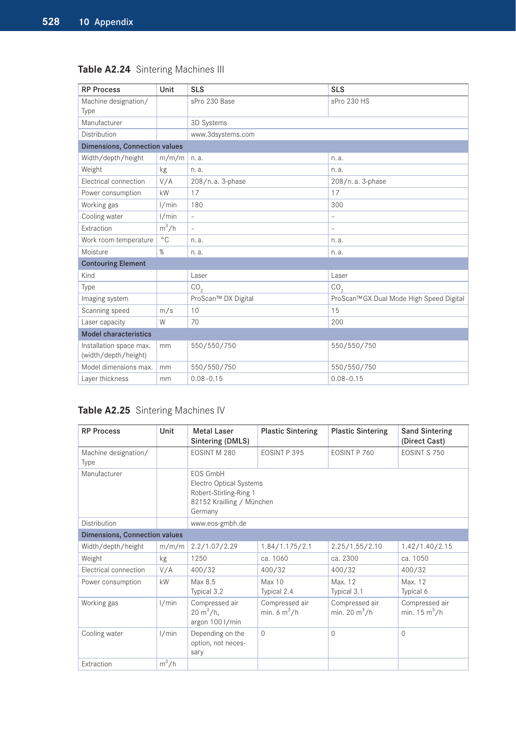**Table A2.24** Sintering Machines III

| RP Process | Unit | SLS | SLS |
|---|---|---|---|
| Machine designation/ Type | | sPro 230 Base | sPro 230 HS |
| Manufacturer | | 3D Systems | |
| Distribution | | www.3dsystems.com | |
| **Dimensions, Connection values** | | | |
| Width/depth/height | m/m/m | n. a. | n. a. |
| Weight | kg | n. a. | n. a. |
| Electrical connection | V/A | 208/n. a. 3-phase | 208/n. a. 3-phase |
| Power consumption | kW | 17 | 17 |
| Working gas | l/min | 180 | 300 |
| Cooling water | l/min | – | – |
| Extraction | $m^3/h$ | – | – |
| Work room temperature | °C | n. a. | n. a. |
| Moisture | % | n. a. | n. a. |
| **Contouring Element** | | | |
| Kind | | Laser | Laser |
| Type | | $CO_2$ | $CO_2$ |
| Imaging system | | ProScan™ DX Digital | ProScan™GX Dual Mode High Speed Digital |
| Scanning speed | m/s | 10 | 15 |
| Laser capacity | W | 70 | 200 |
| **Model characteristics** | | | |
| Installation space max. (width/depth/height) | mm | 550/550/750 | 550/550/750 |
| Model dimensions max. | mm | 550/550/750 | 550/550/750 |
| Layer thickness | mm | 0.08–0.15 | 0.08–0.15 |

**Table A2.25** Sintering Machines IV

| RP Process | Unit | Metal Laser Sintering (DMLS) | Plastic Sintering | Plastic Sintering | Sand Sintering (Direct Cast) |
|---|---|---|---|---|---|
| Machine designation/ Type | | EOSINT M 280 | EOSINT P 395 | EOSINT P 760 | EOSINT S 750 |
| Manufacturer | | EOS GmbH<br>Electro Optical Systems<br>Robert-Stirling-Ring 1<br>82152 Krailling / München<br>Germany | | | |
| Distribution | | www.eos-gmbh.de | | | |
| **Dimensions, Connection values** | | | | | |
| Width/depth/height | m/m/m | 2.2/1.07/2.29 | 1.84/1.175/2.1 | 2.25/1.55/2.10 | 1.42/1.40/2.15 |
| Weight | kg | 1250 | ca. 1060 | ca. 2300 | ca. 1050 |
| Electrical connection | V/A | 400/32 | 400/32 | 400/32 | 400/32 |
| Power consumption | kW | Max 8.5<br>Typical 3.2 | Max 10<br>Typical 2.4 | Max. 12<br>Typical 3.1 | Max. 12<br>Typical 6 |
| Working gas | l/min | Compressed air 20 $m^3/h$, argon 100 l/min | Compressed air min. 6 $m^3/h$ | Compressed air min. 20 $m^3/h$ | Compressed air min. 15 $m^3/h$ |
| Cooling water | l/min | Depending on the option, not necessary | 0 | 0 | 0 |
| Extraction | $m^3/h$ | | | | |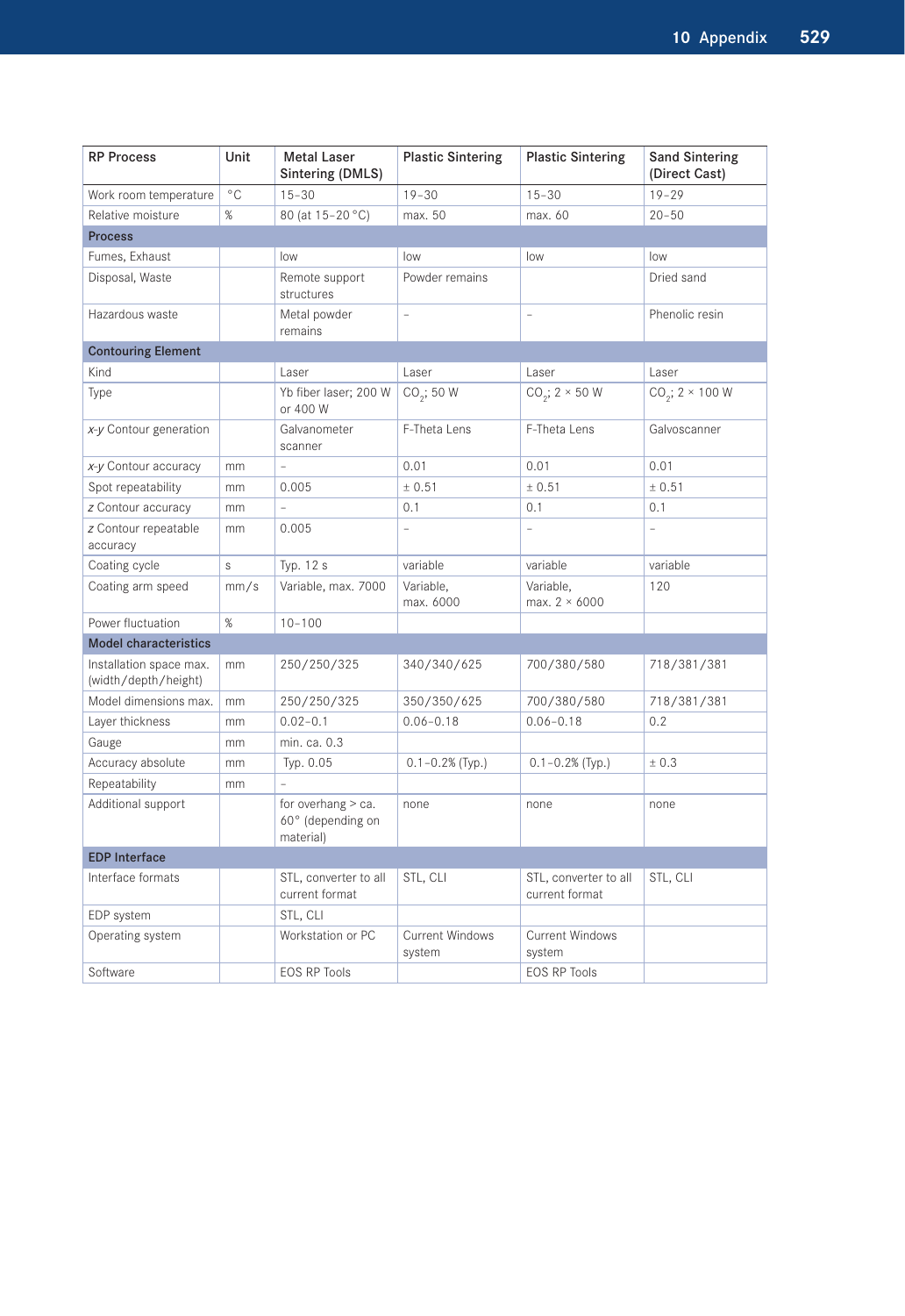| RP Process | Unit | Metal Laser Sintering (DMLS) | Plastic Sintering | Plastic Sintering | Sand Sintering (Direct Cast) |
|---|---|---|---|---|---|
| Work room temperature | °C | 15–30 | 19–30 | 15–30 | 19–29 |
| Relative moisture | % | 80 (at 15–20 °C) | max. 50 | max. 60 | 20–50 |
| **Process** | | | | | |
| Fumes, Exhaust | | low | low | low | low |
| Disposal, Waste | | Remote support structures | Powder remains | | Dried sand |
| Hazardous waste | | Metal powder remains | – | – | Phenolic resin |
| **Contouring Element** | | | | | |
| Kind | | Laser | Laser | Laser | Laser |
| Type | | Yb fiber laser; 200 W or 400 W | $CO_2$; 50 W | $CO_2$; 2 × 50 W | $CO_2$; 2 × 100 W |
| *x-y* Contour generation | | Galvanometer scanner | F-Theta Lens | F-Theta Lens | Galvoscanner |
| *x-y* Contour accuracy | mm | – | 0.01 | 0.01 | 0.01 |
| Spot repeatability | mm | 0.005 | ± 0.51 | ± 0.51 | ± 0.51 |
| *z* Contour accuracy | mm | – | 0.1 | 0.1 | 0.1 |
| *z* Contour repeatable accuracy | mm | 0.005 | – | – | – |
| Coating cycle | s | Typ. 12 s | variable | variable | variable |
| Coating arm speed | mm/s | Variable, max. 7000 | Variable, max. 6000 | Variable, max. 2 × 6000 | 120 |
| Power fluctuation | % | 10–100 | | | |
| **Model characteristics** | | | | | |
| Installation space max. (width/depth/height) | mm | 250/250/325 | 340/340/625 | 700/380/580 | 718/381/381 |
| Model dimensions max. | mm | 250/250/325 | 350/350/625 | 700/380/580 | 718/381/381 |
| Layer thickness | mm | 0.02–0.1 | 0.06–0.18 | 0.06–0.18 | 0.2 |
| Gauge | mm | min. ca. 0.3 | | | |
| Accuracy absolute | mm | Typ. 0.05 | 0.1–0.2% (Typ.) | 0.1–0.2% (Typ.) | ± 0.3 |
| Repeatability | mm | – | | | |
| Additional support | | for overhang > ca. 60° (depending on material) | none | none | none |
| **EDP Interface** | | | | | |
| Interface formats | | STL, converter to all current format | STL, CLI | STL, converter to all current format | STL, CLI |
| EDP system | | STL, CLI | | | |
| Operating system | | Workstation or PC | Current Windows system | Current Windows system | |
| Software | | EOS RP Tools | | EOS RP Tools | |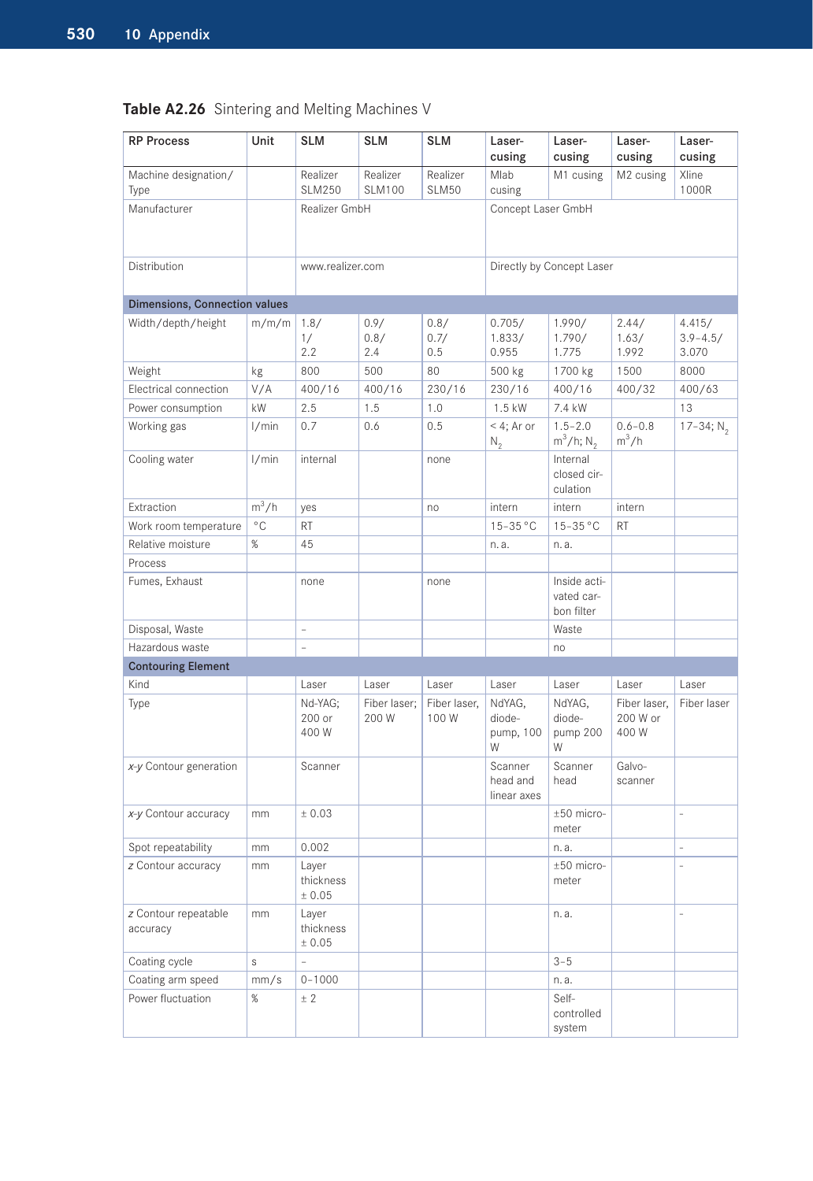**Table A2.26** Sintering and Melting Machines V

| RP Process | Unit | SLM | SLM | SLM | Laser-cusing | Laser-cusing | Laser-cusing | Laser-cusing |
|---|---|---|---|---|---|---|---|---|
| Machine designation/ Type | | Realizer SLM250 | Realizer SLM100 | Realizer SLM50 | Mlab cusing | M1 cusing | M2 cusing | Xline 1000R |
| Manufacturer | | Realizer GmbH | | | Concept Laser GmbH | | | |
| Distribution | | www.realizer.com | | | Directly by Concept Laser | | | |
| **Dimensions, Connection values** | | | | | | | | |
| Width/depth/height | m/m/m | 1.8/ 1/ 2.2 | 0.9/ 0.8/ 2.4 | 0.8/ 0.7/ 0.5 | 0.705/ 1.833/ 0.955 | 1.990/ 1.790/ 1.775 | 2.44/ 1.63/ 1.992 | 4.415/ 3.9–4.5/ 3.070 |
| Weight | kg | 800 | 500 | 80 | 500 kg | 1700 kg | 1500 | 8000 |
| Electrical connection | V/A | 400/16 | 400/16 | 230/16 | 230/16 | 400/16 | 400/32 | 400/63 |
| Power consumption | kW | 2.5 | 1.5 | 1.0 | 1.5 kW | 7.4 kW | | 13 |
| Working gas | l/min | 0.7 | 0.6 | 0.5 | < 4; Ar or $N_2$ | 1.5–2.0 $m^3/h$; $N_2$ | 0.6–0.8 $m^3/h$ | 17–34; $N_2$ |
| Cooling water | l/min | internal | | none | | Internal closed circulation | | |
| Extraction | $m^3/h$ | yes | | no | intern | intern | intern | |
| Work room temperature | °C | RT | | | 15–35 °C | 15–35 °C | RT | |
| Relative moisture | % | 45 | | | n. a. | n. a. | | |
| Process | | | | | | | | |
| Fumes, Exhaust | | none | | none | | Inside activated carbon filter | | |
| Disposal, Waste | | – | | | | Waste | | |
| Hazardous waste | | – | | | | no | | |
| **Contouring Element** | | | | | | | | |
| Kind | | Laser | Laser | Laser | Laser | Laser | Laser | Laser |
| Type | | Nd-YAG; 200 or 400 W | Fiber laser; 200 W | Fiber laser, 100 W | NdYAG, diode-pump, 100 W | NdYAG, diode-pump 200 W | Fiber laser, 200 W or 400 W | Fiber laser |
| *x-y* Contour generation | | Scanner | | | Scanner head and linear axes | Scanner head | Galvo-scanner | |
| *x-y* Contour accuracy | mm | ± 0.03 | | | | ±50 micrometer | | – |
| Spot repeatability | mm | 0.002 | | | | n. a. | | – |
| *z* Contour accuracy | mm | Layer thickness ± 0.05 | | | | ±50 micrometer | | – |
| *z* Contour repeatable accuracy | mm | Layer thickness ± 0.05 | | | | n. a. | | – |
| Coating cycle | s | – | | | | 3–5 | | |
| Coating arm speed | mm/s | 0–1000 | | | | n. a. | | |
| Power fluctuation | % | ± 2 | | | | Self-controlled system | | |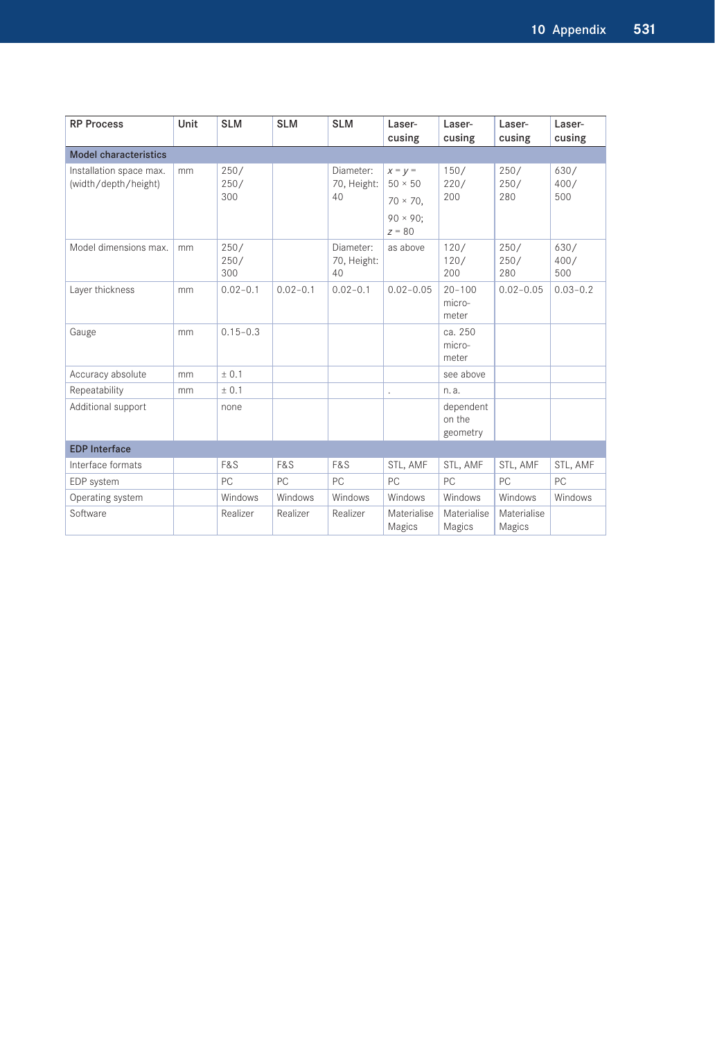| RP Process | Unit | SLM | SLM | SLM | Laser-cusing | Laser-cusing | Laser-cusing | Laser-cusing |
|---|---|---|---|---|---|---|---|---|
| **Model characteristics** | | | | | | | | |
| Installation space max. (width/depth/height) | mm | 250/ 250/ 300 | | Diameter: 70, Height: 40 | $x = y =$ 50 × 50 70 × 70, 90 × 90; $z = 80$ | 150/ 220/ 200 | 250/ 250/ 280 | 630/ 400/ 500 |
| Model dimensions max. | mm | 250/ 250/ 300 | | Diameter: 70, Height: 40 | as above | 120/ 120/ 200 | 250/ 250/ 280 | 630/ 400/ 500 |
| Layer thickness | mm | 0.02–0.1 | 0.02–0.1 | 0.02–0.1 | 0.02–0.05 | 20–100 micro-meter | 0.02–0.05 | 0.03–0.2 |
| Gauge | mm | 0.15–0.3 | | | | ca. 250 micro-meter | | |
| Accuracy absolute | mm | ± 0.1 | | | | see above | | |
| Repeatability | mm | ± 0.1 | | | . | n. a. | | |
| Additional support | | none | | | | dependent on the geometry | | |
| **EDP Interface** | | | | | | | | |
| Interface formats | | F&S | F&S | F&S | STL, AMF | STL, AMF | STL, AMF | STL, AMF |
| EDP system | | PC | PC | PC | PC | PC | PC | PC |
| Operating system | | Windows | Windows | Windows | Windows | Windows | Windows | Windows |
| Software | | Realizer | Realizer | Realizer | Materialise Magics | Materialise Magics | Materialise Magics | |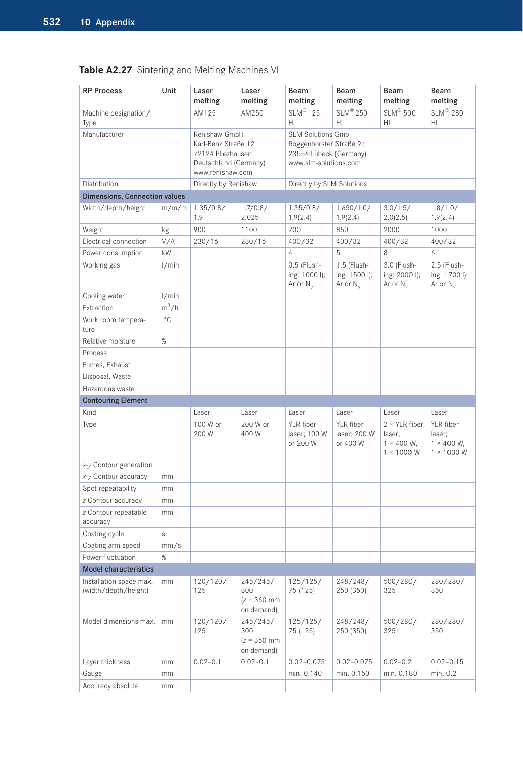**Table A2.27** Sintering and Melting Machines VI

| RP Process | Unit | Laser melting | Laser melting | Beam melting | Beam melting | Beam melting | Beam melting |
|---|---|---|---|---|---|---|---|
| Machine designation/ Type | | AM125 | AM250 | SLM® 125 HL | SLM® 250 HL | SLM® 500 HL | SLM® 280 HL |
| Manufacturer | | Renishaw GmbH Karl-Benz Straße 12 72124 Pliezhausen Deutschland (Germany) www.renishaw.com | | SLM Solutions GmbH Roggenhorster Straße 9c 23556 Lübeck (Germany) www.slm-solutions.com | | | |
| Distribution | | Directly by Renishaw | | Directly by SLM Solutions | | | |
| **Dimensions, Connection values** | | | | | | | |
| Width/depth/height | m/m/m | 1.35/0.8/ 1.9 | 1.7/0.8/ 2.025 | 1.35/0.8/ 1.9(2.4) | 1.650/1.0/ 1.9(2.4) | 3.0/1.5/ 2.0(2.5) | 1.8/1.0/ 1.9(2.4) |
| Weight | kg | 900 | 1100 | 700 | 850 | 2000 | 1000 |
| Electrical connection | V/A | 230/16 | 230/16 | 400/32 | 400/32 | 400/32 | 400/32 |
| Power consumption | kW | | | 4 | 5 | 8 | 6 |
| Working gas | l/min | | | 0.5 (Flushing: 1000 l); Ar or $N_2$ | 1.5 (Flushing: 1500 l); Ar or $N_2$ | 3.0 (Flushing: 2000 l); Ar or $N_2$ | 2.5 (Flushing: 1700 l); Ar or $N_2$ |
| Cooling water | l/min | | | | | | |
| Extraction | $m^3/h$ | | | | | | |
| Work room temperature | °C | | | | | | |
| Relative moisture | % | | | | | | |
| Process | | | | | | | |
| Fumes, Exhaust | | | | | | | |
| Disposal, Waste | | | | | | | |
| Hazardous waste | | | | | | | |
| **Contouring Element** | | | | | | | |
| Kind | | Laser | Laser | Laser | Laser | Laser | Laser |
| Type | | 100 W or 200 W | 200 W or 400 W | YLR fiber laser; 100 W or 200 W | YLR fiber laser; 200 W or 400 W | 2 × YLR fiber laser; 1 × 400 W, 1 × 1000 W | YLR fiber laser; 1 × 400 W, 1 × 1000 W |
| *x-y* Contour generation | | | | | | | |
| *x-y* Contour accuracy | mm | | | | | | |
| Spot repeatability | mm | | | | | | |
| *z* Contour accuracy | mm | | | | | | |
| *z* Contour repeatable accuracy | mm | | | | | | |
| Coating cycle | s | | | | | | |
| Coating arm speed | mm/s | | | | | | |
| Power fluctuation | % | | | | | | |
| **Model characteristics** | | | | | | | |
| Installation space max. (width/depth/height) | mm | 120/120/ 125 | 245/245/ 300 ($z$ = 360 mm on demand) | 125/125/ 75 (125) | 248/248/ 250 (350) | 500/280/ 325 | 280/280/ 350 |
| Model dimensions max. | mm | 120/120/ 125 | 245/245/ 300 ($z$ = 360 mm on demand) | 125/125/ 75 (125) | 248/248/ 250 (350) | 500/280/ 325 | 280/280/ 350 |
| Layer thickness | mm | 0.02–0.1 | 0.02–0.1 | 0.02–0.075 | 0.02–0.075 | 0.02–0.2 | 0.02–0.15 |
| Gauge | mm | | | min. 0.140 | min. 0.150 | min. 0.180 | min. 0.2 |
| Accuracy absolute | mm | | | | | | |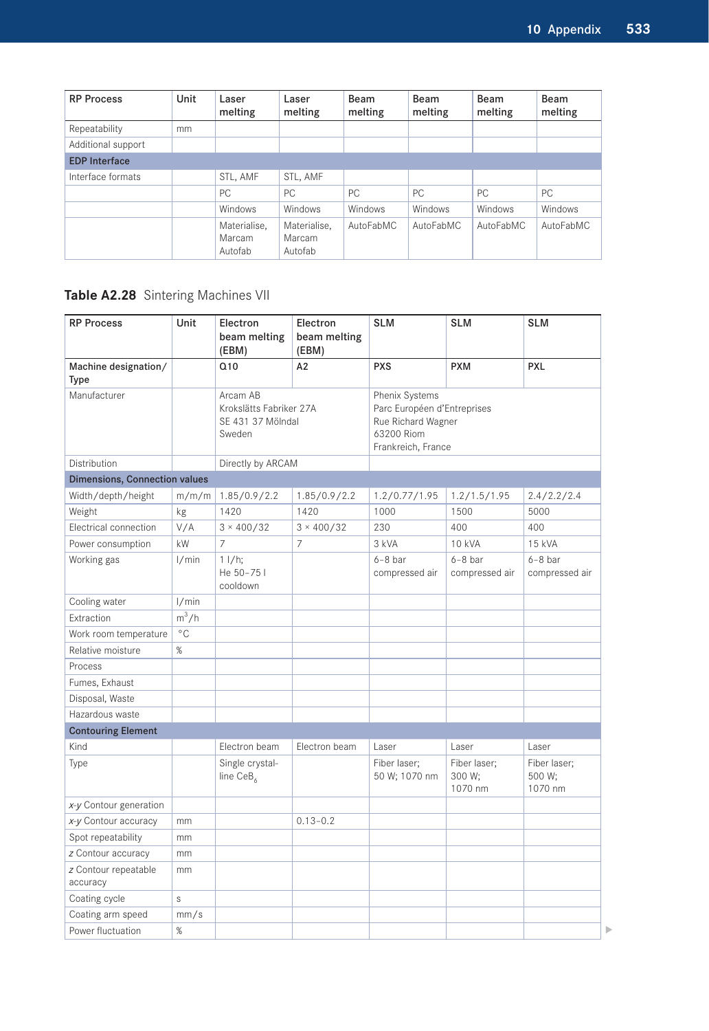| RP Process | Unit | Laser melting | Laser melting | Beam melting | Beam melting | Beam melting | Beam melting |
|---|---|---|---|---|---|---|---|
| Repeatability | mm | | | | | | |
| Additional support | | | | | | | |
| **EDP Interface** | | | | | | | |
| Interface formats | | STL, AMF | STL, AMF | | | | |
| | | PC | PC | PC | PC | PC | PC |
| | | Windows | Windows | Windows | Windows | Windows | Windows |
| | | Materialise, Marcam Autofab | Materialise, Marcam Autofab | AutoFabMC | AutoFabMC | AutoFabMC | AutoFabMC |

**Table A2.28** Sintering Machines VII

| RP Process | Unit | Electron beam melting (EBM) | Electron beam melting (EBM) | SLM | SLM | SLM |
|---|---|---|---|---|---|---|
| Machine designation/ Type | | Q10 | A2 | PXS | PXM | PXL |
| Manufacturer | | Arcam AB Krokslätts Fabriker 27A SE 431 37 Mölndal Sweden | | Phenix Systems Parc Européen d'Entreprises Rue Richard Wagner 63200 Riom Frankreich, France | | |
| Distribution | | Directly by ARCAM | | | | |
| **Dimensions, Connection values** | | | | | | |
| Width/depth/height | m/m/m | 1.85/0.9/2.2 | 1.85/0.9/2.2 | 1.2/0.77/1.95 | 1.2/1.5/1.95 | 2.4/2.2/2.4 |
| Weight | kg | 1420 | 1420 | 1000 | 1500 | 5000 |
| Electrical connection | V/A | 3 × 400/32 | 3 × 400/32 | 230 | 400 | 400 |
| Power consumption | kW | 7 | 7 | 3 kVA | 10 kVA | 15 kVA |
| Working gas | l/min | 1 l/h; He 50–75 l cooldown | | 6–8 bar compressed air | 6–8 bar compressed air | 6–8 bar compressed air |
| Cooling water | l/min | | | | | |
| Extraction | $m^3/h$ | | | | | |
| Work room temperature | °C | | | | | |
| Relative moisture | % | | | | | |
| Process | | | | | | |
| Fumes, Exhaust | | | | | | |
| Disposal, Waste | | | | | | |
| Hazardous waste | | | | | | |
| **Contouring Element** | | | | | | |
| Kind | | Electron beam | Electron beam | Laser | Laser | Laser |
| Type | | Single crystalline $CeB_6$ | | Fiber laser; 50 W; 1070 nm | Fiber laser; 300 W; 1070 nm | Fiber laser; 500 W; 1070 nm |
| *x-y* Contour generation | | | | | | |
| *x-y* Contour accuracy | mm | | 0.13–0.2 | | | |
| Spot repeatability | mm | | | | | |
| *z* Contour accuracy | mm | | | | | |
| *z* Contour repeatable accuracy | mm | | | | | |
| Coating cycle | s | | | | | |
| Coating arm speed | mm/s | | | | | |
| Power fluctuation | % | | | | | |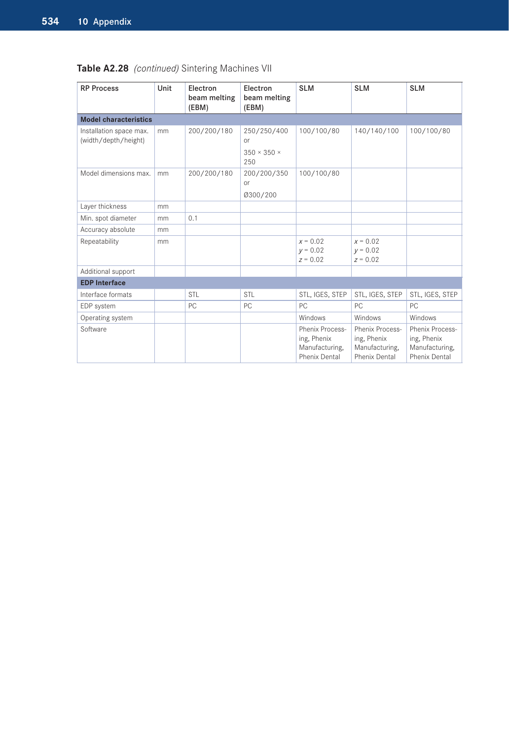**Table A2.28** *(continued)* Sintering Machines VII

| RP Process | Unit | Electron beam melting (EBM) | Electron beam melting (EBM) | SLM | SLM | SLM |
|---|---|---|---|---|---|---|
| **Model characteristics** | | | | | | |
| Installation space max. (width/depth/height) | mm | 200/200/180 | 250/250/400 or 350 × 350 × 250 | 100/100/80 | 140/140/100 | 100/100/80 |
| Model dimensions max. | mm | 200/200/180 | 200/200/350 or Ø300/200 | 100/100/80 | | |
| Layer thickness | mm | | | | | |
| Min. spot diameter | mm | 0.1 | | | | |
| Accuracy absolute | mm | | | | | |
| Repeatability | mm | | | $x = 0.02$ $y = 0.02$ $z = 0.02$ | $x = 0.02$ $y = 0.02$ $z = 0.02$ | |
| Additional support | | | | | | |
| **EDP Interface** | | | | | | |
| Interface formats | | STL | STL | STL, IGES, STEP | STL, IGES, STEP | STL, IGES, STEP |
| EDP system | | PC | PC | PC | PC | PC |
| Operating system | | | | Windows | Windows | Windows |
| Software | | | | Phenix Processing, Phenix Manufacturing, Phenix Dental | Phenix Processing, Phenix Manufacturing, Phenix Dental | Phenix Processing, Phenix Manufacturing, Phenix Dental |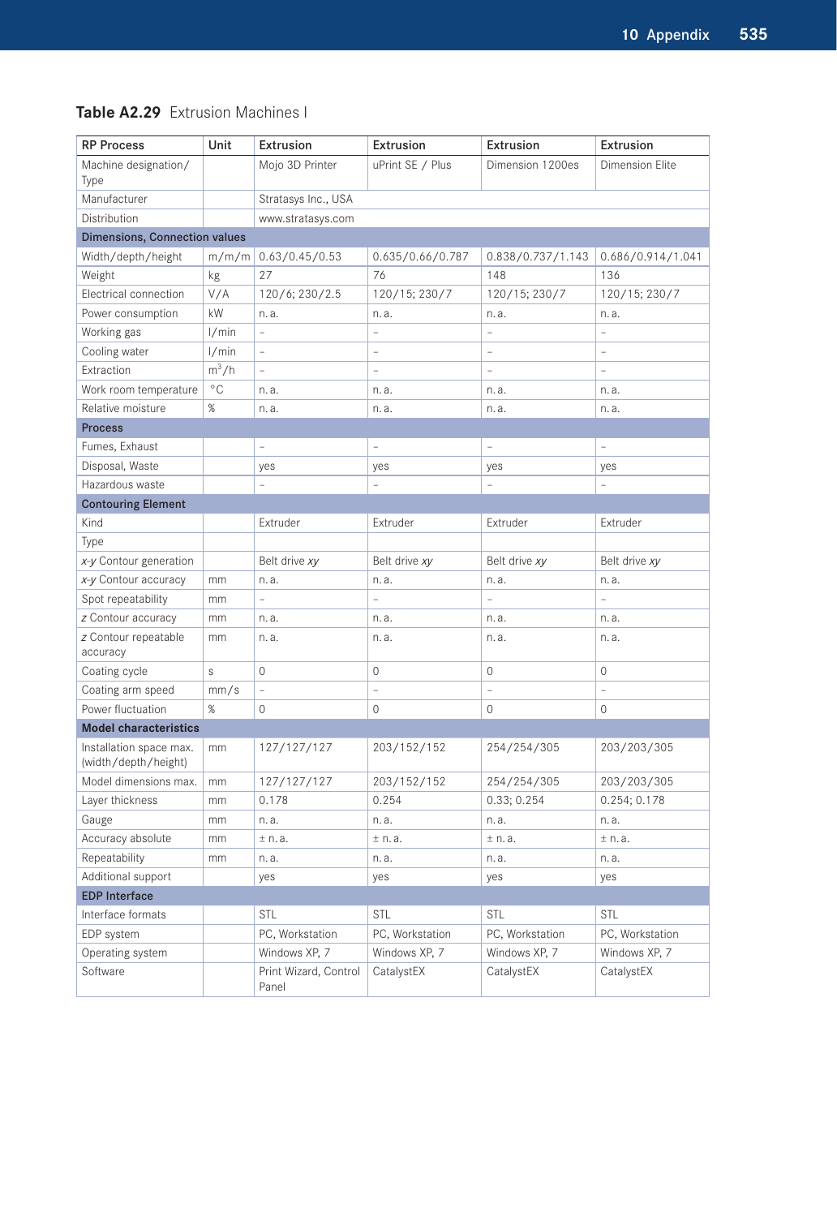**Table A2.29** Extrusion Machines I

| RP Process | Unit | Extrusion | Extrusion | Extrusion | Extrusion |
|---|---|---|---|---|---|
| Machine designation/ Type | | Mojo 3D Printer | uPrint SE / Plus | Dimension 1200es | Dimension Elite |
| Manufacturer | | Stratasys Inc., USA | | | |
| Distribution | | www.stratasys.com | | | |
| **Dimensions, Connection values** | | | | | |
| Width/depth/height | m/m/m | 0.63/0.45/0.53 | 0.635/0.66/0.787 | 0.838/0.737/1.143 | 0.686/0.914/1.041 |
| Weight | kg | 27 | 76 | 148 | 136 |
| Electrical connection | V/A | 120/6; 230/2.5 | 120/15; 230/7 | 120/15; 230/7 | 120/15; 230/7 |
| Power consumption | kW | n. a. | n. a. | n. a. | n. a. |
| Working gas | l/min | – | – | – | – |
| Cooling water | l/min | – | – | – | – |
| Extraction | $m^3/h$ | – | – | – | – |
| Work room temperature | °C | n. a. | n. a. | n. a. | n. a. |
| Relative moisture | % | n. a. | n. a. | n. a. | n. a. |
| **Process** | | | | | |
| Fumes, Exhaust | | – | – | – | – |
| Disposal, Waste | | yes | yes | yes | yes |
| Hazardous waste | | – | – | – | – |
| **Contouring Element** | | | | | |
| Kind | | Extruder | Extruder | Extruder | Extruder |
| Type | | | | | |
| *x-y* Contour generation | | Belt drive *xy* | Belt drive *xy* | Belt drive *xy* | Belt drive *xy* |
| *x-y* Contour accuracy | mm | n. a. | n. a. | n. a. | n. a. |
| Spot repeatability | mm | – | – | – | – |
| *z* Contour accuracy | mm | n. a. | n. a. | n. a. | n. a. |
| *z* Contour repeatable accuracy | mm | n. a. | n. a. | n. a. | n. a. |
| Coating cycle | s | 0 | 0 | 0 | 0 |
| Coating arm speed | mm/s | – | – | – | – |
| Power fluctuation | % | 0 | 0 | 0 | 0 |
| **Model characteristics** | | | | | |
| Installation space max. (width/depth/height) | mm | 127/127/127 | 203/152/152 | 254/254/305 | 203/203/305 |
| Model dimensions max. | mm | 127/127/127 | 203/152/152 | 254/254/305 | 203/203/305 |
| Layer thickness | mm | 0.178 | 0.254 | 0.33; 0.254 | 0.254; 0.178 |
| Gauge | mm | n. a. | n. a. | n. a. | n. a. |
| Accuracy absolute | mm | ± n. a. | ± n. a. | ± n. a. | ± n. a. |
| Repeatability | mm | n. a. | n. a. | n. a. | n. a. |
| Additional support | | yes | yes | yes | yes |
| **EDP Interface** | | | | | |
| Interface formats | | STL | STL | STL | STL |
| EDP system | | PC, Workstation | PC, Workstation | PC, Workstation | PC, Workstation |
| Operating system | | Windows XP, 7 | Windows XP, 7 | Windows XP, 7 | Windows XP, 7 |
| Software | | Print Wizard, Control Panel | CatalystEX | CatalystEX | CatalystEX |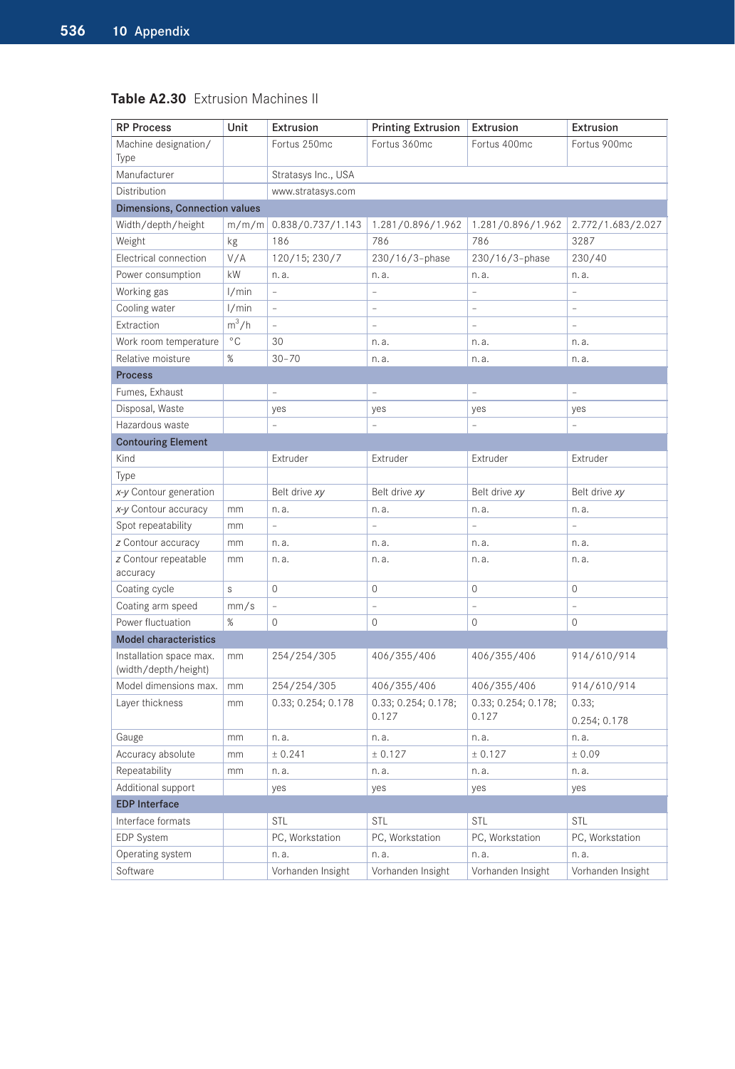**Table A2.30** Extrusion Machines II

| RP Process | Unit | Extrusion | Printing Extrusion | Extrusion | Extrusion |
|---|---|---|---|---|---|
| Machine designation/ Type | | Fortus 250mc | Fortus 360mc | Fortus 400mc | Fortus 900mc |
| Manufacturer | | Stratasys Inc., USA | | | |
| Distribution | | www.stratasys.com | | | |
| **Dimensions, Connection values** | | | | | |
| Width/depth/height | m/m/m | 0.838/0.737/1.143 | 1.281/0.896/1.962 | 1.281/0.896/1.962 | 2.772/1.683/2.027 |
| Weight | kg | 186 | 786 | 786 | 3287 |
| Electrical connection | V/A | 120/15; 230/7 | 230/16/3-phase | 230/16/3-phase | 230/40 |
| Power consumption | kW | n.a. | n.a. | n.a. | n.a. |
| Working gas | l/min | – | – | – | – |
| Cooling water | l/min | – | – | – | – |
| Extraction | $m^3/h$ | – | – | – | – |
| Work room temperature | °C | 30 | n.a. | n.a. | n.a. |
| Relative moisture | % | 30–70 | n.a. | n.a. | n.a. |
| **Process** | | | | | |
| Fumes, Exhaust | | – | – | – | – |
| Disposal, Waste | | yes | yes | yes | yes |
| Hazardous waste | | – | – | – | – |
| **Contouring Element** | | | | | |
| Kind | | Extruder | Extruder | Extruder | Extruder |
| Type | | | | | |
| *x-y* Contour generation | | Belt drive *xy* | Belt drive *xy* | Belt drive *xy* | Belt drive *xy* |
| *x-y* Contour accuracy | mm | n.a. | n.a. | n.a. | n.a. |
| Spot repeatability | mm | – | – | – | – |
| *z* Contour accuracy | mm | n.a. | n.a. | n.a. | n.a. |
| *z* Contour repeatable accuracy | mm | n.a. | n.a. | n.a. | n.a. |
| Coating cycle | s | 0 | 0 | 0 | 0 |
| Coating arm speed | mm/s | – | – | – | – |
| Power fluctuation | % | 0 | 0 | 0 | 0 |
| **Model characteristics** | | | | | |
| Installation space max. (width/depth/height) | mm | 254/254/305 | 406/355/406 | 406/355/406 | 914/610/914 |
| Model dimensions max. | mm | 254/254/305 | 406/355/406 | 406/355/406 | 914/610/914 |
| Layer thickness | mm | 0.33; 0.254; 0.178 | 0.33; 0.254; 0.178; 0.127 | 0.33; 0.254; 0.178; 0.127 | 0.33; 0.254; 0.178 |
| Gauge | mm | n.a. | n.a. | n.a. | n.a. |
| Accuracy absolute | mm | ± 0.241 | ± 0.127 | ± 0.127 | ± 0.09 |
| Repeatability | mm | n.a. | n.a. | n.a. | n.a. |
| Additional support | | yes | yes | yes | yes |
| **EDP Interface** | | | | | |
| Interface formats | | STL | STL | STL | STL |
| EDP System | | PC, Workstation | PC, Workstation | PC, Workstation | PC, Workstation |
| Operating system | | n.a. | n.a. | n.a. | n.a. |
| Software | | Vorhanden Insight | Vorhanden Insight | Vorhanden Insight | Vorhanden Insight |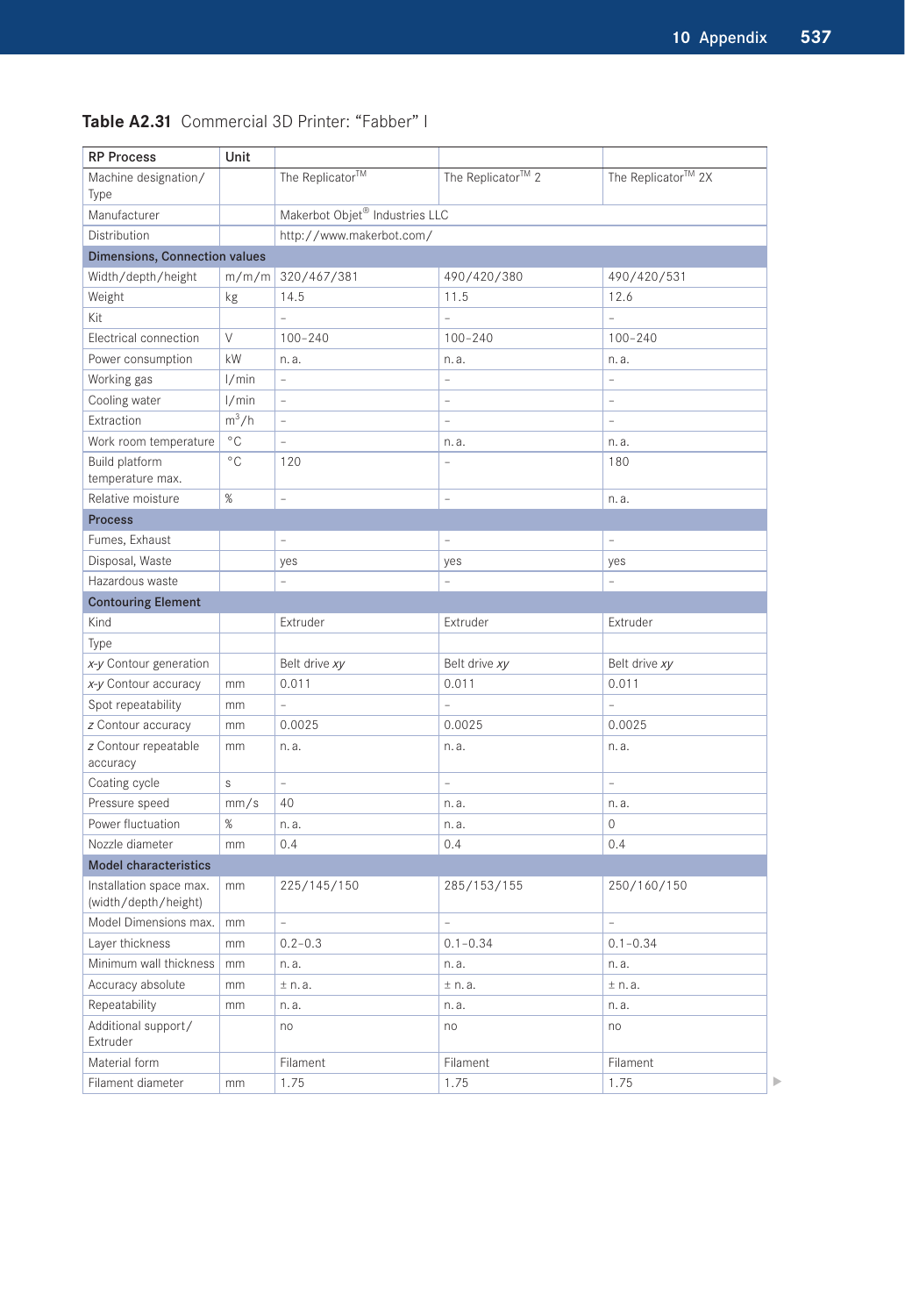**Table A2.31** Commercial 3D Printer: "Fabber" I

| RP Process | Unit | | | |
|---|---|---|---|---|
| Machine designation/ Type | | The Replicator™ | The Replicator™ 2 | The Replicator™ 2X |
| Manufacturer | | Makerbot Objet® Industries LLC | | |
| Distribution | | http://www.makerbot.com/ | | |
| **Dimensions, Connection values** | | | | |
| Width/depth/height | m/m/m | 320/467/381 | 490/420/380 | 490/420/531 |
| Weight | kg | 14.5 | 11.5 | 12.6 |
| Kit | | – | – | – |
| Electrical connection | V | 100–240 | 100–240 | 100–240 |
| Power consumption | kW | n. a. | n. a. | n. a. |
| Working gas | l/min | – | – | – |
| Cooling water | l/min | – | – | – |
| Extraction | $m^3/h$ | – | – | – |
| Work room temperature | °C | – | n. a. | n. a. |
| Build platform temperature max. | °C | 120 | – | 180 |
| Relative moisture | % | – | – | n. a. |
| **Process** | | | | |
| Fumes, Exhaust | | – | – | – |
| Disposal, Waste | | yes | yes | yes |
| Hazardous waste | | – | – | – |
| **Contouring Element** | | | | |
| Kind | | Extruder | Extruder | Extruder |
| Type | | | | |
| *x-y* Contour generation | | Belt drive *xy* | Belt drive *xy* | Belt drive *xy* |
| *x-y* Contour accuracy | mm | 0.011 | 0.011 | 0.011 |
| Spot repeatability | mm | – | – | – |
| *z* Contour accuracy | mm | 0.0025 | 0.0025 | 0.0025 |
| *z* Contour repeatable accuracy | mm | n. a. | n. a. | n. a. |
| Coating cycle | s | – | – | – |
| Pressure speed | mm/s | 40 | n. a. | n. a. |
| Power fluctuation | % | n. a. | n. a. | 0 |
| Nozzle diameter | mm | 0.4 | 0.4 | 0.4 |
| **Model characteristics** | | | | |
| Installation space max. (width/depth/height) | mm | 225/145/150 | 285/153/155 | 250/160/150 |
| Model Dimensions max. | mm | – | – | – |
| Layer thickness | mm | 0.2–0.3 | 0.1–0.34 | 0.1–0.34 |
| Minimum wall thickness | mm | n. a. | n. a. | n. a. |
| Accuracy absolute | mm | ± n. a. | ± n. a. | ± n. a. |
| Repeatability | mm | n. a. | n. a. | n. a. |
| Additional support/ Extruder | | no | no | no |
| Material form | | Filament | Filament | Filament |
| Filament diameter | mm | 1.75 | 1.75 | 1.75 |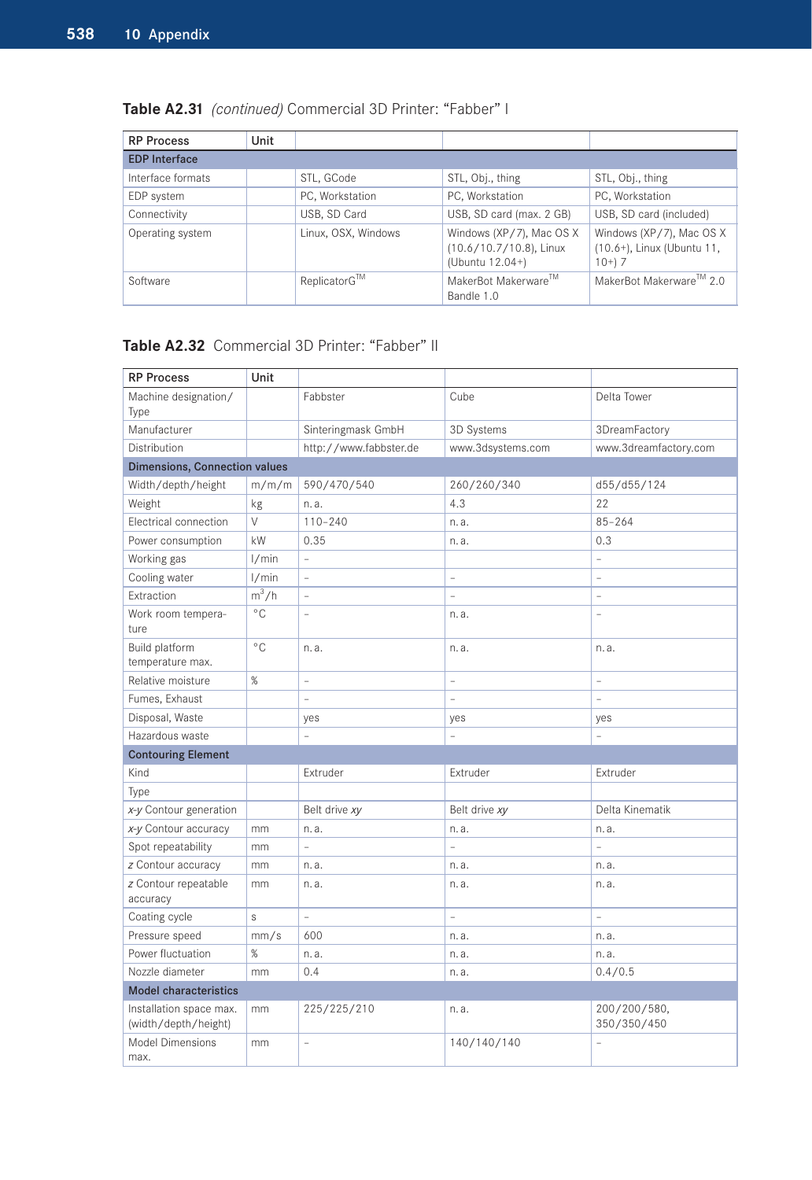**Table A2.31** *(continued)* Commercial 3D Printer: "Fabber" I

| RP Process | Unit | | | |
|---|---|---|---|---|
| **EDP Interface** | | | | |
| Interface formats | | STL, GCode | STL, Obj., thing | STL, Obj., thing |
| EDP system | | PC, Workstation | PC, Workstation | PC, Workstation |
| Connectivity | | USB, SD Card | USB, SD card (max. 2 GB) | USB, SD card (included) |
| Operating system | | Linux, OSX, Windows | Windows (XP/7), Mac OS X (10.6/10.7/10.8), Linux (Ubuntu 12.04+) | Windows (XP/7), Mac OS X (10.6+), Linux (Ubuntu 11, 10+) 7 |
| Software | | ReplicatorG™ | MakerBot Makerware™ Bandle 1.0 | MakerBot Makerware™ 2.0 |

**Table A2.32** Commercial 3D Printer: "Fabber" II

| RP Process | Unit | | | |
|---|---|---|---|---|
| Machine designation/Type | | Fabbster | Cube | Delta Tower |
| Manufacturer | | Sinteringmask GmbH | 3D Systems | 3DreamFactory |
| Distribution | | http://www.fabbster.de | www.3dsystems.com | www.3dreamfactory.com |
| **Dimensions, Connection values** | | | | |
| Width/depth/height | m/m/m | 590/470/540 | 260/260/340 | d55/d55/124 |
| Weight | kg | n. a. | 4.3 | 22 |
| Electrical connection | V | 110–240 | n. a. | 85–264 |
| Power consumption | kW | 0.35 | n. a. | 0.3 |
| Working gas | l/min | – | | – |
| Cooling water | l/min | – | – | – |
| Extraction | $m^3/h$ | – | – | – |
| Work room temperature | °C | – | n. a. | – |
| Build platform temperature max. | °C | n. a. | n. a. | n. a. |
| Relative moisture | % | – | – | – |
| Fumes, Exhaust | | – | – | – |
| Disposal, Waste | | yes | yes | yes |
| Hazardous waste | | – | – | – |
| **Contouring Element** | | | | |
| Kind | | Extruder | Extruder | Extruder |
| Type | | | | |
| *x-y* Contour generation | | Belt drive *xy* | Belt drive *xy* | Delta Kinematik |
| *x-y* Contour accuracy | mm | n. a. | n. a. | n. a. |
| Spot repeatability | mm | – | – | – |
| *z* Contour accuracy | mm | n. a. | n. a. | n. a. |
| *z* Contour repeatable accuracy | mm | n. a. | n. a. | n. a. |
| Coating cycle | s | – | – | – |
| Pressure speed | mm/s | 600 | n. a. | n. a. |
| Power fluctuation | % | n. a. | n. a. | n. a. |
| Nozzle diameter | mm | 0.4 | n. a. | 0.4/0.5 |
| **Model characteristics** | | | | |
| Installation space max. (width/depth/height) | mm | 225/225/210 | n. a. | 200/200/580, 350/350/450 |
| Model Dimensions max. | mm | – | 140/140/140 | – |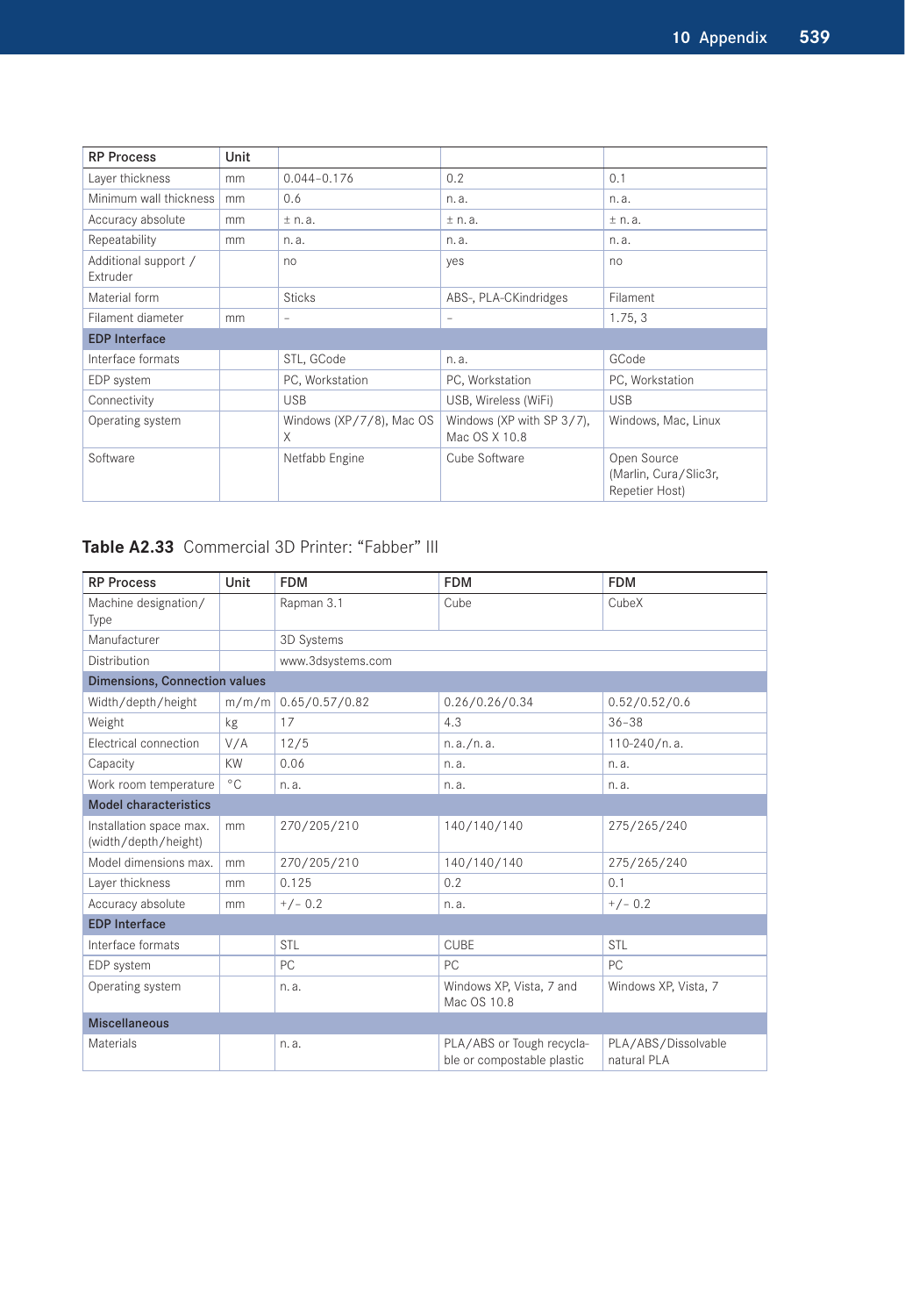| RP Process | Unit | | | |
|---|---|---|---|---|
| Layer thickness | mm | 0.044–0.176 | 0.2 | 0.1 |
| Minimum wall thickness | mm | 0.6 | n. a. | n. a. |
| Accuracy absolute | mm | ± n. a. | ± n. a. | ± n. a. |
| Repeatability | mm | n. a. | n. a. | n. a. |
| Additional support / Extruder | | no | yes | no |
| Material form | | Sticks | ABS-, PLA-CKindridges | Filament |
| Filament diameter | mm | – | – | 1.75, 3 |
| **EDP Interface** | | | | |
| Interface formats | | STL, GCode | n. a. | GCode |
| EDP system | | PC, Workstation | PC, Workstation | PC, Workstation |
| Connectivity | | USB | USB, Wireless (WiFi) | USB |
| Operating system | | Windows (XP/7/8), Mac OS X | Windows (XP with SP 3/7), Mac OS X 10.8 | Windows, Mac, Linux |
| Software | | Netfabb Engine | Cube Software | Open Source (Marlin, Cura/Slic3r, Repetier Host) |

**Table A2.33** Commercial 3D Printer: "Fabber" III

| RP Process | Unit | FDM | FDM | FDM |
|---|---|---|---|---|
| Machine designation/ Type | | Rapman 3.1 | Cube | CubeX |
| Manufacturer | | 3D Systems | | |
| Distribution | | www.3dsystems.com | | |
| **Dimensions, Connection values** | | | | |
| Width/depth/height | m/m/m | 0.65/0.57/0.82 | 0.26/0.26/0.34 | 0.52/0.52/0.6 |
| Weight | kg | 17 | 4.3 | 36–38 |
| Electrical connection | V/A | 12/5 | n. a./n. a. | 110-240/n. a. |
| Capacity | KW | 0.06 | n. a. | n. a. |
| Work room temperature | °C | n. a. | n. a. | n. a. |
| **Model characteristics** | | | | |
| Installation space max. (width/depth/height) | mm | 270/205/210 | 140/140/140 | 275/265/240 |
| Model dimensions max. | mm | 270/205/210 | 140/140/140 | 275/265/240 |
| Layer thickness | mm | 0.125 | 0.2 | 0.1 |
| Accuracy absolute | mm | +/– 0.2 | n. a. | +/– 0.2 |
| **EDP Interface** | | | | |
| Interface formats | | STL | CUBE | STL |
| EDP system | | PC | PC | PC |
| Operating system | | n. a. | Windows XP, Vista, 7 and Mac OS 10.8 | Windows XP, Vista, 7 |
| **Miscellaneous** | | | | |
| Materials | | n. a. | PLA/ABS or Tough recyclable or compostable plastic | PLA/ABS/Dissolvable natural PLA |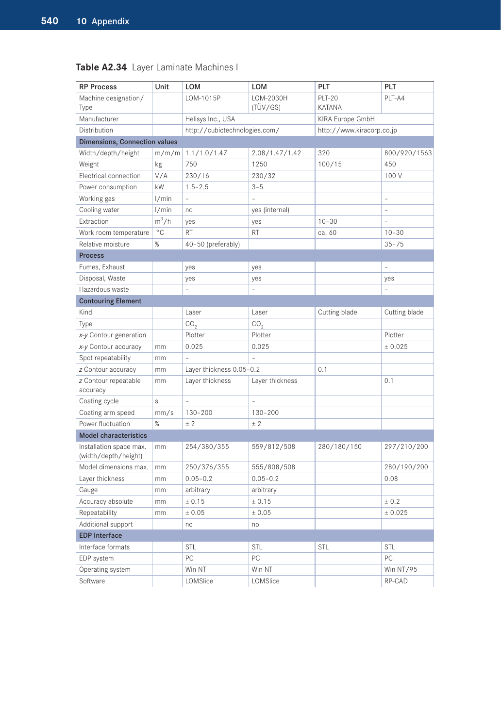**Table A2.34** Layer Laminate Machines I

| RP Process | Unit | LOM | LOM | PLT | PLT |
|---|---|---|---|---|---|
| Machine designation/ Type | | LOM-1015P | LOM-2030H (TÜV/GS) | PLT-20 KATANA | PLT-A4 |
| Manufacturer | | Helisys Inc., USA | | KIRA Europe GmbH | |
| Distribution | | http://cubictechnologies.com/ | | http://www.kiracorp.co.jp | |
| **Dimensions, Connection values** | | | | | |
| Width/depth/height | m/m/m | 1.1/1.0/1.47 | 2.08/1.47/1.42 | 320 | 800/920/1563 |
| Weight | kg | 750 | 1250 | 100/15 | 450 |
| Electrical connection | V/A | 230/16 | 230/32 | | 100 V |
| Power consumption | kW | 1.5–2.5 | 3–5 | | |
| Working gas | l/min | – | – | | – |
| Cooling water | l/min | no | yes (internal) | | – |
| Extraction | $m^3/h$ | yes | yes | 10–30 | – |
| Work room temperature | °C | RT | RT | ca. 60 | 10–30 |
| Relative moisture | % | 40–50 (preferably) | | | 35–75 |
| **Process** | | | | | |
| Fumes, Exhaust | | yes | yes | | – |
| Disposal, Waste | | yes | yes | | yes |
| Hazardous waste | | – | – | | – |
| **Contouring Element** | | | | | |
| Kind | | Laser | Laser | Cutting blade | Cutting blade |
| Type | | $CO_2$ | $CO_2$ | | |
| *x-y* Contour generation | | Plotter | Plotter | | Plotter |
| *x-y* Contour accuracy | mm | 0.025 | 0.025 | | ± 0.025 |
| Spot repeatability | mm | – | – | | |
| *z* Contour accuracy | mm | Layer thickness 0.05–0.2 | | 0.1 | |
| *z* Contour repeatable accuracy | mm | Layer thickness | Layer thickness | | 0.1 |
| Coating cycle | s | – | – | | |
| Coating arm speed | mm/s | 130–200 | 130–200 | | |
| Power fluctuation | % | ± 2 | ± 2 | | |
| **Model characteristics** | | | | | |
| Installation space max. (width/depth/height) | mm | 254/380/355 | 559/812/508 | 280/180/150 | 297/210/200 |
| Model dimensions max. | mm | 250/376/355 | 555/808/508 | | 280/190/200 |
| Layer thickness | mm | 0.05–0.2 | 0.05–0.2 | | 0.08 |
| Gauge | mm | arbitrary | arbitrary | | |
| Accuracy absolute | mm | ± 0.15 | ± 0.15 | | ± 0.2 |
| Repeatability | mm | ± 0.05 | ± 0.05 | | ± 0.025 |
| Additional support | | no | no | | |
| **EDP Interface** | | | | | |
| Interface formats | | STL | STL | STL | STL |
| EDP system | | PC | PC | | PC |
| Operating system | | Win NT | Win NT | | Win NT/95 |
| Software | | LOMSlice | LOMSlice | | RP-CAD |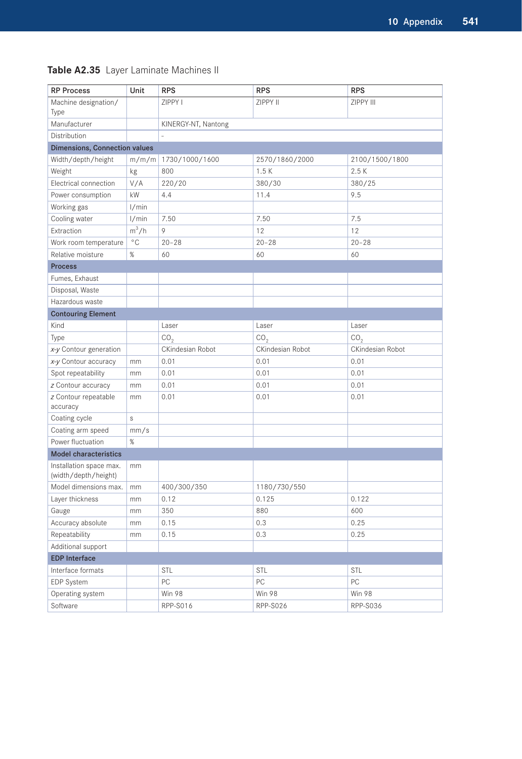**Table A2.35** Layer Laminate Machines II

| RP Process | Unit | RPS | RPS | RPS |
|---|---|---|---|---|
| Machine designation/ Type | | ZIPPY I | ZIPPY II | ZIPPY III |
| Manufacturer | | KINERGY-NT, Nantong | | |
| Distribution | | – | | |
| **Dimensions, Connection values** | | | | |
| Width/depth/height | m/m/m | 1730/1000/1600 | 2570/1860/2000 | 2100/1500/1800 |
| Weight | kg | 800 | 1.5 K | 2.5 K |
| Electrical connection | V/A | 220/20 | 380/30 | 380/25 |
| Power consumption | kW | 4.4 | 11.4 | 9.5 |
| Working gas | l/min | | | |
| Cooling water | l/min | 7.50 | 7.50 | 7.5 |
| Extraction | $m^3/h$ | 9 | 12 | 12 |
| Work room temperature | °C | 20–28 | 20–28 | 20–28 |
| Relative moisture | % | 60 | 60 | 60 |
| **Process** | | | | |
| Fumes, Exhaust | | | | |
| Disposal, Waste | | | | |
| Hazardous waste | | | | |
| **Contouring Element** | | | | |
| Kind | | Laser | Laser | Laser |
| Type | | $CO_2$ | $CO_2$ | $CO_2$ |
| *x-y* Contour generation | | CKindesian Robot | CKindesian Robot | CKindesian Robot |
| *x-y* Contour accuracy | mm | 0.01 | 0.01 | 0.01 |
| Spot repeatability | mm | 0.01 | 0.01 | 0.01 |
| *z* Contour accuracy | mm | 0.01 | 0.01 | 0.01 |
| *z* Contour repeatable accuracy | mm | 0.01 | 0.01 | 0.01 |
| Coating cycle | s | | | |
| Coating arm speed | mm/s | | | |
| Power fluctuation | % | | | |
| **Model characteristics** | | | | |
| Installation space max. (width/depth/height) | mm | | | |
| Model dimensions max. | mm | 400/300/350 | 1180/730/550 | |
| Layer thickness | mm | 0.12 | 0.125 | 0.122 |
| Gauge | mm | 350 | 880 | 600 |
| Accuracy absolute | mm | 0.15 | 0.3 | 0.25 |
| Repeatability | mm | 0.15 | 0.3 | 0.25 |
| Additional support | | | | |
| **EDP Interface** | | | | |
| Interface formats | | STL | STL | STL |
| EDP System | | PC | PC | PC |
| Operating system | | Win 98 | Win 98 | Win 98 |
| Software | | RPP-S016 | RPP-S026 | RPP-S036 |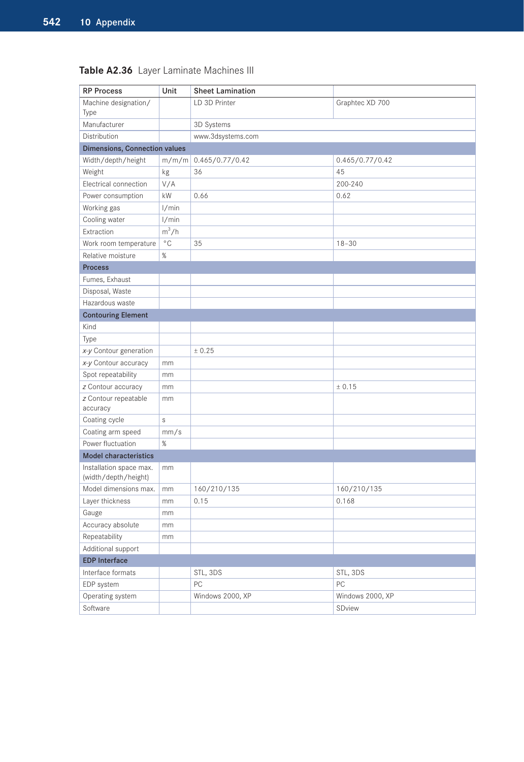**Table A2.36** Layer Laminate Machines III

| RP Process | Unit | Sheet Lamination | |
|---|---|---|---|
| Machine designation/ Type | | LD 3D Printer | Graphtec XD 700 |
| Manufacturer | | 3D Systems | |
| Distribution | | www.3dsystems.com | |
| **Dimensions, Connection values** | | | |
| Width/depth/height | m/m/m | 0.465/0.77/0.42 | 0.465/0.77/0.42 |
| Weight | kg | 36 | 45 |
| Electrical connection | V/A | | 200-240 |
| Power consumption | kW | 0.66 | 0.62 |
| Working gas | l/min | | |
| Cooling water | l/min | | |
| Extraction | $m^3/h$ | | |
| Work room temperature | °C | 35 | 18–30 |
| Relative moisture | % | | |
| **Process** | | | |
| Fumes, Exhaust | | | |
| Disposal, Waste | | | |
| Hazardous waste | | | |
| **Contouring Element** | | | |
| Kind | | | |
| Type | | | |
| *x-y* Contour generation | | ± 0.25 | |
| *x-y* Contour accuracy | mm | | |
| Spot repeatability | mm | | |
| *z* Contour accuracy | mm | | ± 0.15 |
| *z* Contour repeatable accuracy | mm | | |
| Coating cycle | s | | |
| Coating arm speed | mm/s | | |
| Power fluctuation | % | | |
| **Model characteristics** | | | |
| Installation space max. (width/depth/height) | mm | | |
| Model dimensions max. | mm | 160/210/135 | 160/210/135 |
| Layer thickness | mm | 0.15 | 0.168 |
| Gauge | mm | | |
| Accuracy absolute | mm | | |
| Repeatability | mm | | |
| Additional support | | | |
| **EDP Interface** | | | |
| Interface formats | | STL, 3DS | STL, 3DS |
| EDP system | | PC | PC |
| Operating system | | Windows 2000, XP | Windows 2000, XP |
| Software | | | SDview |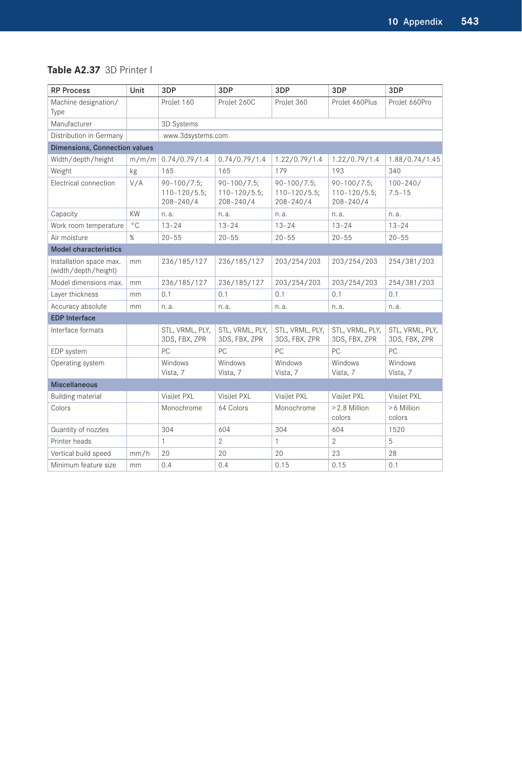**Table A2.37** 3D Printer I

| RP Process | Unit | 3DP | 3DP | 3DP | 3DP | 3DP |
|---|---|---|---|---|---|---|
| Machine designation/Type | | ProJet 160 | ProJet 260C | ProJet 360 | ProJet 460Plus | ProJet 660Pro |
| Manufacturer | | 3D Systems | | | | |
| Distribution in Germany | | www.3dsystems.com | | | | |
| **Dimensions, Connection values** | | | | | | |
| Width/depth/height | m/m/m | 0.74/0.79/1.4 | 0.74/0.79/1.4 | 1.22/0.79/1.4 | 1.22/0.79/1.4 | 1.88/0.74/1.45 |
| Weight | kg | 165 | 165 | 179 | 193 | 340 |
| Electrical connection | V/A | 90–100/7.5; 110–120/5.5; 208–240/4 | 90–100/7.5; 110–120/5.5; 208–240/4 | 90–100/7.5; 110–120/5.5; 208–240/4 | 90–100/7.5; 110–120/5.5; 208–240/4 | 100–240/ 7.5–15 |
| Capacity | KW | n. a. | n. a. | n. a. | n. a. | n. a. |
| Work room temperature | °C | 13–24 | 13–24 | 13–24 | 13–24 | 13–24 |
| Air moisture | % | 20–55 | 20–55 | 20–55 | 20–55 | 20–55 |
| **Model characteristics** | | | | | | |
| Installation space max. (width/depth/height) | mm | 236/185/127 | 236/185/127 | 203/254/203 | 203/254/203 | 254/381/203 |
| Model dimensions max. | mm | 236/185/127 | 236/185/127 | 203/254/203 | 203/254/203 | 254/381/203 |
| Layer thickness | mm | 0.1 | 0.1 | 0.1 | 0.1 | 0.1 |
| Accuracy absolute | mm | n. a. | n. a. | n. a. | n. a. | n. a. |
| **EDP Interface** | | | | | | |
| Interface formats | | STL, VRML, PLY, 3DS, FBX, ZPR | STL, VRML, PLY, 3DS, FBX, ZPR | STL, VRML, PLY, 3DS, FBX, ZPR | STL, VRML, PLY, 3DS, FBX, ZPR | STL, VRML, PLY, 3DS, FBX, ZPR |
| EDP system | | PC | PC | PC | PC | PC |
| Operating system | | Windows Vista, 7 | Windows Vista, 7 | Windows Vista, 7 | Windows Vista, 7 | Windows Vista, 7 |
| **Miscellaneous** | | | | | | |
| Building material | | VisiJet PXL | VisiJet PXL | VisiJet PXL | VisiJet PXL | VisiJet PXL |
| Colors | | Monochrome | 64 Colors | Monochrome | >2.8 Million colors | >6 Million colors |
| Quantity of nozzles | | 304 | 604 | 304 | 604 | 1520 |
| Printer heads | | 1 | 2 | 1 | 2 | 5 |
| Vertical build speed | mm/h | 20 | 20 | 20 | 23 | 28 |
| Minimum feature size | mm | 0.4 | 0.4 | 0.15 | 0.15 | 0.1 |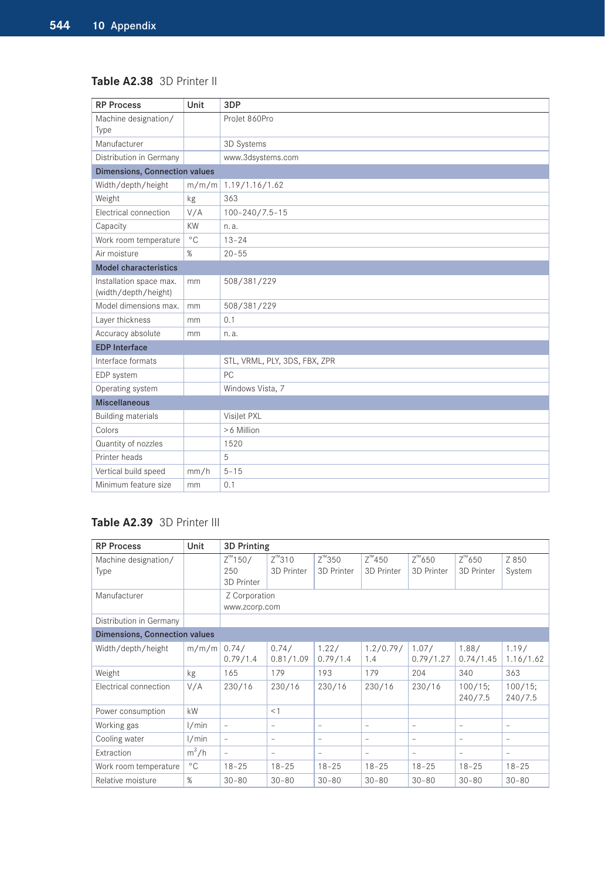**Table A2.38** 3D Printer II

| RP Process | Unit | 3DP |
|---|---|---|
| Machine designation/ Type | | ProJet 860Pro |
| Manufacturer | | 3D Systems |
| Distribution in Germany | | www.3dsystems.com |
| **Dimensions, Connection values** | | |
| Width/depth/height | m/m/m | 1.19/1.16/1.62 |
| Weight | kg | 363 |
| Electrical connection | V/A | 100–240/7.5–15 |
| Capacity | KW | n. a. |
| Work room temperature | °C | 13–24 |
| Air moisture | % | 20–55 |
| **Model characteristics** | | |
| Installation space max. (width/depth/height) | mm | 508/381/229 |
| Model dimensions max. | mm | 508/381/229 |
| Layer thickness | mm | 0.1 |
| Accuracy absolute | mm | n. a. |
| **EDP Interface** | | |
| Interface formats | | STL, VRML, PLY, 3DS, FBX, ZPR |
| EDP system | | PC |
| Operating system | | Windows Vista, 7 |
| **Miscellaneous** | | |
| Building materials | | VisiJet PXL |
| Colors | | >6 Million |
| Quantity of nozzles | | 1520 |
| Printer heads | | 5 |
| Vertical build speed | mm/h | 5–15 |
| Minimum feature size | mm | 0.1 |

**Table A2.39** 3D Printer III

| RP Process | Unit | 3D Printing | | | | | | |
|---|---|---|---|---|---|---|---|---|
| Machine designation/ Type | | Z™150/ 250 3D Printer | Z™310 3D Printer | Z™350 3D Printer | Z™450 3D Printer | Z™650 3D Printer | Z™650 3D Printer | Z 850 System |
| Manufacturer | | Z Corporation www.zcorp.com | | | | | | |
| Distribution in Germany | | | | | | | | |
| **Dimensions, Connection values** | | | | | | | | |
| Width/depth/height | m/m/m | 0.74/ 0.79/1.4 | 0.74/ 0.81/1.09 | 1.22/ 0.79/1.4 | 1.2/0.79/ 1.4 | 1.07/ 0.79/1.27 | 1.88/ 0.74/1.45 | 1.19/ 1.16/1.62 |
| Weight | kg | 165 | 179 | 193 | 179 | 204 | 340 | 363 |
| Electrical connection | V/A | 230/16 | 230/16 | 230/16 | 230/16 | 230/16 | 100/15; 240/7.5 | 100/15; 240/7.5 |
| Power consumption | kW | | <1 | | | | | |
| Working gas | l/min | – | – | – | – | – | – | – |
| Cooling water | l/min | – | – | – | – | – | – | – |
| Extraction | $m^3/h$ | – | – | – | – | – | – | – |
| Work room temperature | °C | 18–25 | 18–25 | 18–25 | 18–25 | 18–25 | 18–25 | 18–25 |
| Relative moisture | % | 30–80 | 30–80 | 30–80 | 30–80 | 30–80 | 30–80 | 30–80 |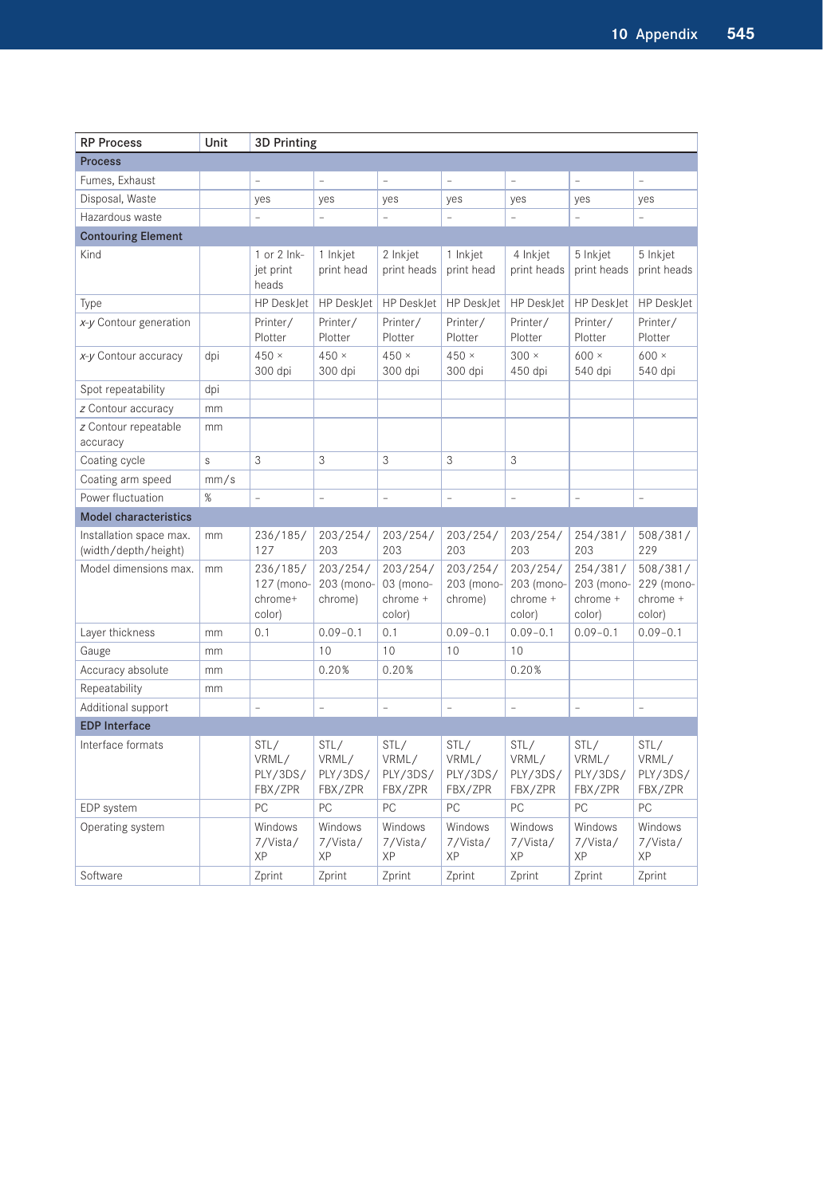| RP Process | Unit | 3D Printing | | | | | | |
|---|---|---|---|---|---|---|---|---|
| **Process** | | | | | | | | |
| Fumes, Exhaust | | – | – | – | – | – | – | – |
| Disposal, Waste | | yes | yes | yes | yes | yes | yes | yes |
| Hazardous waste | | – | – | – | – | – | – | – |
| **Contouring Element** | | | | | | | | |
| Kind | | 1 or 2 Ink-jet print heads | 1 Inkjet print head | 2 Inkjet print heads | 1 Inkjet print head | 4 Inkjet print heads | 5 Inkjet print heads | 5 Inkjet print heads |
| Type | | HP DeskJet | HP DeskJet | HP DeskJet | HP DeskJet | HP DeskJet | HP DeskJet | HP DeskJet |
| *x-y* Contour generation | | Printer/ Plotter | Printer/ Plotter | Printer/ Plotter | Printer/ Plotter | Printer/ Plotter | Printer/ Plotter | Printer/ Plotter |
| *x-y* Contour accuracy | dpi | 450 × 300 dpi | 450 × 300 dpi | 450 × 300 dpi | 450 × 300 dpi | 300 × 450 dpi | 600 × 540 dpi | 600 × 540 dpi |
| Spot repeatability | dpi | | | | | | | |
| *z* Contour accuracy | mm | | | | | | | |
| *z* Contour repeatable accuracy | mm | | | | | | | |
| Coating cycle | s | 3 | 3 | 3 | 3 | 3 | | |
| Coating arm speed | mm/s | | | | | | | |
| Power fluctuation | % | – | – | – | – | – | – | – |
| **Model characteristics** | | | | | | | | |
| Installation space max. (width/depth/height) | mm | 236/185/ 127 | 203/254/ 203 | 203/254/ 203 | 203/254/ 203 | 203/254/ 203 | 254/381/ 203 | 508/381/ 229 |
| Model dimensions max. | mm | 236/185/ 127 (mono-chrome+ color) | 203/254/ 203 (mono-chrome) | 203/254/ 03 (mono-chrome + color) | 203/254/ 203 (mono-chrome) | 203/254/ 203 (mono-chrome + color) | 254/381/ 203 (mono-chrome + color) | 508/381/ 229 (mono-chrome + color) |
| Layer thickness | mm | 0.1 | 0.09–0.1 | 0.1 | 0.09–0.1 | 0.09–0.1 | 0.09–0.1 | 0.09–0.1 |
| Gauge | mm | | 10 | 10 | 10 | 10 | | |
| Accuracy absolute | mm | | 0.20% | 0.20% | | 0.20% | | |
| Repeatability | mm | | | | | | | |
| Additional support | | – | – | – | – | – | – | – |
| **EDP Interface** | | | | | | | | |
| Interface formats | | STL/ VRML/ PLY/3DS/ FBX/ZPR | STL/ VRML/ PLY/3DS/ FBX/ZPR | STL/ VRML/ PLY/3DS/ FBX/ZPR | STL/ VRML/ PLY/3DS/ FBX/ZPR | STL/ VRML/ PLY/3DS/ FBX/ZPR | STL/ VRML/ PLY/3DS/ FBX/ZPR | STL/ VRML/ PLY/3DS/ FBX/ZPR |
| EDP system | | PC | PC | PC | PC | PC | PC | PC |
| Operating system | | Windows 7/Vista/ XP | Windows 7/Vista/ XP | Windows 7/Vista/ XP | Windows 7/Vista/ XP | Windows 7/Vista/ XP | Windows 7/Vista/ XP | Windows 7/Vista/ XP |
| Software | | Zprint | Zprint | Zprint | Zprint | Zprint | Zprint | Zprint |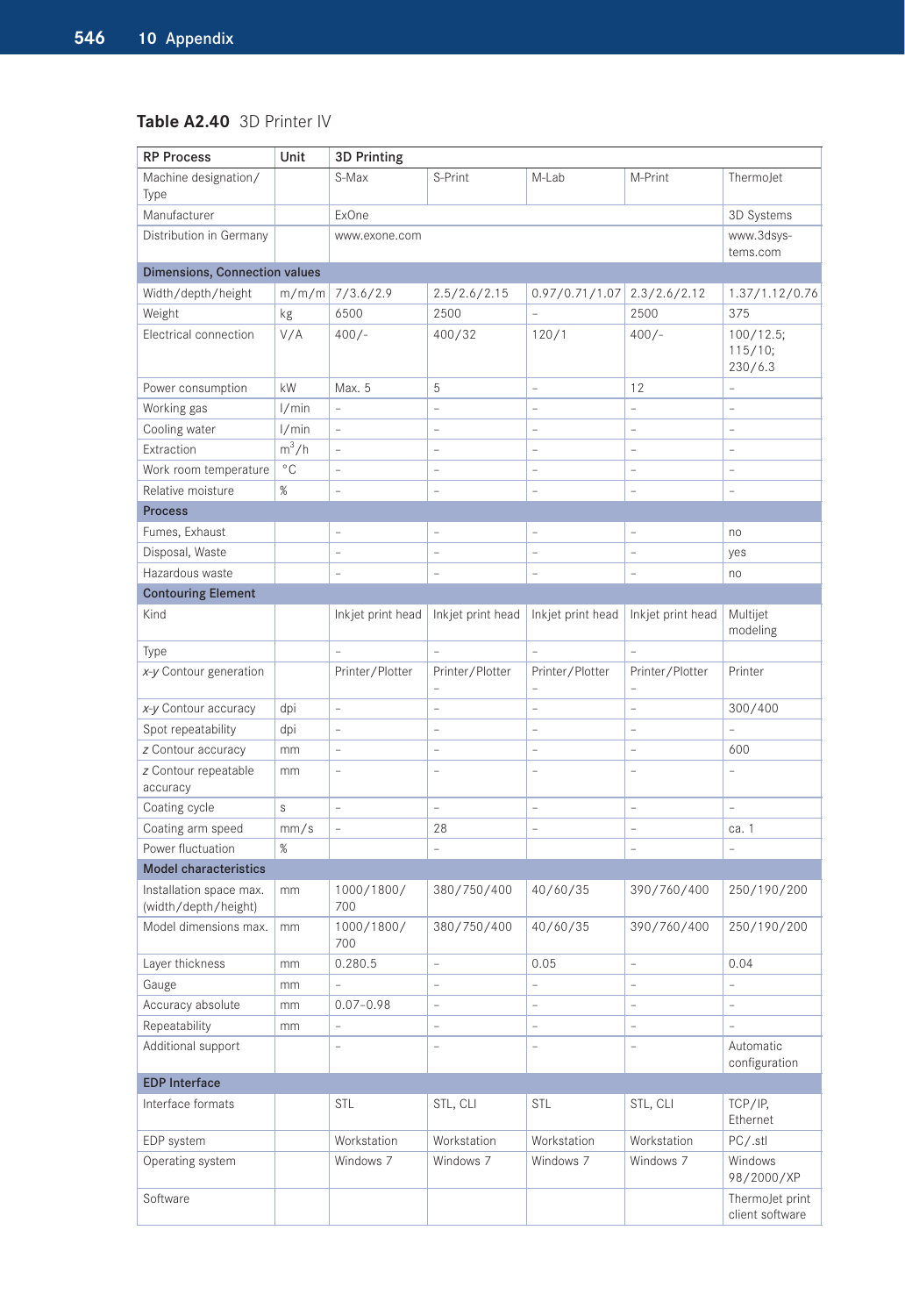**Table A2.40** 3D Printer IV

| RP Process | Unit | 3D Printing | | | | |
|---|---|---|---|---|---|---|
| Machine designation/ Type | | S-Max | S-Print | M-Lab | M-Print | ThermoJet |
| Manufacturer | | ExOne | | | | 3D Systems |
| Distribution in Germany | | www.exone.com | | | | www.3dsys-tems.com |
| **Dimensions, Connection values** | | | | | | |
| Width/depth/height | m/m/m | 7/3.6/2.9 | 2.5/2.6/2.15 | 0.97/0.71/1.07 | 2.3/2.6/2.12 | 1.37/1.12/0.76 |
| Weight | kg | 6500 | 2500 | – | 2500 | 375 |
| Electrical connection | V/A | 400/- | 400/32 | 120/1 | 400/- | 100/12.5; 115/10; 230/6.3 |
| Power consumption | kW | Max. 5 | 5 | – | 12 | – |
| Working gas | l/min | – | – | – | – | – |
| Cooling water | l/min | – | – | – | – | – |
| Extraction | $m^3/h$ | – | – | – | – | – |
| Work room temperature | °C | – | – | – | – | – |
| Relative moisture | % | – | – | – | – | – |
| **Process** | | | | | | |
| Fumes, Exhaust | | – | – | – | – | no |
| Disposal, Waste | | – | – | – | – | yes |
| Hazardous waste | | – | – | – | – | no |
| **Contouring Element** | | | | | | |
| Kind | | Inkjet print head | Inkjet print head | Inkjet print head | Inkjet print head | Multijet modeling |
| Type | | – | – | – | – | |
| *x-y* Contour generation | | Printer/Plotter | Printer/Plotter – | Printer/Plotter – | Printer/Plotter – | Printer |
| *x-y* Contour accuracy | dpi | – | – | – | – | 300/400 |
| Spot repeatability | dpi | – | – | – | – | – |
| *z* Contour accuracy | mm | – | – | – | – | 600 |
| *z* Contour repeatable accuracy | mm | – | – | – | – | – |
| Coating cycle | s | – | – | – | – | – |
| Coating arm speed | mm/s | – | 28 | – | – | ca. 1 |
| Power fluctuation | % | | – | | – | – |
| **Model characteristics** | | | | | | |
| Installation space max. (width/depth/height) | mm | 1000/1800/ 700 | 380/750/400 | 40/60/35 | 390/760/400 | 250/190/200 |
| Model dimensions max. | mm | 1000/1800/ 700 | 380/750/400 | 40/60/35 | 390/760/400 | 250/190/200 |
| Layer thickness | mm | 0.280.5 | – | 0.05 | – | 0.04 |
| Gauge | mm | – | – | – | – | – |
| Accuracy absolute | mm | 0.07–0.98 | – | – | – | – |
| Repeatability | mm | – | – | – | – | – |
| Additional support | | – | – | – | – | Automatic configuration |
| **EDP Interface** | | | | | | |
| Interface formats | | STL | STL, CLI | STL | STL, CLI | TCP/IP, Ethernet |
| EDP system | | Workstation | Workstation | Workstation | Workstation | PC/.stl |
| Operating system | | Windows 7 | Windows 7 | Windows 7 | Windows 7 | Windows 98/2000/XP |
| Software | | | | | | ThermoJet print client software |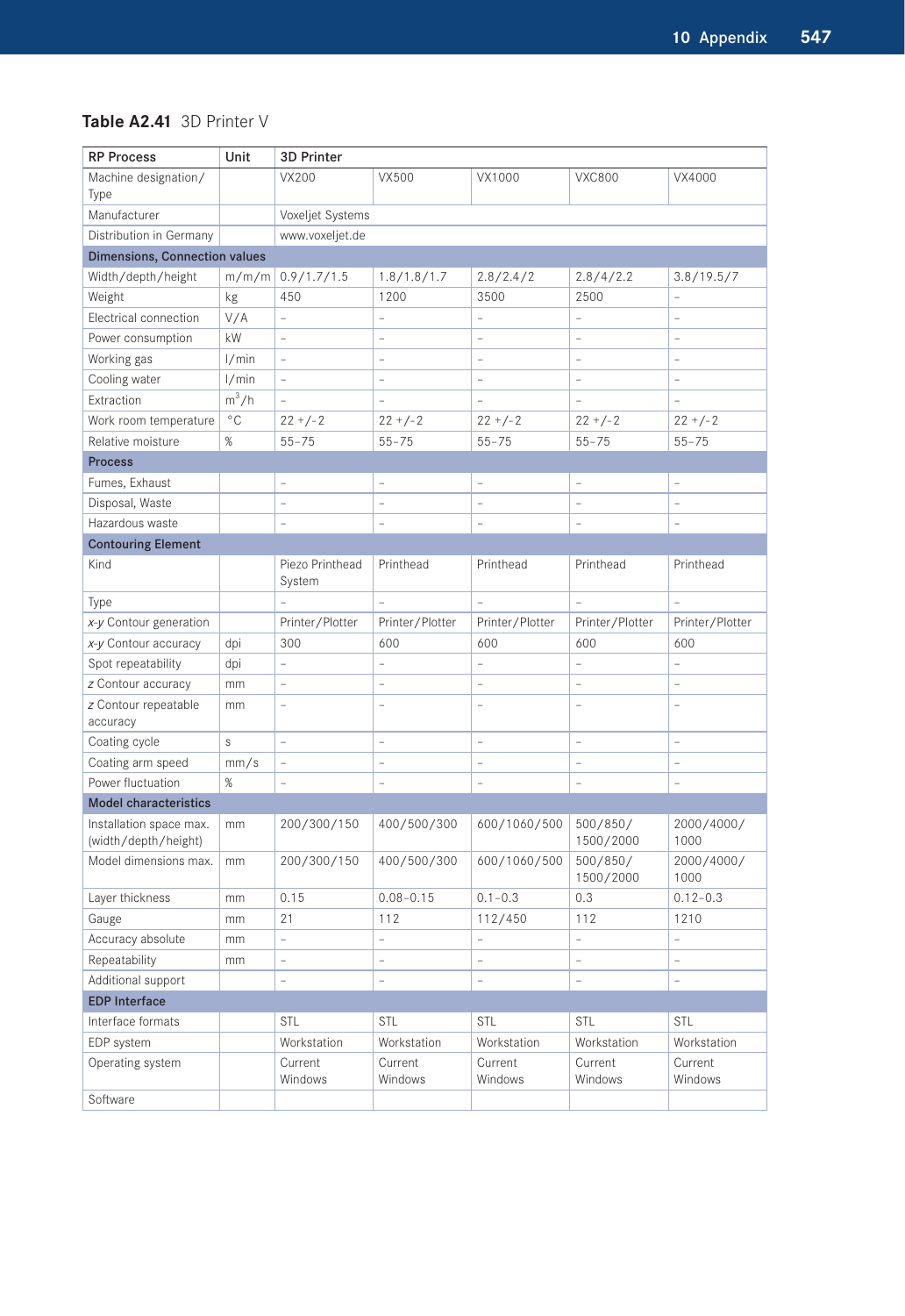**Table A2.41** 3D Printer V

| RP Process | Unit | 3D Printer | | | | |
|---|---|---|---|---|---|---|
| Machine designation/ Type | | VX200 | VX500 | VX1000 | VXC800 | VX4000 |
| Manufacturer | | Voxeljet Systems | | | | |
| Distribution in Germany | | www.voxeljet.de | | | | |
| **Dimensions, Connection values** | | | | | | |
| Width/depth/height | m/m/m | 0.9/1.7/1.5 | 1.8/1.8/1.7 | 2.8/2.4/2 | 2.8/4/2.2 | 3.8/19.5/7 |
| Weight | kg | 450 | 1200 | 3500 | 2500 | – |
| Electrical connection | V/A | – | – | – | – | – |
| Power consumption | kW | – | – | – | – | – |
| Working gas | l/min | – | – | – | – | – |
| Cooling water | l/min | – | – | – | – | – |
| Extraction | $m^3/h$ | – | – | – | – | – |
| Work room temperature | °C | 22 +/-2 | 22 +/-2 | 22 +/-2 | 22 +/-2 | 22 +/-2 |
| Relative moisture | % | 55–75 | 55–75 | 55–75 | 55–75 | 55–75 |
| **Process** | | | | | | |
| Fumes, Exhaust | | – | – | – | – | – |
| Disposal, Waste | | – | – | – | – | – |
| Hazardous waste | | – | – | – | – | – |
| **Contouring Element** | | | | | | |
| Kind | | Piezo Printhead System | Printhead | Printhead | Printhead | Printhead |
| Type | | – | – | – | – | – |
| *x-y* Contour generation | | Printer/Plotter | Printer/Plotter | Printer/Plotter | Printer/Plotter | Printer/Plotter |
| *x-y* Contour accuracy | dpi | 300 | 600 | 600 | 600 | 600 |
| Spot repeatability | dpi | – | – | – | – | – |
| *z* Contour accuracy | mm | – | – | – | – | – |
| *z* Contour repeatable accuracy | mm | – | – | – | – | – |
| Coating cycle | s | – | – | – | – | – |
| Coating arm speed | mm/s | – | – | – | – | – |
| Power fluctuation | % | – | – | – | – | – |
| **Model characteristics** | | | | | | |
| Installation space max. (width/depth/height) | mm | 200/300/150 | 400/500/300 | 600/1060/500 | 500/850/ 1500/2000 | 2000/4000/ 1000 |
| Model dimensions max. | mm | 200/300/150 | 400/500/300 | 600/1060/500 | 500/850/ 1500/2000 | 2000/4000/ 1000 |
| Layer thickness | mm | 0.15 | 0.08–0.15 | 0.1–0.3 | 0.3 | 0.12–0.3 |
| Gauge | mm | 21 | 112 | 112/450 | 112 | 1210 |
| Accuracy absolute | mm | – | – | – | – | – |
| Repeatability | mm | – | – | – | – | – |
| Additional support | | – | – | – | – | – |
| **EDP Interface** | | | | | | |
| Interface formats | | STL | STL | STL | STL | STL |
| EDP system | | Workstation | Workstation | Workstation | Workstation | Workstation |
| Operating system | | Current Windows | Current Windows | Current Windows | Current Windows | Current Windows |
| Software | | | | | | |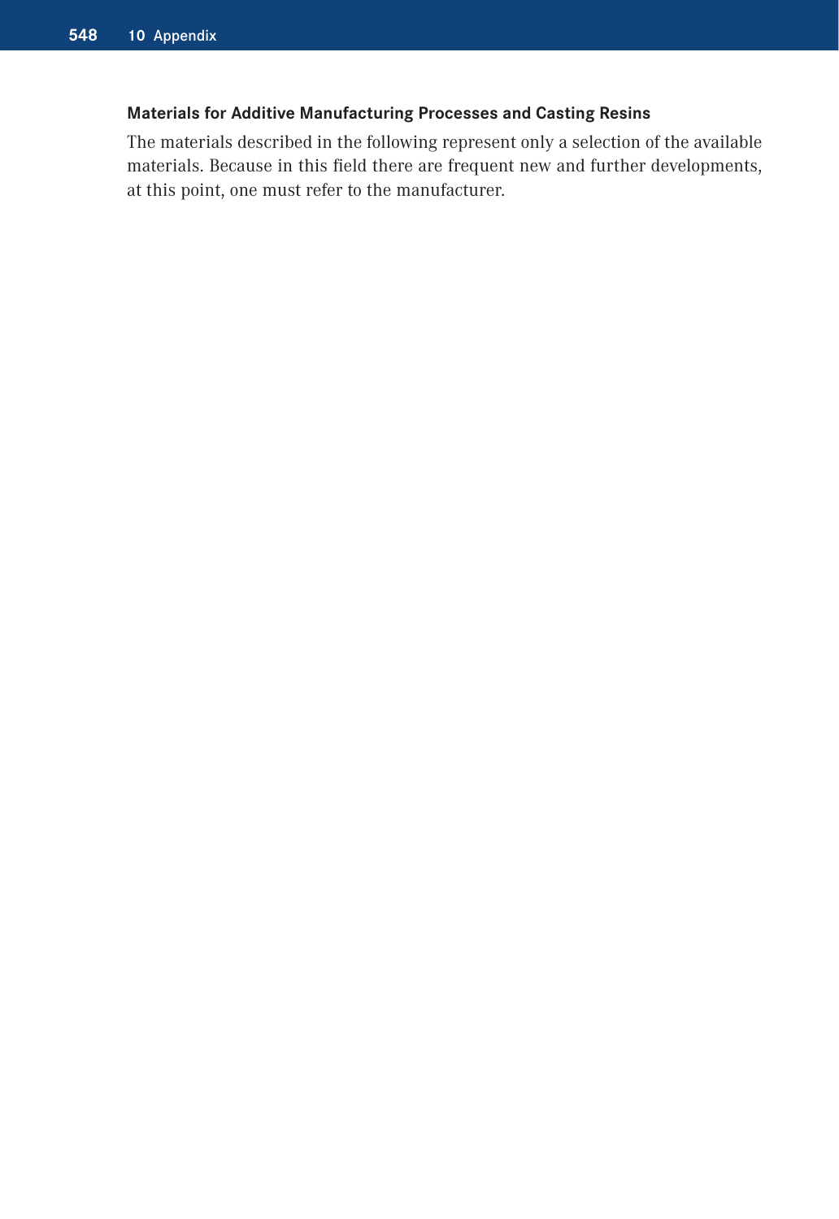### Materials for Additive Manufacturing Processes and Casting Resins

The materials described in the following represent only a selection of the available materials. Because in this field there are frequent new and further developments, at this point, one must refer to the manufacturer.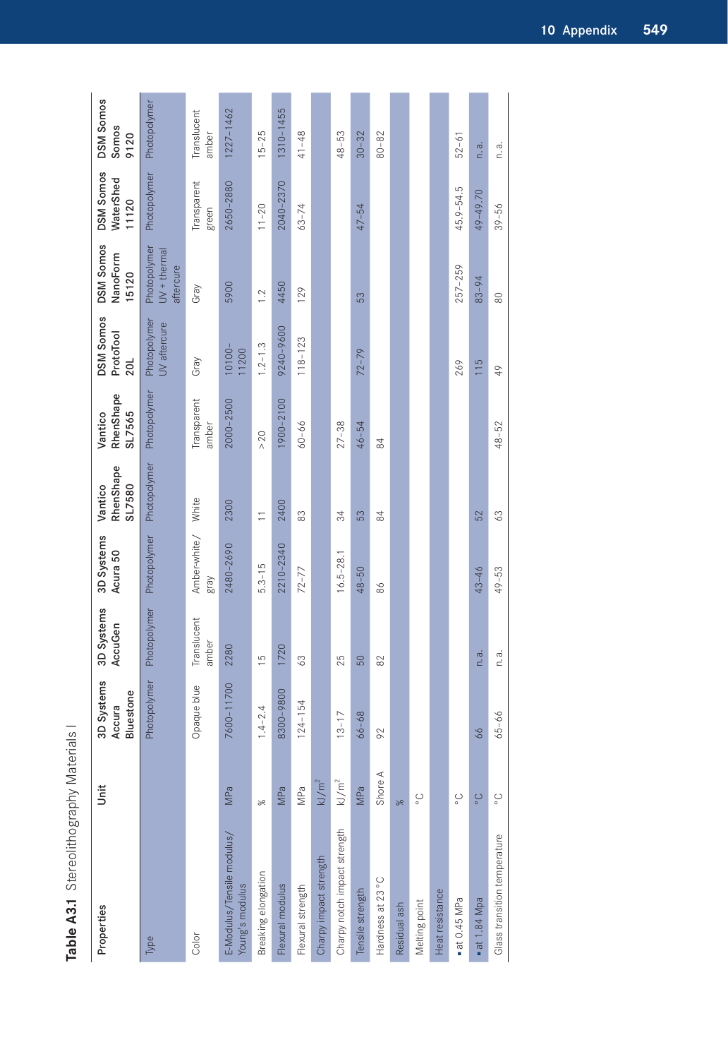**Table A3.1** Stereolithography Materials I

| Properties | Unit | 3D Systems Accura Bluestone | 3D Systems AccuGen | 3D Systems Acura 50 | Vantico RhenShape SL7580 | Vantico RhenShape SL7565 | DSM Somos ProtoTool 20L | DSM Somos NanoForm 15120 | DSM Somos WaterShed 11120 | DSM Somos Somos 9120 |
|---|---|---|---|---|---|---|---|---|---|---|
| Type | | Photopolymer | Photopolymer | Photopolymer | Photopolymer | Photopolymer | Photopolymer UV aftercure | Photopolymer UV + thermal aftercure | Photopolymer | Photopolymer |
| Color | | Opaque blue | Translucent amber | Amber-white/gray | White | Transparent amber | Gray | Gray | Transparent green | Translucent amber |
| E-Modulus/Tensile modulus/Young's modulus | MPa | 7600–11700 | 2280 | 2480–2690 | 2300 | 2000–2500 | 10100–11200 | 5900 | 2650–2880 | 1227–1462 |
| Breaking elongation | % | 1.4–2.4 | 15 | 5.3–15 | 11 | >20 | 1.2–1.3 | 1.2 | 11–20 | 15–25 |
| Flexural modulus | MPa | 8300–9800 | 1720 | 2210–2340 | 2400 | 1900–2100 | 9240–9600 | 4450 | 2040–2370 | 1310–1455 |
| Flexural strength | MPa | 124–154 | 63 | 72–77 | 83 | 60–66 | 118–123 | 129 | 63–74 | 41–48 |
| Charpy impact strength | kJ/m² | | | | | | | | | |
| Charpy notch impact strength | kJ/m² | 13–17 | 25 | 16.5–28.1 | 34 | 27–38 | | | | 48–53 |
| Tensile strength | MPa | 66–68 | 50 | 48–50 | 53 | 46–54 | 72–79 | 53 | 47–54 | 30–32 |
| Hardness at 23 °C | Shore A | 92 | 82 | 86 | 84 | 84 | | | | 80–82 |
| Residual ash | % | | | | | | | | | |
| Melting point | °C | | | | | | | | | |
| Heat resistance | | | | | | | | | | |
| ▪ at 0.45 MPa | °C | | | | | | 269 | 257–259 | 45.9–54.5 | 52–61 |
| ▪ at 1.84 Mpa | °C | 66 | n. a. | 43–46 | 52 | | 115 | 83–94 | 49–49.70 | n. a. |
| Glass transition temperature | °C | 65–66 | n. a. | 49–53 | 63 | 48–52 | 49 | 80 | 39–56 | n. a. |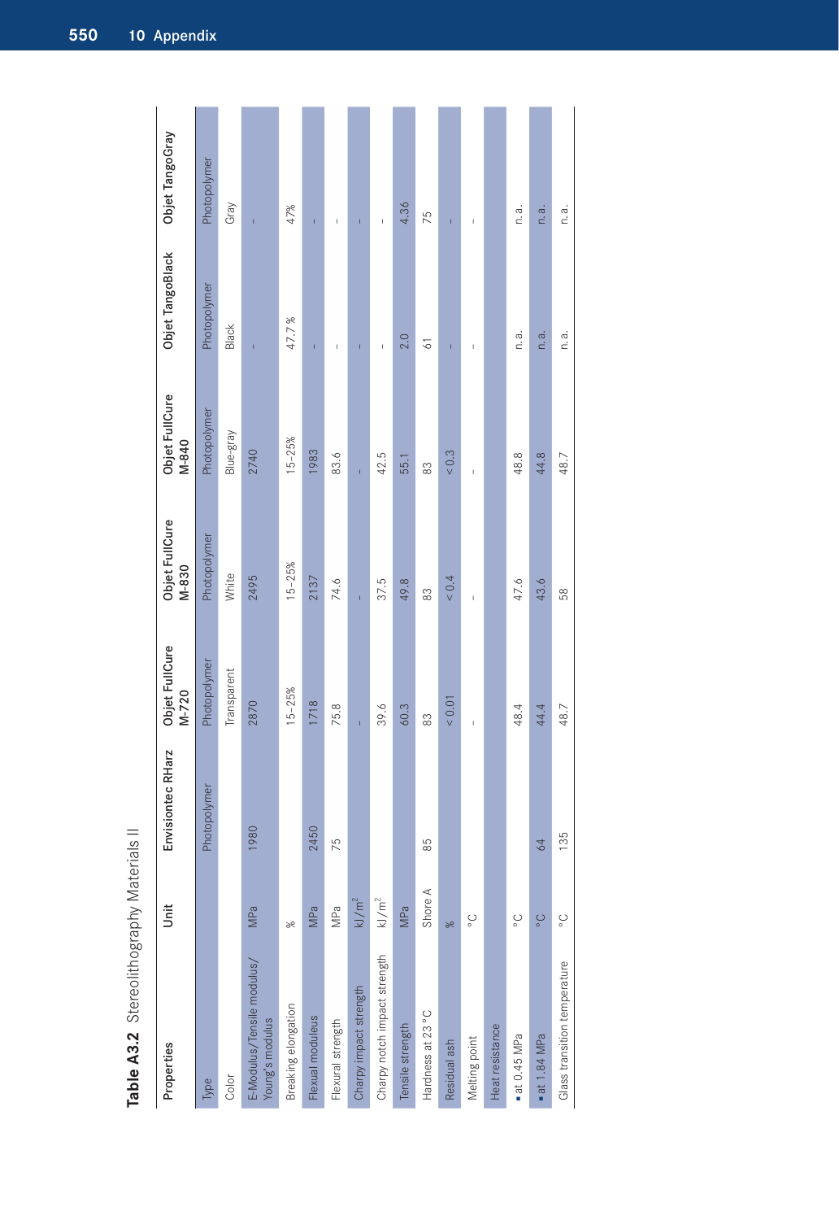**Table A3.2** Stereolithography Materials II

| Properties | Unit | Envisiontec RHarz | Objet FullCure M-720 | Objet FullCure M-830 | Objet FullCure M-840 | Objet TangoBlack | Objet TangoGray |
|---|---|---|---|---|---|---|---|
| Type | | Photopolymer | Photopolymer | Photopolymer | Photopolymer | Photopolymer | Photopolymer |
| Color | | | Transparent | White | Blue-gray | Black | Gray |
| E-Modulus/Tensile modulus/ Young's modulus | MPa | 1980 | 2870 | 2495 | 2740 | – | – |
| Breaking elongation | % | | 15–25% | 15–25% | 15–25% | 47.7 % | 47% |
| Flexual moduleus | MPa | 2450 | 1718 | 2137 | 1983 | – | – |
| Flexural strength | MPa | 75 | 75.8 | 74.6 | 83.6 | – | – |
| Charpy impact strength | kJ/m² | | – | – | – | – | – |
| Charpy notch impact strength | kJ/m² | | 39.6 | 37.5 | 42.5 | – | – |
| Tensile strength | MPa | | 60.3 | 49.8 | 55.1 | 2.0 | 4.36 |
| Hardness at 23 °C | Shore A | 85 | 83 | 83 | 83 | 61 | 75 |
| Residual ash | % | | < 0.01 | < 0.4 | < 0.3 | – | – |
| Melting point | °C | | – | – | – | – | – |
| Heat resistance | | | | | | | |
| ▪ at 0.45 MPa | °C | | 48.4 | 47.6 | 48.8 | n.a. | n.a. |
| ▪ at 1.84 MPa | °C | 64 | 44.4 | 43.6 | 44.8 | n.a. | n.a. |
| Glass transition temperature | °C | 135 | 48.7 | 58 | 48.7 | n.a. | n.a. |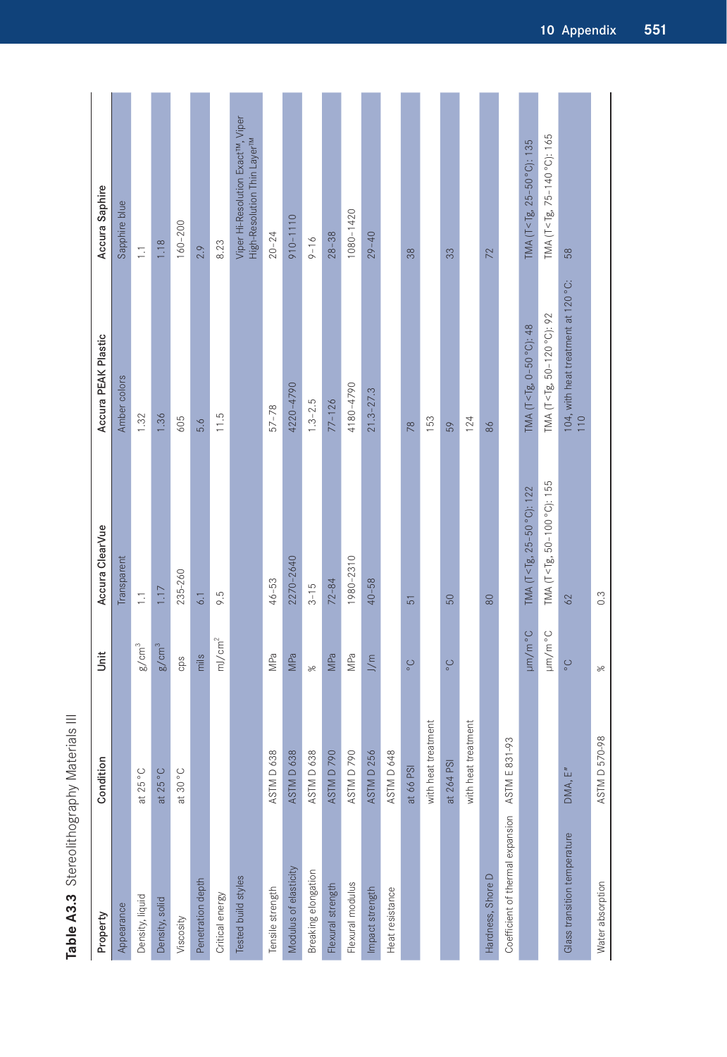**Table A3.3** Stereolithography Materials III

| Property | Condition | Unit | Accura ClearVue | Accura PEAK Plastic | Accura Saphire |
|---|---|---|---|---|---|
| Appearance | | | Transparent | Amber colors | Sapphire blue |
| Density, liquid | at 25 °C | $g/cm^3$ | 1.1 | 1.32 | 1.1 |
| Density, solid | at 25 °C | $g/cm^3$ | 1.17 | 1.36 | 1.18 |
| Viscosity | at 30 °C | cps | 235-260 | 605 | 160–200 |
| Penetration depth | | mils | 6.1 | 5.6 | 2.9 |
| Critical energy | | $mJ/cm^2$ | 9.5 | 11.5 | 8.23 |
| Tested build styles | | | | | Viper Hi-Resolution Exact™, Viper High-Resolution Thin Layer™ |
| Tensile strength | ASTM D 638 | MPa | 46–53 | 57–78 | 20–24 |
| Modulus of elasticity | ASTM D 638 | MPa | 2270–2640 | 4220–4790 | 910–1110 |
| Breaking elongation | ASTM D 638 | % | 3–15 | 1.3–2.5 | 9–16 |
| Flexural strength | ASTM D 790 | MPa | 72–84 | 77–126 | 28–38 |
| Flexural modulus | ASTM D 790 | MPa | 1980–2310 | 4180–4790 | 1080–1420 |
| Impact strength | ASTM D 256 | J/m | 40–58 | 21.3–27.3 | 29–40 |
| Heat resistance | ASTM D 648 | | | | |
| | at 66 PSI | °C | 51 | 78 | 38 |
| | with heat treatment | | | 153 | |
| | at 264 PSI | °C | 50 | 59 | 33 |
| | with heat treatment | | | 124 | |
| Hardness, Shore D | | | 80 | 86 | 72 |
| Coefficient of thermal expansion | ASTM E 831-93 | | | | |
| | | µm/m °C | TMA (T<Tg, 25–50 °C): 122 | TMA (T<Tg, 0–50 °C): 48 | TMA (T<Tg, 25–50 °C): 135 |
| | | µm/m °C | TMA (T<Tg, 50–100 °C): 155 | TMA (T<Tg, 50–120 °C): 92 | TMA (T<Tg, 75–140 °C): 165 |
| Glass transition temperature | DMA, E″ | °C | 62 | 104, with heat treatment at 120 °C: 110 | 58 |
| Water absorption | ASTM D 570-98 | % | 0.3 | | |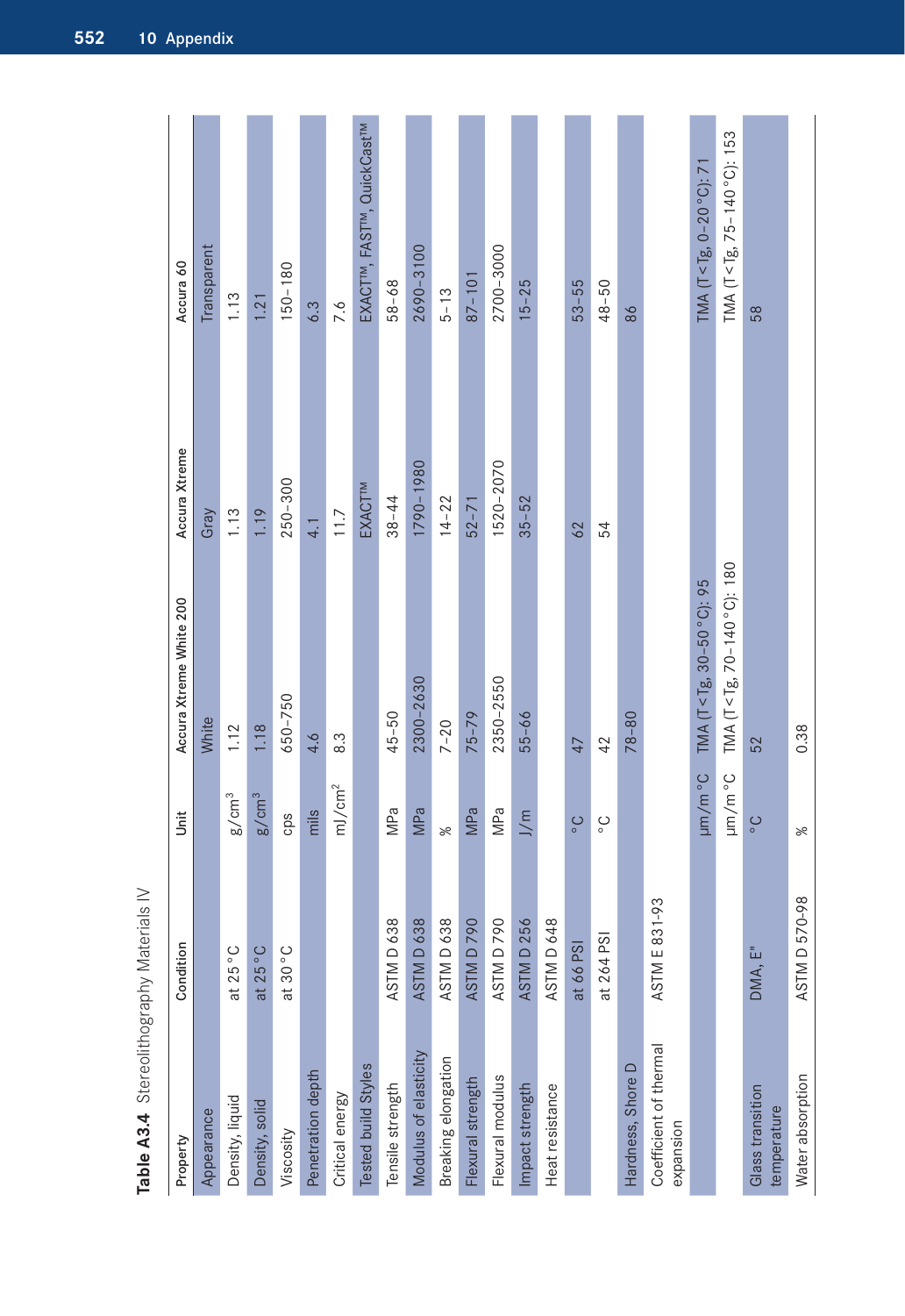**Table A3.4** Stereolithography Materials IV

| Property | Condition | Unit | Accura Xtreme White 200 | Accura Xtreme | Accura 60 |
|---|---|---|---|---|---|
| Appearance | | | White | Gray | Transparent |
| Density, liquid | at 25 °C | g/cm³ | 1.12 | 1.13 | 1.13 |
| Density, solid | at 25 °C | g/cm³ | 1.18 | 1.19 | 1.21 |
| Viscosity | at 30 °C | cps | 650–750 | 250–300 | 150–180 |
| Penetration depth | | mils | 4.6 | 4.1 | 6.3 |
| Critical energy | | mJ/cm² | 8.3 | 11.7 | 7.6 |
| Tested build Styles | | | | EXACT™ | EXACT™, FAST™, QuickCast™ |
| Tensile strength | ASTM D 638 | MPa | 45–50 | 38–44 | 58–68 |
| Modulus of elasticity | ASTM D 638 | MPa | 2300–2630 | 1790–1980 | 2690–3100 |
| Breaking elongation | ASTM D 638 | % | 7–20 | 14–22 | 5–13 |
| Flexural strength | ASTM D 790 | MPa | 75–79 | 52–71 | 87–101 |
| Flexural modulus | ASTM D 790 | MPa | 2350–2550 | 1520–2070 | 2700–3000 |
| Impact strength | ASTM D 256 | J/m | 55–66 | 35–52 | 15–25 |
| Heat resistance | ASTM D 648 | | | | |
| | at 66 PSI | °C | 47 | 62 | 53–55 |
| | at 264 PSI | °C | 42 | 54 | 48–50 |
| Hardness, Shore D | | | 78–80 | | 86 |
| Coefficient of thermal expansion | ASTM E 831-93 | | | | |
| | | μm/m °C | TMA (T<Tg, 30–50 °C): 95 | | TMA (T<Tg, 0–20 °C): 71 |
| | | μm/m °C | TMA (T<Tg, 70–140 °C): 180 | | TMA (T<Tg, 75–140 °C): 153 |
| Glass transition temperature | DMA, E" | °C | 52 | | 58 |
| Water absorption | ASTM D 570-98 | % | 0.38 | | |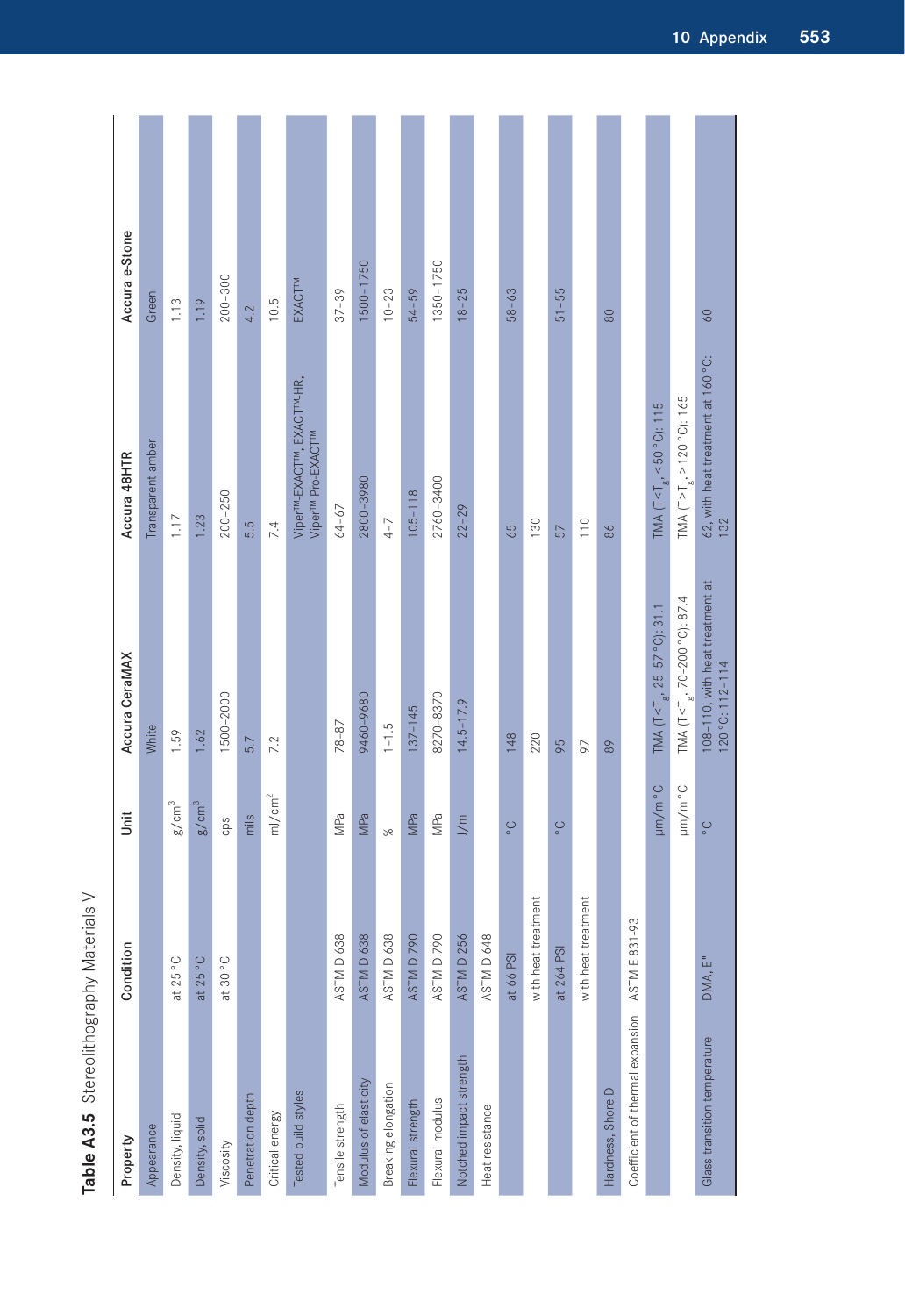**Table A3.5** Stereolithography Materials V

| Property | Condition | Unit | Accura CeraMAX | Accura 48HTR | Accura e-Stone |
|---|---|---|---|---|---|
| Appearance | | | White | Transparent amber | Green |
| Density, liquid | at 25 °C | g/cm$^3$ | 1.59 | 1.17 | 1.13 |
| Density, solid | at 25 °C | g/cm$^3$ | 1.62 | 1.23 | 1.19 |
| Viscosity | at 30 °C | cps | 1500–2000 | 200–250 | 200–300 |
| Penetration depth | | mils | 5.7 | 5.5 | 4.2 |
| Critical energy | | mJ/cm$^2$ | 7.2 | 7.4 | 10.5 |
| Tested build styles | | | | Viper™-EXACT™, EXACT™-HR, Viper™ Pro-EXACT™ | EXACT™ |
| Tensile strength | ASTM D 638 | MPa | 78–87 | 64–67 | 37–39 |
| Modulus of elasticity | ASTM D 638 | MPa | 9460–9680 | 2800–3980 | 1500–1750 |
| Breaking elongation | ASTM D 638 | % | 1–1.5 | 4–7 | 10–23 |
| Flexural strength | ASTM D 790 | MPa | 137–145 | 105–118 | 54–59 |
| Flexural modulus | ASTM D 790 | MPa | 8270–8370 | 2760–3400 | 1350–1750 |
| Notched impact strength | ASTM D 256 | J/m | 14.5–17.9 | 22–29 | 18–25 |
| Heat resistance | ASTM D 648 | | | | |
| | at 66 PSI | °C | 148 | 65 | 58–63 |
| | with heat treatment | | 220 | 130 | |
| | at 264 PSI | °C | 95 | 57 | 51–55 |
| | with heat treatment | | 97 | 110 | |
| Hardness, Shore D | | | 89 | 86 | 80 |
| Coefficient of thermal expansion | ASTM E 831-93 | | | | |
| | | µm/m °C | TMA ($T<T_g$, 25–57 °C): 31.1 | TMA ($T<T_g$, <50 °C): 115 | |
| | | µm/m °C | TMA ($T<T_g$, 70–200 °C): 87.4 | TMA ($T>T_g$, >120 °C): 165 | |
| Glass transition temperature | DMA, E" | °C | 108–110, with heat treatment at 120 °C: 112–114 | 62, with heat treatment at 160 °C: 132 | 60 |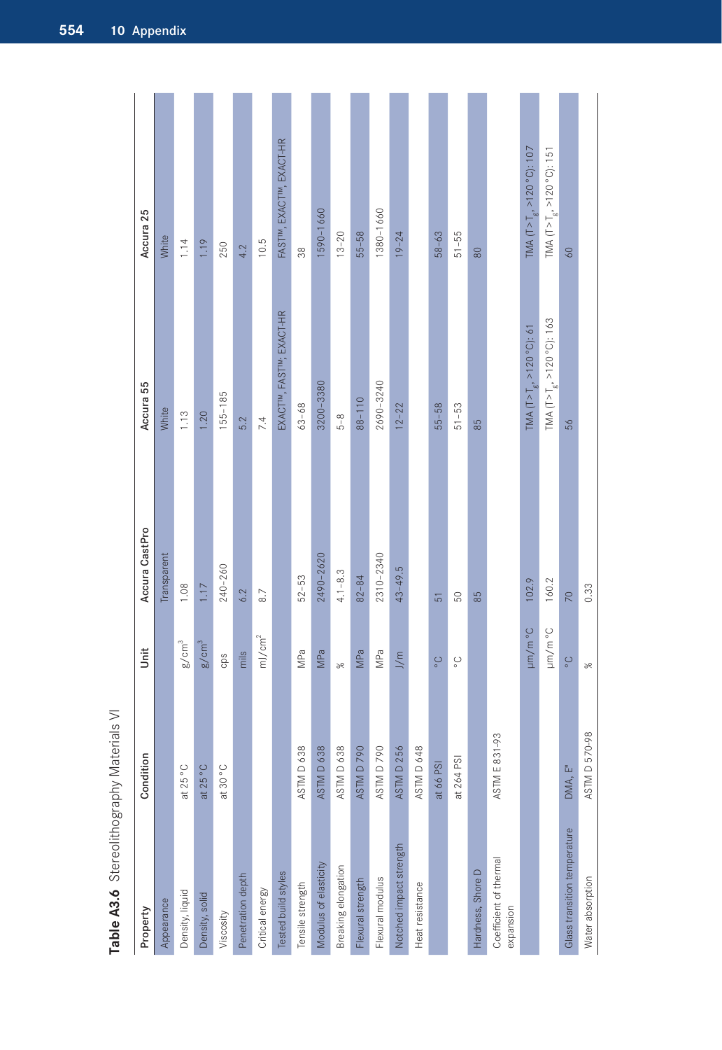**Table A3.6** Stereolithography Materials VI

| Property | Condition | Unit | Accura CastPro | Accura 55 | Accura 25 |
|---|---|---|---|---|---|
| Appearance | | | Transparent | White | White |
| Density, liquid | at 25 °C | g/cm$^3$ | 1.08 | 1.13 | 1.14 |
| Density, solid | at 25 °C | g/cm$^3$ | 1.17 | 1.20 | 1.19 |
| Viscosity | at 30 °C | cps | 240–260 | 155–185 | 250 |
| Penetration depth | | mils | 6.2 | 5.2 | 4.2 |
| Critical energy | | mJ/cm$^2$ | 8.7 | 7.4 | 10.5 |
| Tested build styles | | | | EXACT™, FAST™, EXACT-HR | FAST™, EXACT™, EXACT-HR |
| Tensile strength | ASTM D 638 | MPa | 52–53 | 63–68 | 38 |
| Modulus of elasticity | ASTM D 638 | MPa | 2490–2620 | 3200–3380 | 1590–1660 |
| Breaking elongation | ASTM D 638 | % | 4.1–8.3 | 5–8 | 13–20 |
| Flexural strength | ASTM D 790 | MPa | 82–84 | 88–110 | 55–58 |
| Flexural modulus | ASTM D 790 | MPa | 2310–2340 | 2690–3240 | 1380–1660 |
| Notched impact strength | ASTM D 256 | J/m | 43–49.5 | 12–22 | 19–24 |
| Heat resistance | ASTM D 648 | | | | |
| | at 66 PSI | °C | 51 | 55–58 | 58–63 |
| | at 264 PSI | °C | 50 | 51–53 | 51–55 |
| Hardness, Shore D | | | 85 | 85 | 80 |
| Coefficient of thermal expansion | ASTM E 831-93 | | | | |
| | | µm/m °C | 102.9 | TMA ($T>T_g$, >120 °C): 61 | TMA ($T>T_g$, >120 °C): 107 |
| | | µm/m °C | 160.2 | TMA ($T>T_g$, >120 °C): 163 | TMA ($T>T_g$, >120 °C): 151 |
| Glass transition temperature | DMA, E" | °C | 70 | 56 | 60 |
| Water absorption | ASTM D 570-98 | % | 0.33 | | |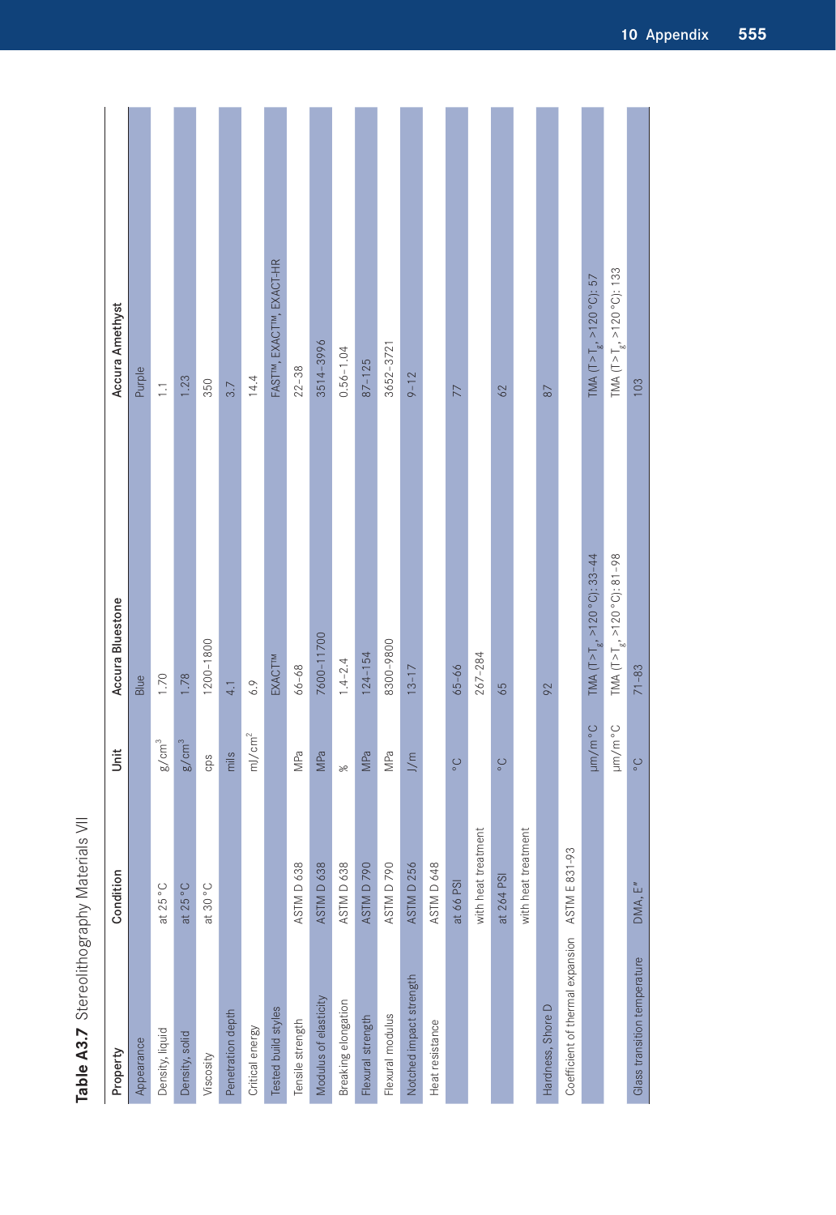**Table A3.7** Stereolithography Materials VII

| Property | Condition | Unit | Accura Bluestone | Accura Amethyst |
|---|---|---|---|---|
| Appearance | | | Blue | Purple |
| Density, liquid | at 25 °C | $g/cm^3$ | 1.70 | 1.1 |
| Density, solid | at 25 °C | $g/cm^3$ | 1.78 | 1.23 |
| Viscosity | at 30 °C | cps | 1200–1800 | 350 |
| Penetration depth | | mils | 4.1 | 3.7 |
| Critical energy | | $mJ/cm^2$ | 6.9 | 14.4 |
| Tested build styles | | | EXACT™ | FAST™, EXACT™, EXACT-HR |
| Tensile strength | ASTM D 638 | MPa | 66–68 | 22–38 |
| Modulus of elasticity | ASTM D 638 | MPa | 7600–11700 | 3514–3996 |
| Breaking elongation | ASTM D 638 | % | 1.4–2.4 | 0.56–1.04 |
| Flexural strength | ASTM D 790 | MPa | 124–154 | 87–125 |
| Flexural modulus | ASTM D 790 | MPa | 8300–9800 | 3652–3721 |
| Notched impact strength | ASTM D 256 | J/m | 13–17 | 9–12 |
| Heat resistance | ASTM D 648 | | | |
| | at 66 PSI | °C | 65–66 | 77 |
| | with heat treatment | | 267–284 | |
| | at 264 PSI | °C | 65 | 62 |
| | with heat treatment | | | |
| Hardness, Shore D | | | 92 | 87 |
| Coefficient of thermal expansion | ASTM E 831-93 | | | |
| | | µm/m °C | TMA ($T>T_g$, >120 °C): 33–44 | TMA ($T>T_g$, >120 °C): 57 |
| | | µm/m °C | TMA ($T>T_g$, >120 °C): 81–98 | TMA ($T>T_g$, >120 °C): 133 |
| Glass transition temperature | DMA, E″ | °C | 71–83 | 103 |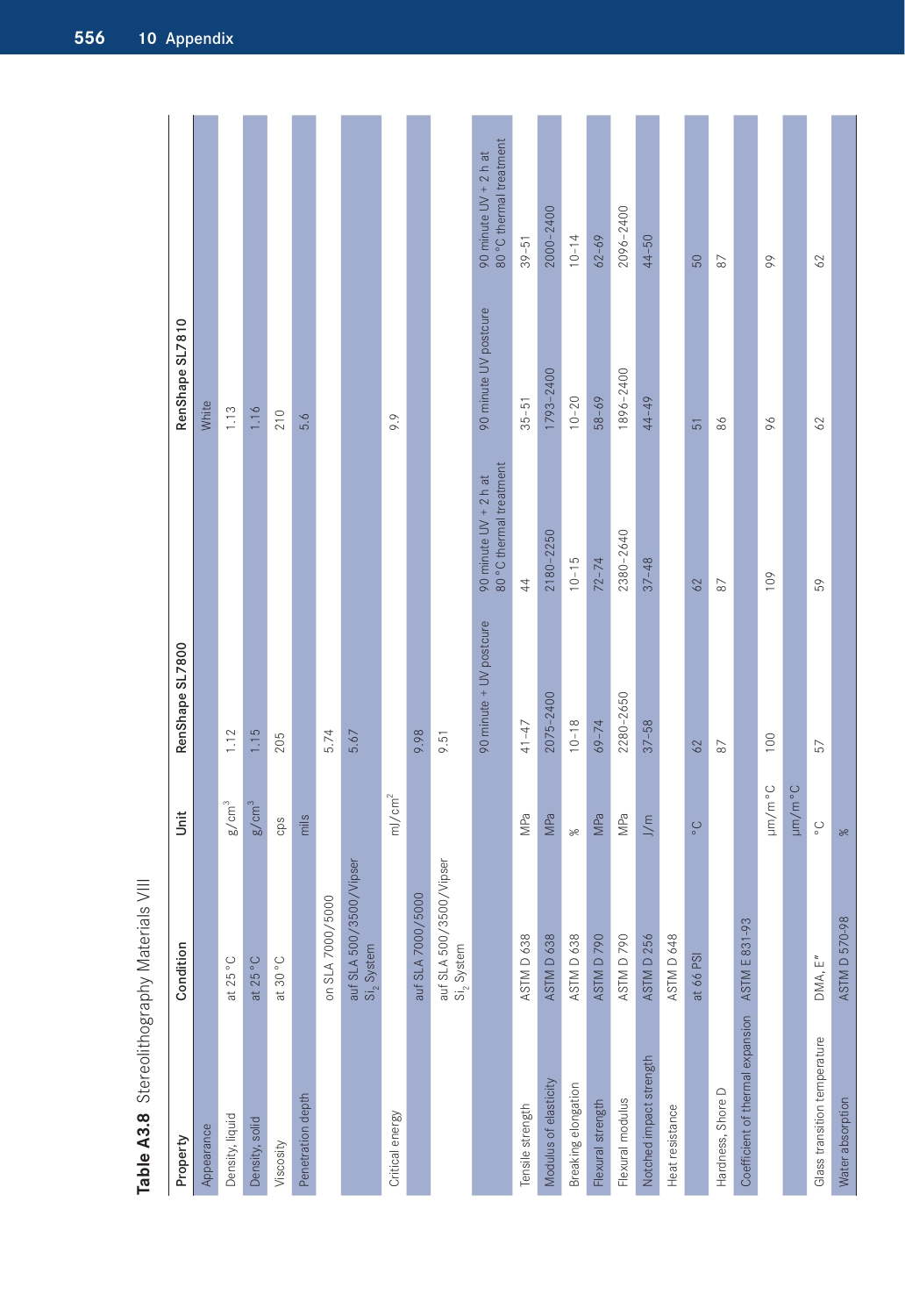**Table A3.8** Stereolithography Materials VIII

| Property | Condition | Unit | RenShape SL7800 | | RenShape SL7810 | |
|---|---|---|---|---|---|---|
| Appearance | | | | | White | |
| Density, liquid | at 25 °C | $g/cm^3$ | 1.12 | | 1.13 | |
| Density, solid | at 25 °C | $g/cm^3$ | 1.15 | | 1.16 | |
| Viscosity | at 30 °C | cps | 205 | | 210 | |
| Penetration depth | | mils | | | 5.6 | |
| | on SLA 7000/5000 | | 5.74 | | | |
| | auf SLA 500/3500/Vipser $Si_2$ System | | 5.67 | | | |
| Critical energy | | $mJ/cm^2$ | | | 9.9 | |
| | auf SLA 7000/5000 | | 9.98 | | | |
| | auf SLA 500/3500/Vipser $Si_2$ System | | 9.51 | | | |
| | | | 90 minute + UV postcure | 90 minute UV + 2 h at 80 °C thermal treatment | 90 minute UV postcure | 90 minute UV + 2 h at 80 °C thermal treatment |
| Tensile strength | ASTM D 638 | MPa | 41–47 | 44 | 35–51 | 39–51 |
| Modulus of elasticity | ASTM D 638 | MPa | 2075–2400 | 2180–2250 | 1793–2400 | 2000–2400 |
| Breaking elongation | ASTM D 638 | % | 10–18 | 10–15 | 10–20 | 10–14 |
| Flexural strength | ASTM D 790 | MPa | 69–74 | 72–74 | 58–69 | 62–69 |
| Flexural modulus | ASTM D 790 | MPa | 2280–2650 | 2380–2640 | 1896–2400 | 2096–2400 |
| Notched impact strength | ASTM D 256 | J/m | 37–58 | 37–48 | 44–49 | 44–50 |
| Heat resistance | ASTM D 648 | | | | | |
| | at 66 PSI | °C | 62 | 62 | 51 | 50 |
| Hardness, Shore D | | | 87 | 87 | 86 | 87 |
| Coefficient of thermal expansion | ASTM E 831-93 | | | | | |
| | | µm/m °C | 100 | 109 | 96 | 99 |
| | | µm/m °C | | | | |
| Glass transition temperature | DMA, E″ | °C | 57 | 59 | 62 | 62 |
| Water absorption | ASTM D 570-98 | % | | | | |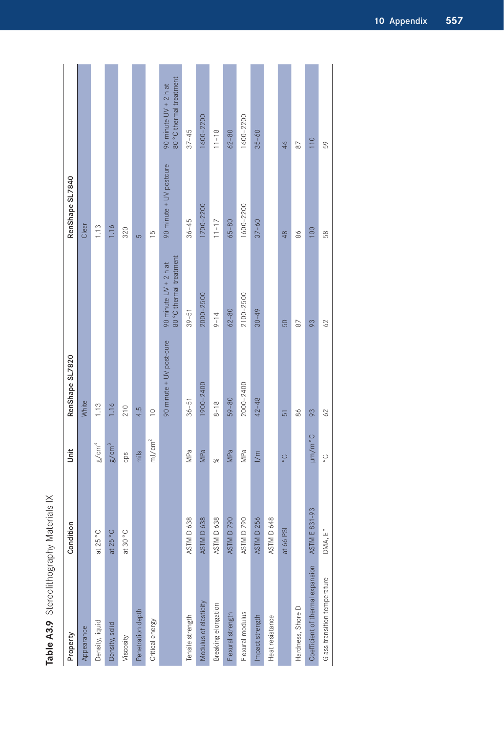**Table A3.9** Stereolithography Materials IX

| Property | Condition | Unit | RenShape SL7820 | | RenShape SL7840 | |
|---|---|---|---|---|---|---|
| Appearance | | | White | | Clear | |
| Density, liquid | at 25 °C | $g/cm^3$ | 1.13 | | 1.13 | |
| Density, solid | at 25 °C | $g/cm^3$ | 1.16 | | 1.16 | |
| Viscosity | at 30 °C | cps | 210 | | 320 | |
| Penetration depth | | mils | 4.5 | | 5 | |
| Critical energy | | $mJ/cm^2$ | 10 | | 15 | |
| | | | 90 minute + UV post-cure | 90 minute UV + 2 h at 80 °C thermal treatment | 90 minute + UV postcure | 90 minute UV + 2 h at 80 °C thermal treatment |
| Tensile strength | ASTM D 638 | MPa | 36–51 | 39–51 | 36–45 | 37–45 |
| Modulus of elasticity | ASTM D 638 | MPa | 1900–2400 | 2000–2500 | 1700–2200 | 1600–2200 |
| Breaking elongation | ASTM D 638 | % | 8–18 | 9–14 | 11–17 | 11–18 |
| Flexural strength | ASTM D 790 | MPa | 59–80 | 62–80 | 65–80 | 62–80 |
| Flexural modulus | ASTM D 790 | MPa | 2000–2400 | 2100–2500 | 1600–2200 | 1600–2200 |
| Impact strength | ASTM D 256 | J/m | 42–48 | 30–49 | 37–60 | 35–60 |
| Heat resistance | ASTM D 648 | | | | | |
| | at 66 PSI | °C | 51 | 50 | 48 | 46 |
| Hardness, Shore D | | | 86 | 87 | 86 | 87 |
| Coefficient of thermal expansion | ASTM E 831-93 | µm/m °C | 93 | 93 | 100 | 110 |
| Glass transition temperature | DMA, E″ | °C | 62 | 62 | 58 | 59 |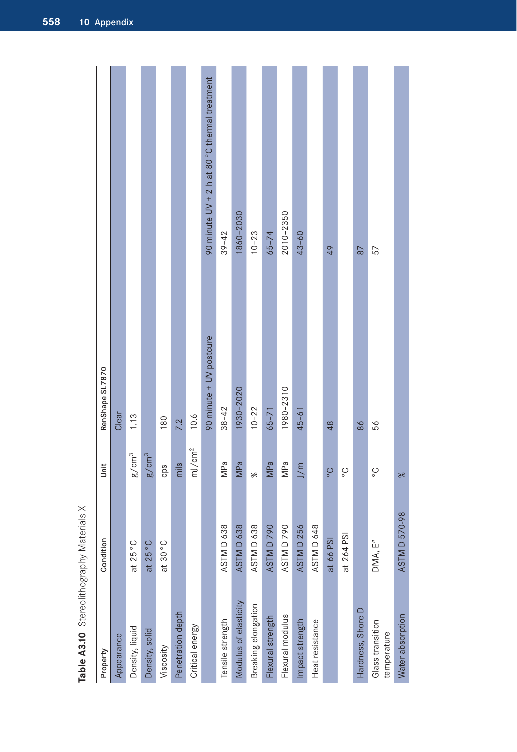**Table A3.10** Stereolithography Materials X

| Property | Condition | Unit | RenShape SL7870 | |
|---|---|---|---|---|
| Appearance | | | Clear | |
| Density, liquid | at 25 °C | g/cm³ | 1.13 | |
| Density, solid | at 25 °C | g/cm³ | | |
| Viscosity | at 30 °C | cps | 180 | |
| Penetration depth | | mils | 7.2 | |
| Critical energy | | mJ/cm² | 10.6 | |
| | | | 90 minute + UV postcure | 90 minute UV + 2 h at 80 °C thermal treatment |
| Tensile strength | ASTM D 638 | MPa | 38–42 | 39–42 |
| Modulus of elasticity | ASTM D 638 | MPa | 1930–2020 | 1860–2030 |
| Breaking elongation | ASTM D 638 | % | 10–22 | 10–23 |
| Flexural strength | ASTM D 790 | MPa | 65–71 | 65–74 |
| Flexural modulus | ASTM D 790 | MPa | 1980–2310 | 2010–2350 |
| Impact strength | ASTM D 256 | J/m | 45–61 | 43–60 |
| Heat resistance | ASTM D 648 | | | |
| | at 66 PSI | °C | 48 | 49 |
| | at 264 PSI | °C | | |
| Hardness, Shore D | | | 86 | 87 |
| Glass transition temperature | DMA, E″ | °C | 56 | 57 |
| Water absorption | ASTM D 570-98 | % | | |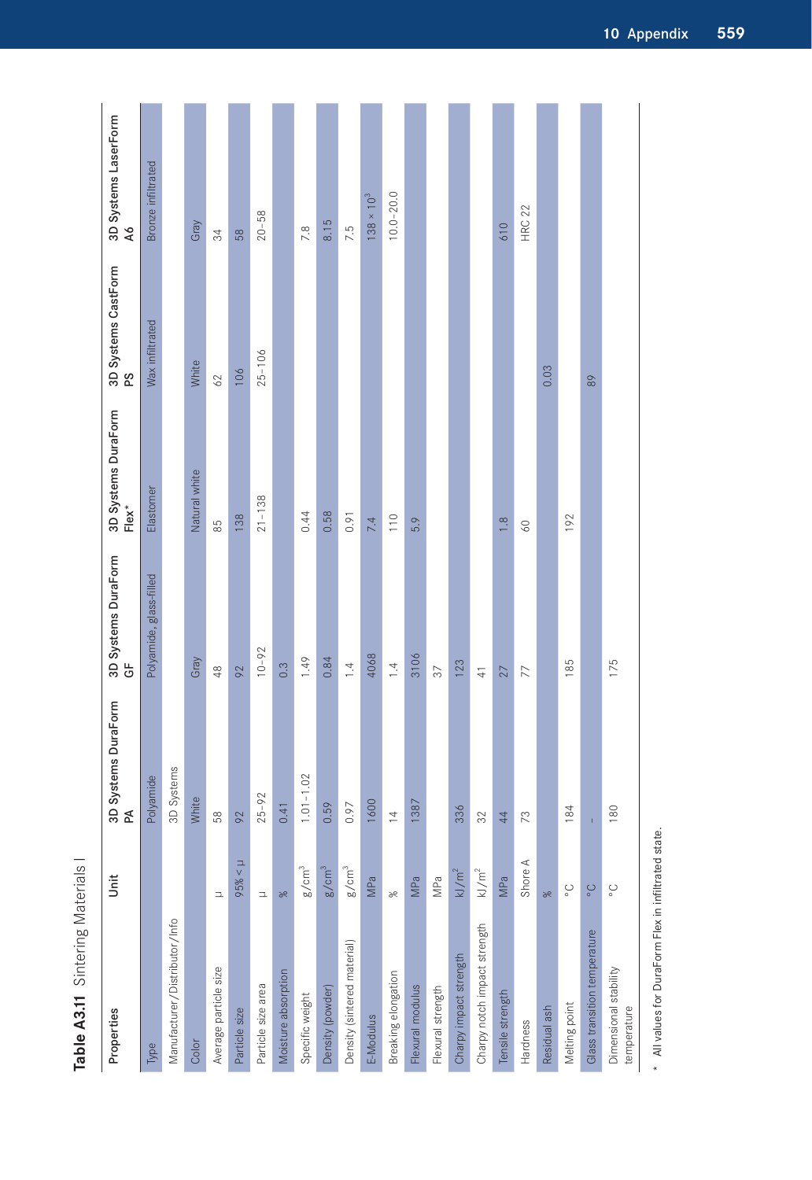**Table A3.11** Sintering Materials I

| Properties | Unit | 3D Systems DuraForm PA | 3D Systems DuraForm GF | 3D Systems DuraForm Flex* | 3D Systems CastForm PS | 3D Systems LaserForm A6 |
|---|---|---|---|---|---|---|
| Type | | Polyamide | Polyamide, glass-filled | Elastomer | Wax infiltrated | Bronze infiltrated |
| Manufacturer/Distributor/Info | | 3D Systems | | | | |
| Color | | White | Gray | Natural white | White | Gray |
| Average particle size | μ | 58 | 48 | 85 | 62 | 34 |
| Particle size | 95% < μ | 92 | 92 | 138 | 106 | 58 |
| Particle size area | μ | 25–92 | 10–92 | 21–138 | 25–106 | 20–58 |
| Moisture absorption | % | 0.41 | 0.3 | | | |
| Specific weight | g/cm$^3$ | 1.01–1.02 | 1.49 | 0.44 | | 7.8 |
| Density (powder) | g/cm$^3$ | 0.59 | 0.84 | 0.58 | | 8.15 |
| Density (sintered material) | g/cm$^3$ | 0.97 | 1.4 | 0.91 | | 7.5 |
| E-Modulus | MPa | 1600 | 4068 | 7.4 | | $138 \times 10^3$ |
| Breaking elongation | % | 14 | 1.4 | 110 | | 10.0–20.0 |
| Flexural modulus | MPa | 1387 | 3106 | 5.9 | | |
| Flexural strength | MPa | | 37 | | | |
| Charpy impact strength | kJ/m$^2$ | 336 | 123 | | | |
| Charpy notch impact strength | kJ/m$^2$ | 32 | 41 | | | |
| Tensile strength | MPa | 44 | 27 | 1.8 | | 610 |
| Hardness | Shore A | 73 | 77 | 60 | | HRC 22 |
| Residual ash | % | | | | 0.03 | |
| Melting point | °C | 184 | 185 | 192 | | |
| Glass transition temperature | °C | – | | | 89 | |
| Dimensional stability temperature | °C | 180 | 175 | | | |

* All values for DuraForm Flex in infiltrated state.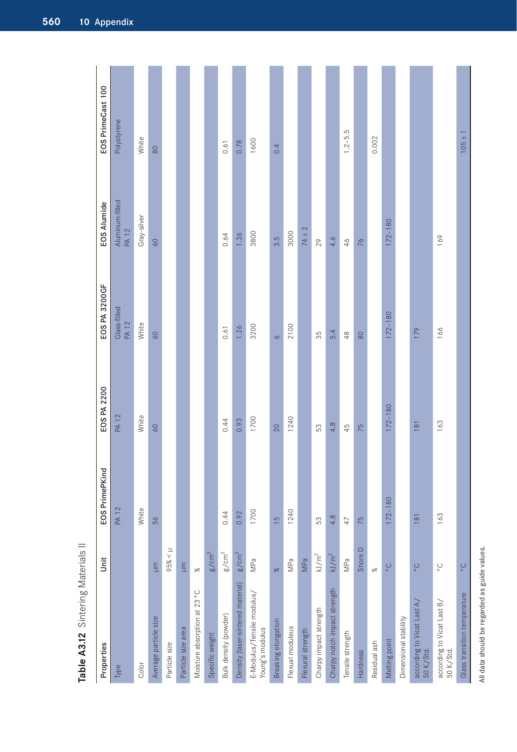**Table A3.12** Sintering Materials II

| Properties | Unit | EOS PrimePKind | EOS PA 2200 | EOS PA 3200GF | EOS Alumide | EOS PrimeCast 100 |
|---|---|---|---|---|---|---|
| Type | | PA 12 | PA 12 | Glass-filled PA 12 | Aluminum-filled PA 12 | Polystyrene |
| Color | | White | White | White | Gray-silver | White |
| Average particle size | µm | 56 | 60 | 60 | 60 | 80 |
| Particle size | 95% < µ | | | | | |
| Particle size area | µm | | | | | |
| Moisture absorption at 23 °C | % | | | | | |
| Specific weight | $g/cm^3$ | | | | | |
| Bulk density (powder) | $g/cm^3$ | 0.44 | 0.44 | 0.61 | 0.64 | 0.61 |
| Density (laser-sintered material) | $g/cm^3$ | 0.92 | 0.93 | 1.26 | 1.36 | 0.78 |
| E-Modulus/Tensile modulus/ Young's modulus | MPa | 1700 | 1700 | 3200 | 3800 | 1600 |
| Breaking elongation | % | 15 | 20 | 6 | 3.5 | 0.4 |
| Flexual moduleus | MPa | 1240 | 1240 | 2100 | 3000 | |
| Flexural strength | MPa | | | | 74 ± 2 | |
| Charpy impact strength | $kJ/m^2$ | 53 | 53 | 35 | 29 | |
| Charpy notch impact strength | $kJ/m^2$ | 4.8 | 4.8 | 5.4 | 4.6 | |
| Tensile strength | MPa | 47 | 45 | 48 | 46 | 1.2–5.5 |
| Hardness | Shore D | 75 | 75 | 80 | 76 | |
| Residual ash | % | | | | | 0.002 |
| Melting point | °C | 172–180 | 172–180 | 172–180 | 172–180 | |
| Dimensional stability | | | | | | |
| according to Vicat Last A/ 50 K/Std. | °C | 181 | 181 | 179 | | |
| according to Vicat Last B/ 50 K/Std. | °C | 163 | 163 | 166 | 169 | |
| Glass transition temperature | °C | | | | | 105 ± 1 |

All data should be regarded as guide values.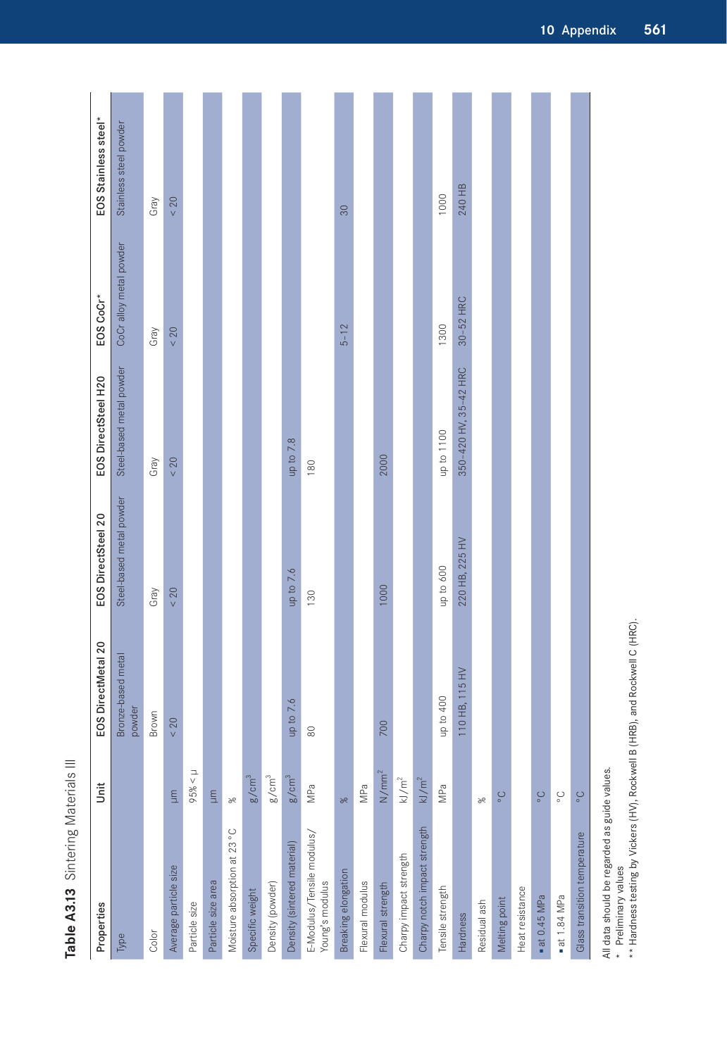**Table A3.13** Sintering Materials III

| Properties | Unit | EOS DirectMetal 20 | EOS DirectSteel 20 | EOS DirectSteel H20 | EOS CoCr* | EOS Stainless steel* |
|---|---|---|---|---|---|---|
| Type | | Bronze-based metal powder | Steel-based metal powder | Steel-based metal powder | CoCr alloy metal powder | Stainless steel powder |
| Color | | Brown | Gray | Gray | Gray | Gray |
| Average particle size | μm | < 20 | < 20 | < 20 | < 20 | < 20 |
| Particle size | 95% < μ | | | | | |
| Particle size area | μm | | | | | |
| Moisture absorption at 23 °C | % | | | | | |
| Specific weight | $g/cm^3$ | | | | | |
| Density (powder) | $g/cm^3$ | | | | | |
| Density (sintered material) | $g/cm^3$ | up to 7.6 | up to 7.6 | up to 7.8 | | |
| E-Modulus/Tensile modulus/Young's modulus | MPa | 80 | 130 | 180 | | |
| Breaking elongation | % | | | | 5–12 | 30 |
| Flexural modulus | MPa | | | | | |
| Flexural strength | $N/mm^2$ | 700 | 1000 | 2000 | | |
| Charpy impact strength | $kJ/m^2$ | | | | | |
| Charpy notch impact strength | $kJ/m^2$ | | | | | |
| Tensile strength | MPa | up to 400 | up to 600 | up to 1100 | 1300 | 1000 |
| Hardness | | 110 HB, 115 HV | 220 HB, 225 HV | 350–420 HV, 35–42 HRC | 30–52 HRC | 240 HB |
| Residual ash | % | | | | | |
| Melting point | °C | | | | | |
| Heat resistance | | | | | | |
| ▪ at 0.45 MPa | °C | | | | | |
| ▪ at 1.84 MPa | °C | | | | | |
| Glass transition temperature | °C | | | | | |

All data should be regarded as guide values.
\* Preliminary values
\*\* Hardness testing by Vickers (HV), Rockwell B (HRB), and Rockwell C (HRC).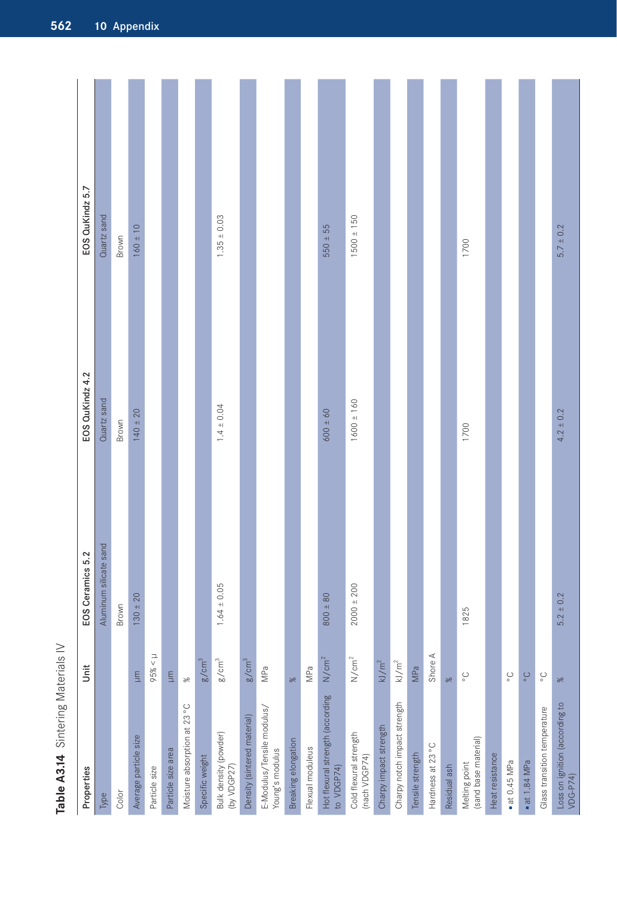**Table A3.14** Sintering Materials IV

| Properties | Unit | EOS Ceramics 5.2 | EOS QuKindz 4.2 | EOS QuKindz 5.7 |
|---|---|---|---|---|
| Type | | Aluminum silicate sand | Quartz sand | Quartz sand |
| Color | | Brown | Brown | Brown |
| Average particle size | µm | 130 ± 20 | 140 ± 20 | 160 ± 10 |
| Particle size | 95% < µ | | | |
| Particle size area | µm | | | |
| Moisture absorption at 23 °C | % | | | |
| Specific weight | g/cm$^3$ | | | |
| Bulk density (powder) (by VDGP27) | g/cm$^3$ | 1.64 ± 0.05 | 1.4 ± 0.04 | 1.35 ± 0.03 |
| Density (sintered material) | g/cm$^3$ | | | |
| E-Modulus/Tensile modulus/ Young's modulus | MPa | | | |
| Breaking elongation | % | | | |
| Flexual moduleus | MPa | | | |
| Hot flexural strength (according to VDGP74) | N/cm$^2$ | 800 ± 80 | 600 ± 60 | 550 ± 55 |
| Cold flexural strength (nach VDGP74) | N/cm$^2$ | 2000 ± 200 | 1600 ± 160 | 1500 ± 150 |
| Charpy impact strength | kJ/m$^2$ | | | |
| Charpy notch impact strength | kJ/m$^2$ | | | |
| Tensile strength | MPa | | | |
| Hardness at 23 °C | Shore A | | | |
| Residual ash | % | | | |
| Melting point (sand base material) | °C | 1825 | 1700 | 1700 |
| Heat resistance | | | | |
| ▪ at 0.45 MPa | °C | | | |
| ▪ at 1.84 MPa | °C | | | |
| Glass transition temperature | °C | | | |
| Loss on ignition (according to VDG-P74) | % | 5.2 ± 0.2 | 4.2 ± 0.2 | 5.7 ± 0.2 |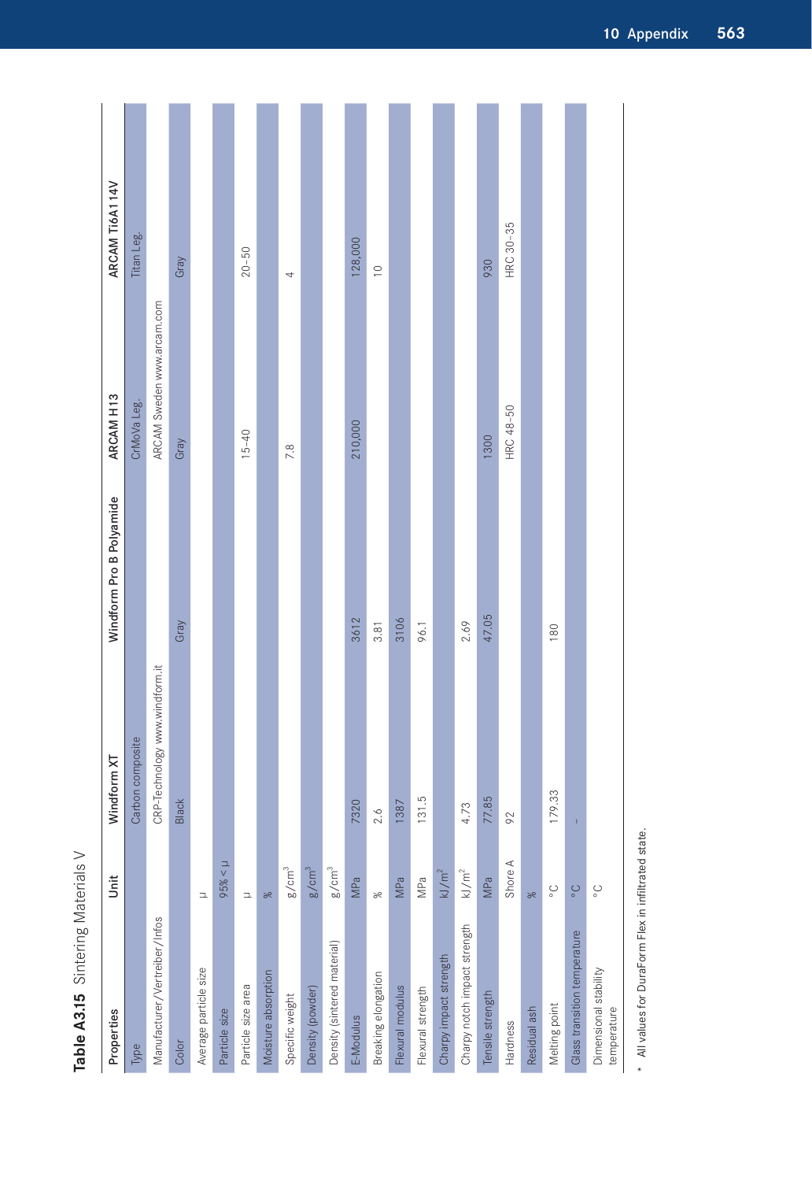**Table A3.15** Sintering Materials V

| Properties | Unit | Windform XT | Windform Pro B Polyamide | ARCAM H13 | ARCAM Ti6Al14V |
|---|---|---|---|---|---|
| Type | | Carbon composite | | CrMoVa Leg. | Titan Leg. |
| Manufacturer/Vertreiber/Infos | | CRP-Technology www.windform.it | | ARCAM Sweden www.arcam.com | |
| Color | | Black | Gray | Gray | Gray |
| Average particle size | μ | | | | |
| Particle size | 95% < μ | | | | |
| Particle size area | μ | | | 15–40 | 20–50 |
| Moisture absorption | % | | | | |
| Specific weight | $g/cm^3$ | | | 7.8 | 4 |
| Density (powder) | $g/cm^3$ | | | | |
| Density (sintered material) | $g/cm^3$ | | | | |
| E-Modulus | MPa | 7320 | 3612 | 210,000 | 128,000 |
| Breaking elongation | % | 2.6 | 3.81 | | 10 |
| Flexural modulus | MPa | 1387 | 3106 | | |
| Flexural strength | MPa | 131.5 | 96.1 | | |
| Charpy impact strength | $kJ/m^2$ | | | | |
| Charpy notch impact strength | $kJ/m^2$ | 4.73 | 2.69 | | |
| Tensile strength | MPa | 77.85 | 47.05 | 1300 | 930 |
| Hardness | Shore A | 92 | | HRC 48–50 | HRC 30–35 |
| Residual ash | % | | | | |
| Melting point | °C | 179.33 | 180 | | |
| Glass transition temperature | °C | - | | | |
| Dimensional stability temperature | °C | | | | |

\* All values for DuraForm Flex in infiltrated state.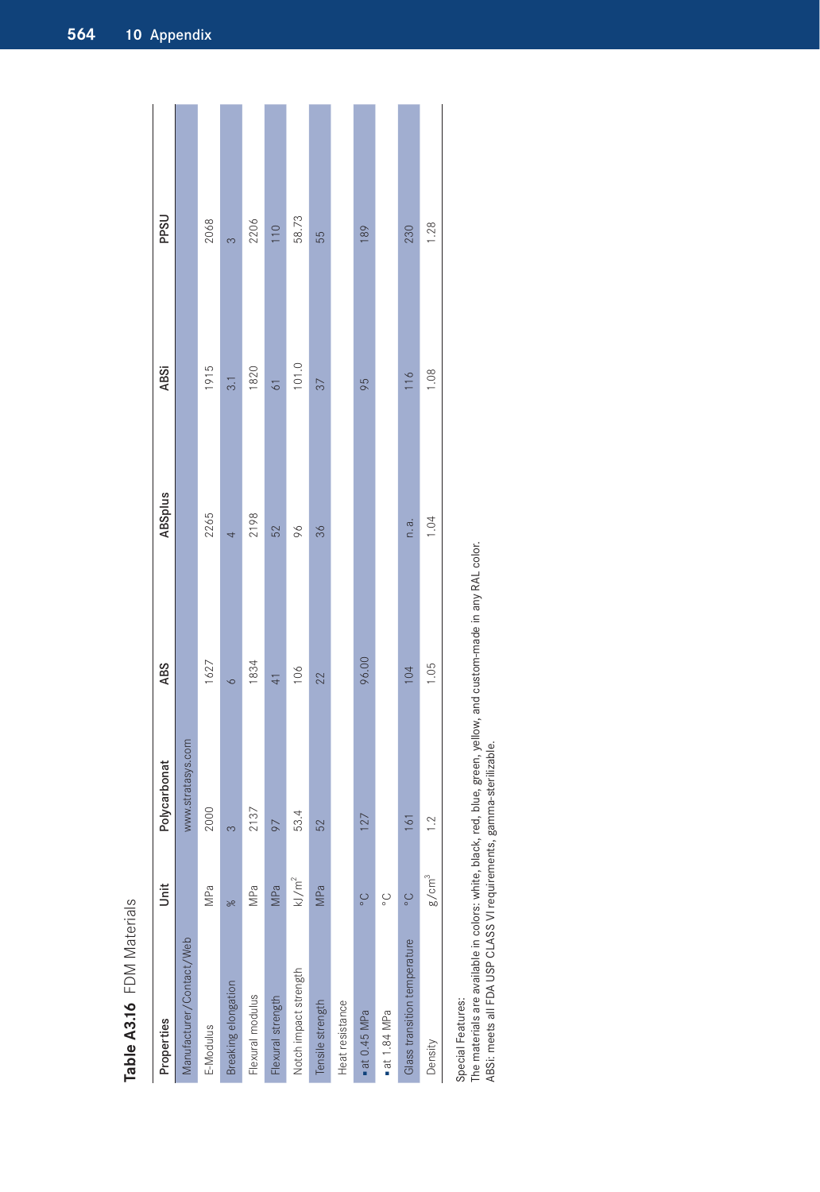**Table A3.16** FDM Materials

| Properties | Unit | Polycarbonat | ABS | ABSplus | ABSi | PPSU |
|---|---|---|---|---|---|---|
| Manufacturer/Contact/Web | | www.stratasys.com | | | | |
| E-Modulus | MPa | 2000 | 1627 | 2265 | 1915 | 2068 |
| Breaking elongation | % | 3 | 6 | 4 | 3.1 | 3 |
| Flexural modulus | MPa | 2137 | 1834 | 2198 | 1820 | 2206 |
| Flexural strength | MPa | 97 | 41 | 52 | 61 | 110 |
| Notch impact strength | $kJ/m^2$ | 53.4 | 106 | 96 | 101.0 | 58.73 |
| Tensile strength | MPa | 52 | 22 | 36 | 37 | 55 |
| Heat resistance | | | | | | |
| ▪ at 0.45 MPa | °C | 127 | 96.00 | | 95 | 189 |
| ▪ at 1.84 MPa | °C | | | | | |
| Glass transition temperature | °C | 161 | 104 | n. a. | 116 | 230 |
| Density | $g/cm^3$ | 1.2 | 1.05 | 1.04 | 1.08 | 1.28 |

Special Features:
The materials are available in colors: white, black, red, blue, green, yellow, and custom-made in any RAL color.
ABSi: meets all FDA USP CLASS VI requirements, gamma-sterilizable.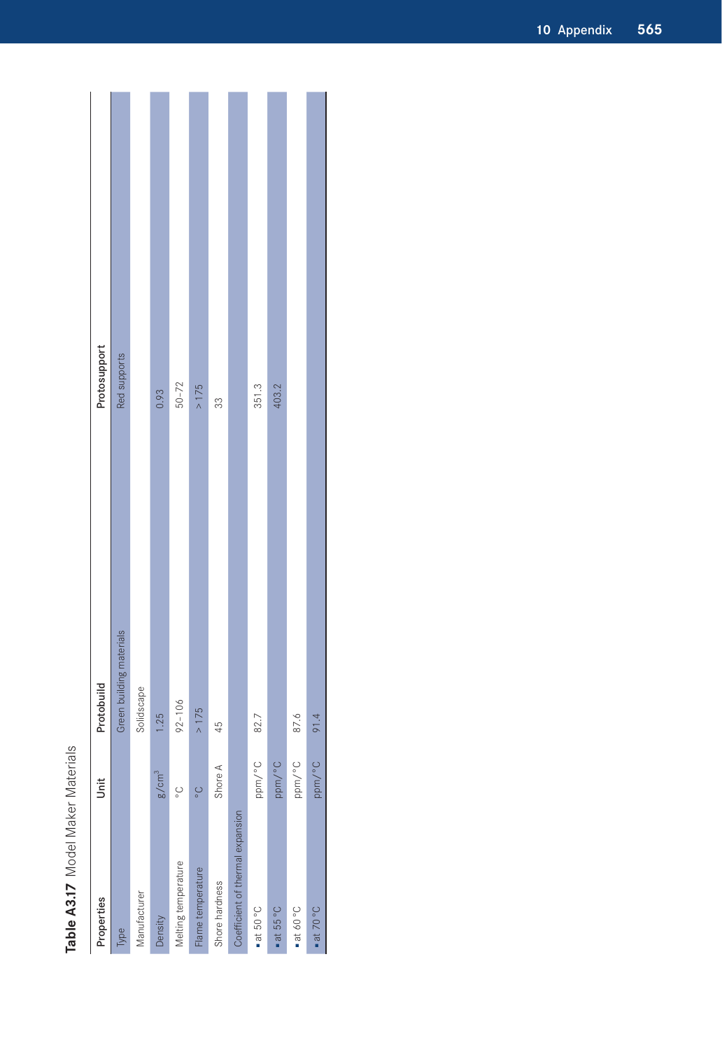**Table A3.17** Model Maker Materials

| Properties | Unit | Protobuild | Protosupport |
|---|---|---|---|
| Type | | Green building materials | Red supports |
| Manufacturer | | Solidscape | |
| Density | $g/cm^3$ | 1.25 | 0.93 |
| Melting temperature | °C | 92–106 | 50–72 |
| Flame temperature | °C | > 175 | > 175 |
| Shore hardness | Shore A | 45 | 33 |
| Coefficient of thermal expansion | | | |
| ▪ at 50 °C | ppm/°C | 82.7 | 351.3 |
| ▪ at 55 °C | ppm/°C | | 403.2 |
| ▪ at 60 °C | ppm/°C | 87.6 | |
| ▪ at 70 °C | ppm/°C | 91.4 | |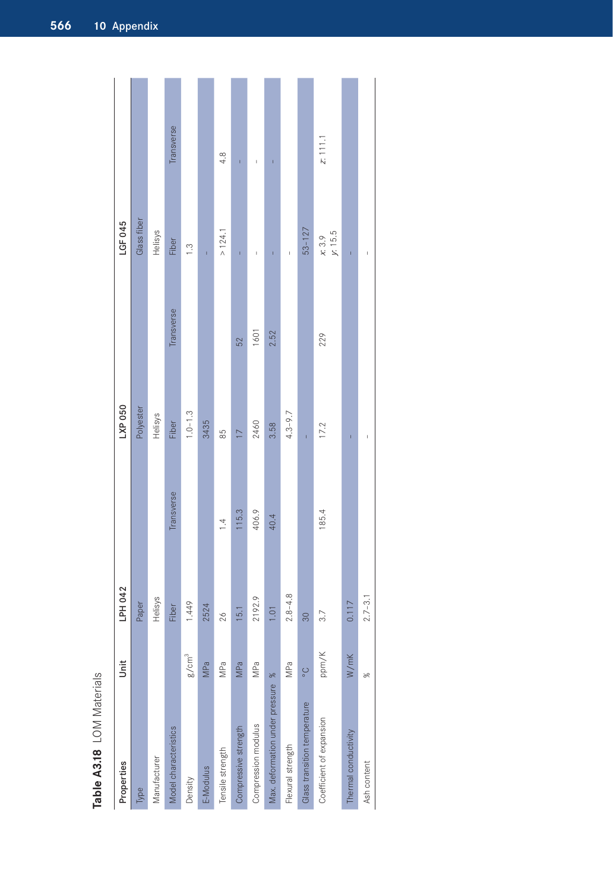**Table A3.18** LOM Materials

| Properties | Unit | LPH 042 | | LXP 050 | | LGF 045 | |
|---|---|---|---|---|---|---|---|
| Type | | Paper | | Polyester | | Glass fiber | |
| Manufacturer | | Helisys | | Helisys | | Helisys | |
| Model characteristics | | Fiber | Transverse | Fiber | Transverse | Fiber | Transverse |
| Density | g/cm$^3$ | 1.449 | | 1.0–1.3 | | 1.3 | |
| E-Modulus | MPa | 2524 | | 3435 | | – | |
| Tensile strength | MPa | 26 | 1.4 | 85 | | >124.1 | 4.8 |
| Compressive strength | MPa | 15.1 | 115.3 | 17 | 52 | – | – |
| Compression modulus | MPa | 2192.9 | 406.9 | 2460 | 1601 | – | – |
| Max. deformation under pressure | % | 1.01 | 40.4 | 3.58 | 2.52 | – | – |
| Flexural strength | MPa | 2.8–4.8 | | 4.3–9.7 | | – | |
| Glass transition temperature | °C | 30 | | – | | 53–127 | |
| Coefficient of expansion | ppm/K | 3.7 | 185.4 | 17.2 | 229 | *x*: 3.9<br>*y*: 15.5 | *z*: 111.1 |
| Thermal conductivity | W/mK | 0.117 | | – | | – | |
| Ash content | % | 2.7–3.1 | | – | | – | |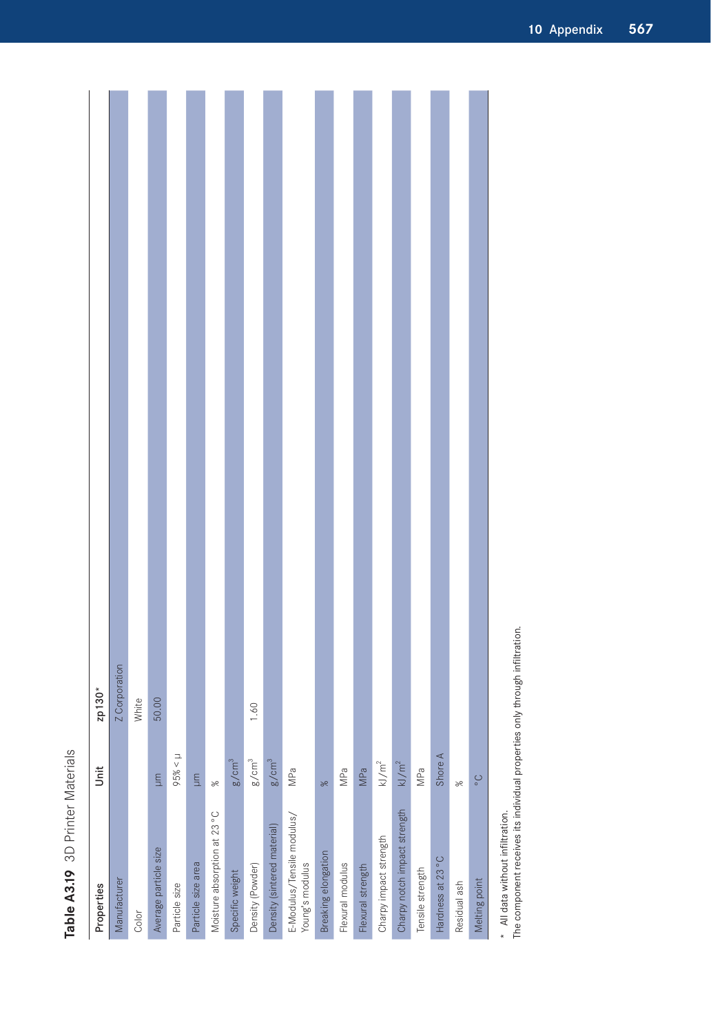**Table A3.19** 3D Printer Materials

| Properties | Unit | zp130* |
|---|---|---|
| Manufacturer | | Z Corporation |
| Color | | White |
| Average particle size | µm | 50.00 |
| Particle size | 95% < µ | |
| Particle size area | µm | |
| Moisture absorption at 23 °C | % | |
| Specific weight | g/cm$^3$ | |
| Density (Powder) | g/cm$^3$ | 1.60 |
| Density (sintered material) | g/cm$^3$ | |
| E-Modulus/Tensile modulus/ Young's modulus | MPa | |
| Breaking elongation | % | |
| Flexural modulus | MPa | |
| Flexural strength | MPa | |
| Charpy impact strength | kJ/m$^2$ | |
| Charpy notch impact strength | kJ/m$^2$ | |
| Tensile strength | MPa | |
| Hardness at 23 °C | Shore A | |
| Residual ash | % | |
| Melting point | °C | |

\* All data without infiltration.
The component receives its individual properties only through infiltration.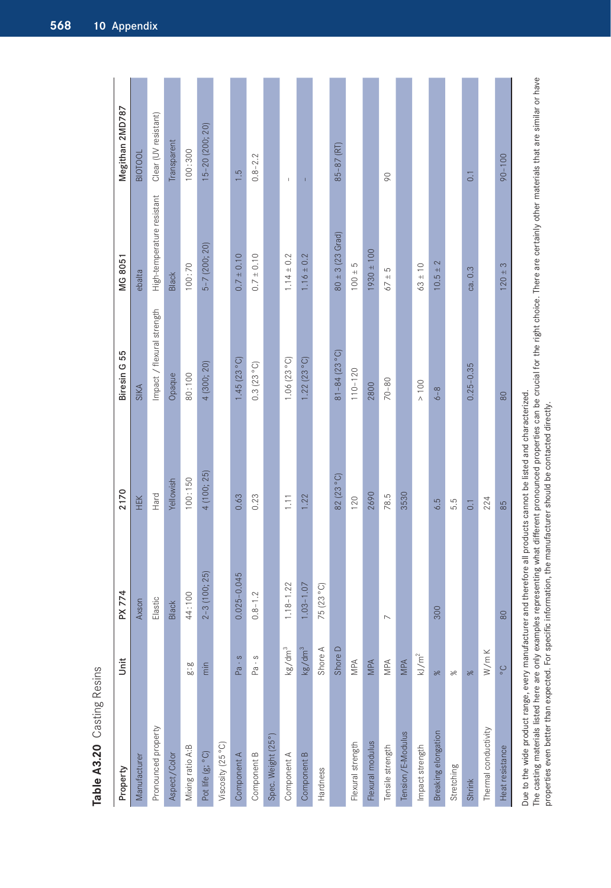**Table A3.20** Casting Resins

| Property | Unit | PX 774 | 2170 | Biresin G 55 | MG 8051 | Megithan 2MD787 |
|---|---|---|---|---|---|---|
| Manufacturer | | Axson | HEK | SIKA | ebalta | BIOTOOL |
| Pronounced property | | Elastic | Hard | Impact / flexural strength | High-temperature resistant | Clear (UV resistant) |
| Aspect/Color | | Black | Yellowish | Opaque | Black | Transparent |
| Mixing ratio A:B | g : g | 44 : 100 | 100 : 150 | 80 : 100 | 100 : 70 | 100 : 300 |
| Pot life (g; °C) | min | 2–3 (100; 25) | 4 (100; 25) | 4 (300; 20) | 5–7 (200; 20) | 15–20 (200; 20) |
| Viscosity (25 °C) | | | | | | |
| Component A | Pa · s | 0.025–0.045 | 0.63 | 1.45 (23 °C) | 0.7 ± 0.10 | 1.5 |
| Component B | Pa · s | 0.8–1.2 | 0.23 | 0.3 (23 °C) | 0.7 ± 0.10 | 0.8–2.2 |
| Spec. Weight (25°) | | | | | | |
| Component A | kg/dm$^3$ | 1.18–1.22 | 1.11 | 1.06 (23 °C) | 1.14 ± 0.2 | - |
| Component B | kg/dm$^3$ | 1.03–1.07 | 1.22 | 1.22 (23 °C) | 1.16 ± 0.2 | - |
| Hardness | Shore A | 75 (23 °C) | | | | |
| | Shore D | | 82 (23 °C) | 81–84 (23 °C) | 80 ± 3 (23 Grad) | 85–87 (RT) |
| Flexural strength | MPA | | 120 | 110–120 | 100 ± 5 | |
| Flexural modulus | MPA | | 2690 | 2800 | 1930 ± 100 | |
| Tensile strength | MPA | 7 | 78.5 | 70–80 | 67 ± 5 | 90 |
| Tension/E-Modulus | MPA | | 3530 | | | |
| Impact strength | kJ/m$^2$ | | | > 100 | 63 ± 10 | |
| Breaking elongation | % | 300 | 6.5 | 6–8 | 10.5 ± 2 | |
| Stretching | % | | 5.5 | | | |
| Shrink | % | | 0.1 | 0.25–0.35 | ca. 0.3 | 0.1 |
| Thermal conductivity | W/m K | | 224 | | | |
| Heat resistance | °C | 80 | 85 | 80 | 120 ± 3 | 90–100 |

Due to the wide product range, every manufacturer and therefore all products cannot be listed and characterized.
The casting materials listed here are only examples representing what different pronounced properties can be crucial for the right choice. There are certainly other materials that are similar or have properties even better than expected. For specific information, the manufacturer should be contacted directly.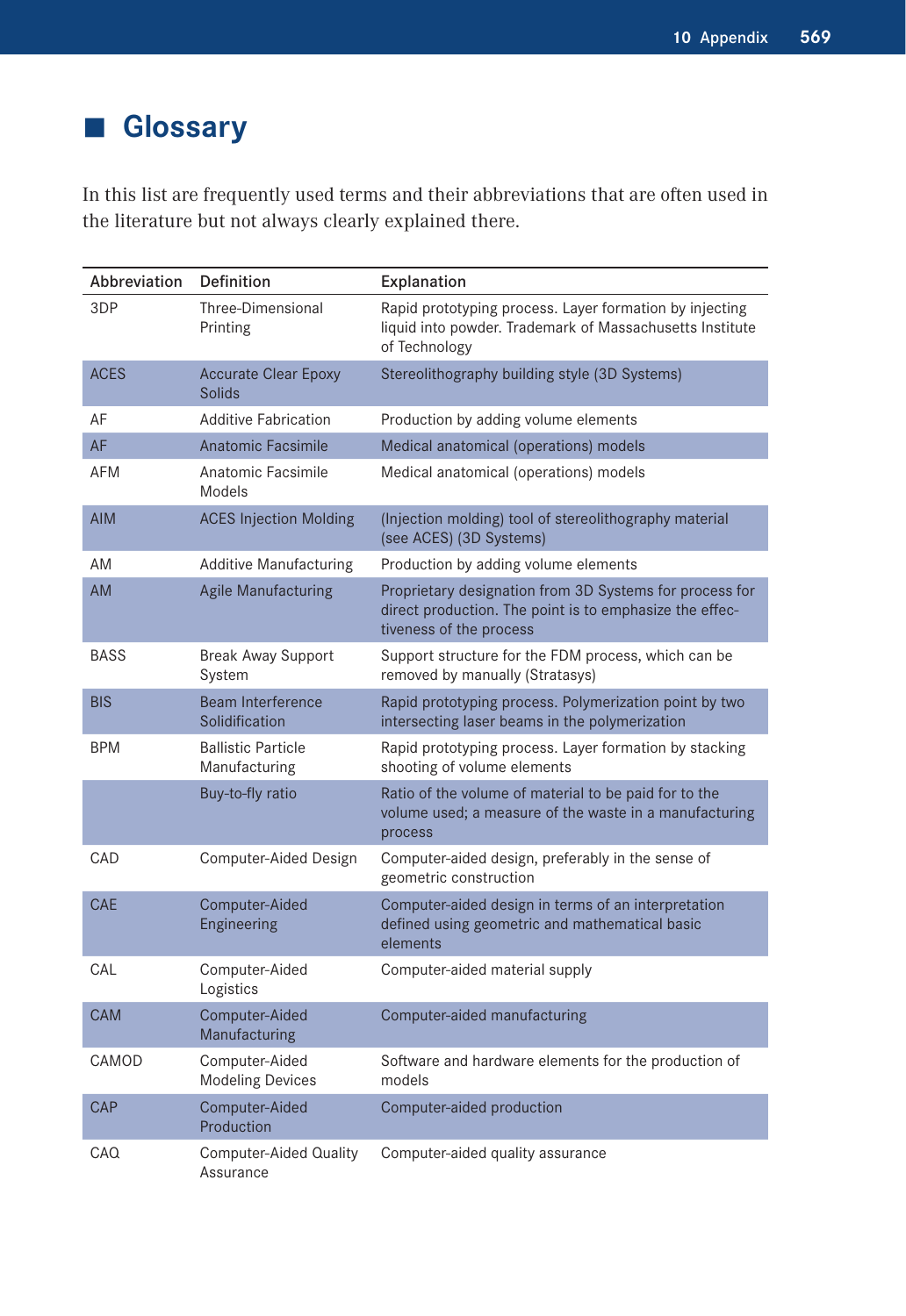## Glossary

In this list are frequently used terms and their abbreviations that are often used in the literature but not always clearly explained there.

| Abbreviation | Definition | Explanation |
|---|---|---|
| 3DP | Three-Dimensional Printing | Rapid prototyping process. Layer formation by injecting liquid into powder. Trademark of Massachusetts Institute of Technology |
| ACES | Accurate Clear Epoxy Solids | Stereolithography building style (3D Systems) |
| AF | Additive Fabrication | Production by adding volume elements |
| AF | Anatomic Facsimile | Medical anatomical (operations) models |
| AFM | Anatomic Facsimile Models | Medical anatomical (operations) models |
| AIM | ACES Injection Molding | (Injection molding) tool of stereolithography material (see ACES) (3D Systems) |
| AM | Additive Manufacturing | Production by adding volume elements |
| AM | Agile Manufacturing | Proprietary designation from 3D Systems for process for direct production. The point is to emphasize the effectiveness of the process |
| BASS | Break Away Support System | Support structure for the FDM process, which can be removed by manually (Stratasys) |
| BIS | Beam Interference Solidification | Rapid prototyping process. Polymerization point by two intersecting laser beams in the polymerization |
| BPM | Ballistic Particle Manufacturing | Rapid prototyping process. Layer formation by stacking shooting of volume elements |
| | Buy-to-fly ratio | Ratio of the volume of material to be paid for to the volume used; a measure of the waste in a manufacturing process |
| CAD | Computer-Aided Design | Computer-aided design, preferably in the sense of geometric construction |
| CAE | Computer-Aided Engineering | Computer-aided design in terms of an interpretation defined using geometric and mathematical basic elements |
| CAL | Computer-Aided Logistics | Computer-aided material supply |
| CAM | Computer-Aided Manufacturing | Computer-aided manufacturing |
| CAMOD | Computer-Aided Modeling Devices | Software and hardware elements for the production of models |
| CAP | Computer-Aided Production | Computer-aided production |
| CAQ | Computer-Aided Quality Assurance | Computer-aided quality assurance |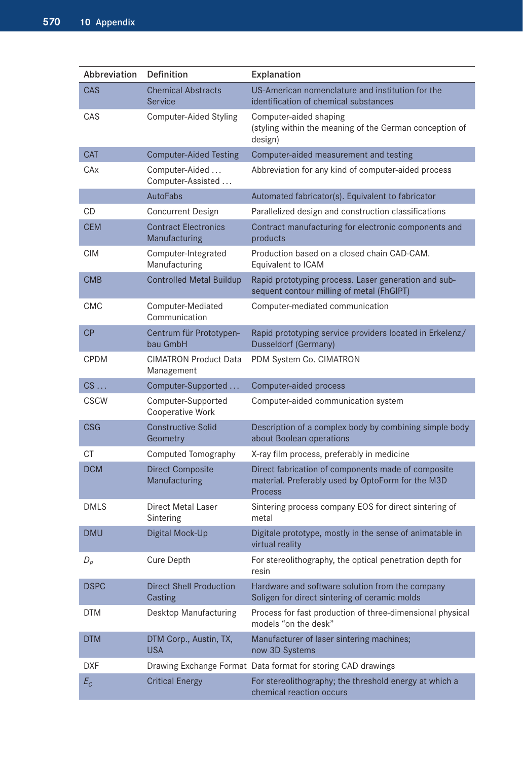| Abbreviation | Definition | Explanation |
|---|---|---|
| CAS | Chemical Abstracts Service | US-American nomenclature and institution for the identification of chemical substances |
| CAS | Computer-Aided Styling | Computer-aided shaping (styling within the meaning of the German conception of design) |
| CAT | Computer-Aided Testing | Computer-aided measurement and testing |
| CAx | Computer-Aided … Computer-Assisted … | Abbreviation for any kind of computer-aided process |
| | AutoFabs | Automated fabricator(s). Equivalent to fabricator |
| CD | Concurrent Design | Parallelized design and construction classifications |
| CEM | Contract Electronics Manufacturing | Contract manufacturing for electronic components and products |
| CIM | Computer-Integrated Manufacturing | Production based on a closed chain CAD-CAM. Equivalent to ICAM |
| CMB | Controlled Metal Buildup | Rapid prototyping process. Laser generation and subsequent contour milling of metal (FhGIPT) |
| CMC | Computer-Mediated Communication | Computer-mediated communication |
| CP | Centrum für Prototypenbau GmbH | Rapid prototyping service providers located in Erkelenz/Dusseldorf (Germany) |
| CPDM | CIMATRON Product Data Management | PDM System Co. CIMATRON |
| CS … | Computer-Supported … | Computer-aided process |
| CSCW | Computer-Supported Cooperative Work | Computer-aided communication system |
| CSG | Constructive Solid Geometry | Description of a complex body by combining simple body about Boolean operations |
| CT | Computed Tomography | X-ray film process, preferably in medicine |
| DCM | Direct Composite Manufacturing | Direct fabrication of components made of composite material. Preferably used by OptoForm for the M3D Process |
| DMLS | Direct Metal Laser Sintering | Sintering process company EOS for direct sintering of metal |
| DMU | Digital Mock-Up | Digitale prototype, mostly in the sense of animatable in virtual reality |
| $D_P$ | Cure Depth | For stereolithography, the optical penetration depth for resin |
| DSPC | Direct Shell Production Casting | Hardware and software solution from the company Soligen for direct sintering of ceramic molds |
| DTM | Desktop Manufacturing | Process for fast production of three-dimensional physical models “on the desk” |
| DTM | DTM Corp., Austin, TX, USA | Manufacturer of laser sintering machines; now 3D Systems |
| DXF | Drawing Exchange Format | Data format for storing CAD drawings |
| $E_C$ | Critical Energy | For stereolithography; the threshold energy at which a chemical reaction occurs |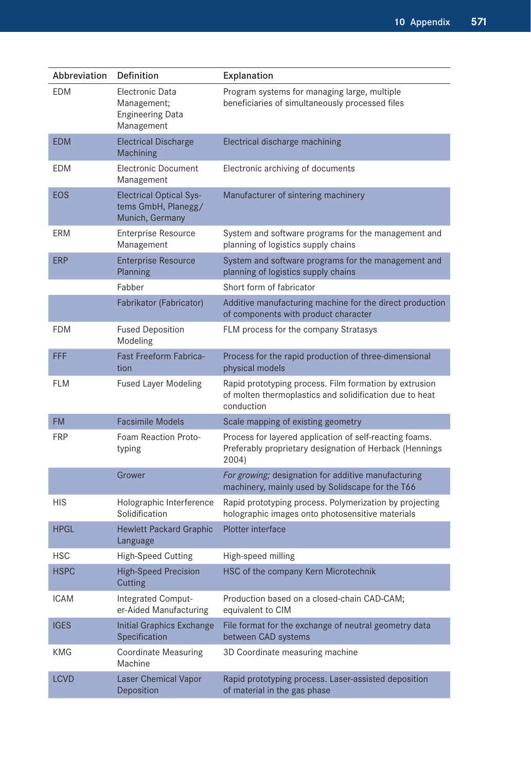| Abbreviation | Definition | Explanation |
|---|---|---|
| EDM | Electronic Data Management; Engineering Data Management | Program systems for managing large, multiple beneficiaries of simultaneously processed files |
| EDM | Electrical Discharge Machining | Electrical discharge machining |
| EDM | Electronic Document Management | Electronic archiving of documents |
| EOS | Electrical Optical Systems GmbH, Planegg/Munich, Germany | Manufacturer of sintering machinery |
| ERM | Enterprise Resource Management | System and software programs for the management and planning of logistics supply chains |
| ERP | Enterprise Resource Planning | System and software programs for the management and planning of logistics supply chains |
| | Fabber | Short form of fabricator |
| | Fabrikator (Fabricator) | Additive manufacturing machine for the direct production of components with product character |
| FDM | Fused Deposition Modeling | FLM process for the company Stratasys |
| FFF | Fast Freeform Fabrication | Process for the rapid production of three-dimensional physical models |
| FLM | Fused Layer Modeling | Rapid prototyping process. Film formation by extrusion of molten thermoplastics and solidification due to heat conduction |
| FM | Facsimile Models | Scale mapping of existing geometry |
| FRP | Foam Reaction Prototyping | Process for layered application of self-reacting foams. Preferably proprietary designation of Herback (Hennings 2004) |
| | Grower | *For growing;* designation for additive manufacturing machinery, mainly used by Solidscape for the T66 |
| HIS | Holographic Interference Solidification | Rapid prototyping process. Polymerization by projecting holographic images onto photosensitive materials |
| HPGL | Hewlett Packard Graphic Language | Plotter interface |
| HSC | High-Speed Cutting | High-speed milling |
| HSPC | High-Speed Precision Cutting | HSC of the company Kern Microtechnik |
| ICAM | Integrated Computer-Aided Manufacturing | Production based on a closed-chain CAD-CAM; equivalent to CIM |
| IGES | Initial Graphics Exchange Specification | File format for the exchange of neutral geometry data between CAD systems |
| KMG | Coordinate Measuring Machine | 3D Coordinate measuring machine |
| LCVD | Laser Chemical Vapor Deposition | Rapid prototyping process. Laser-assisted deposition of material in the gas phase |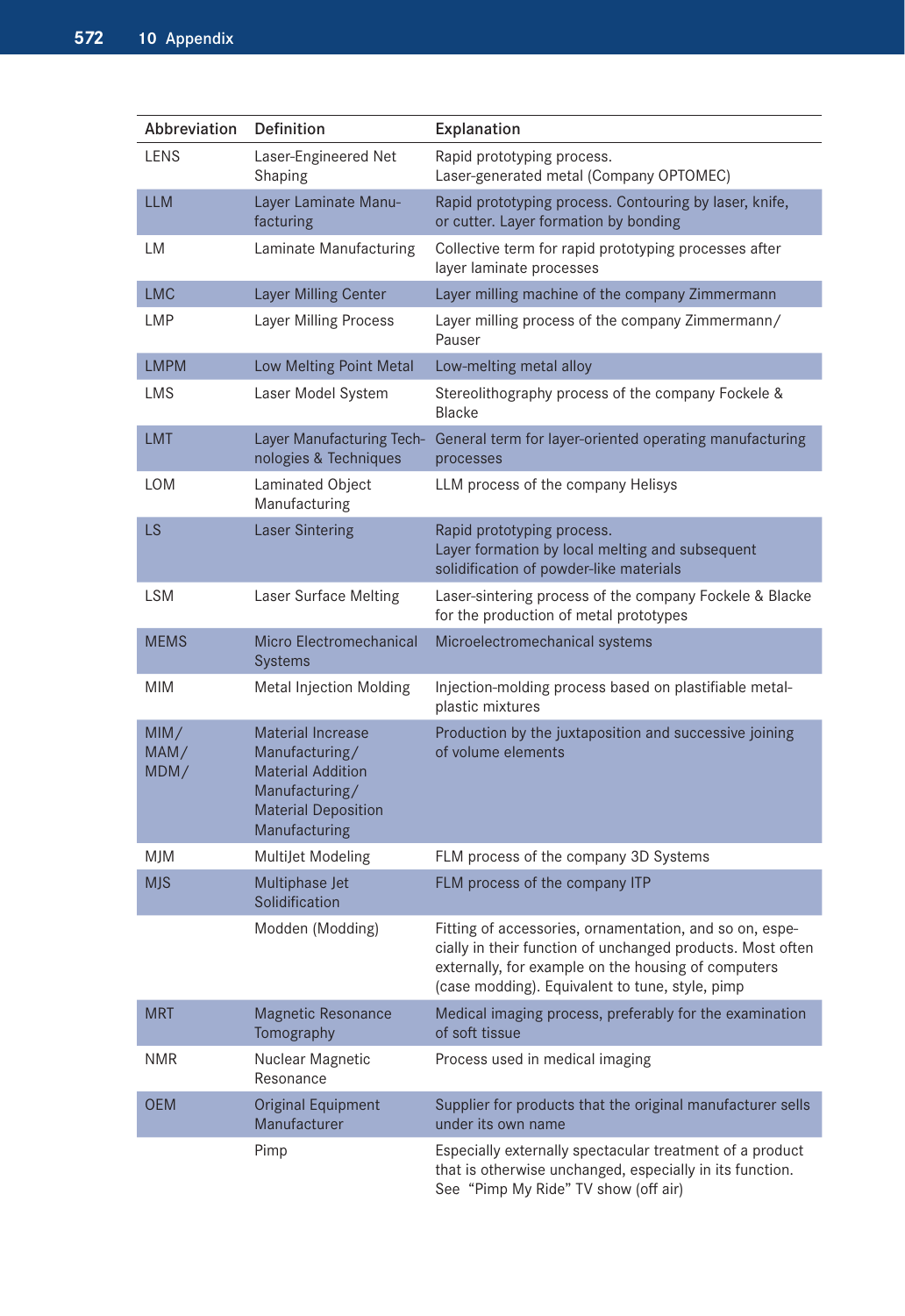| Abbreviation | Definition | Explanation |
|---|---|---|
| LENS | Laser-Engineered Net Shaping | Rapid prototyping process. Laser-generated metal (Company OPTOMEC) |
| LLM | Layer Laminate Manufacturing | Rapid prototyping process. Contouring by laser, knife, or cutter. Layer formation by bonding |
| LM | Laminate Manufacturing | Collective term for rapid prototyping processes after layer laminate processes |
| LMC | Layer Milling Center | Layer milling machine of the company Zimmermann |
| LMP | Layer Milling Process | Layer milling process of the company Zimmermann/ Pauser |
| LMPM | Low Melting Point Metal | Low-melting metal alloy |
| LMS | Laser Model System | Stereolithography process of the company Fockele & Blacke |
| LMT | Layer Manufacturing Technologies & Techniques | General term for layer-oriented operating manufacturing processes |
| LOM | Laminated Object Manufacturing | LLM process of the company Helisys |
| LS | Laser Sintering | Rapid prototyping process. Layer formation by local melting and subsequent solidification of powder-like materials |
| LSM | Laser Surface Melting | Laser-sintering process of the company Fockele & Blacke for the production of metal prototypes |
| MEMS | Micro Electromechanical Systems | Microelectromechanical systems |
| MIM | Metal Injection Molding | Injection-molding process based on plastifiable metal-plastic mixtures |
| MIM/ MAM/ MDM/ | Material Increase Manufacturing/ Material Addition Manufacturing/ Material Deposition Manufacturing | Production by the juxtaposition and successive joining of volume elements |
| MJM | MultiJet Modeling | FLM process of the company 3D Systems |
| MJS | Multiphase Jet Solidification | FLM process of the company ITP |
| | Modden (Modding) | Fitting of accessories, ornamentation, and so on, especially in their function of unchanged products. Most often externally, for example on the housing of computers (case modding). Equivalent to tune, style, pimp |
| MRT | Magnetic Resonance Tomography | Medical imaging process, preferably for the examination of soft tissue |
| NMR | Nuclear Magnetic Resonance | Process used in medical imaging |
| OEM | Original Equipment Manufacturer | Supplier for products that the original manufacturer sells under its own name |
| | Pimp | Especially externally spectacular treatment of a product that is otherwise unchanged, especially in its function. See "Pimp My Ride" TV show (off air) |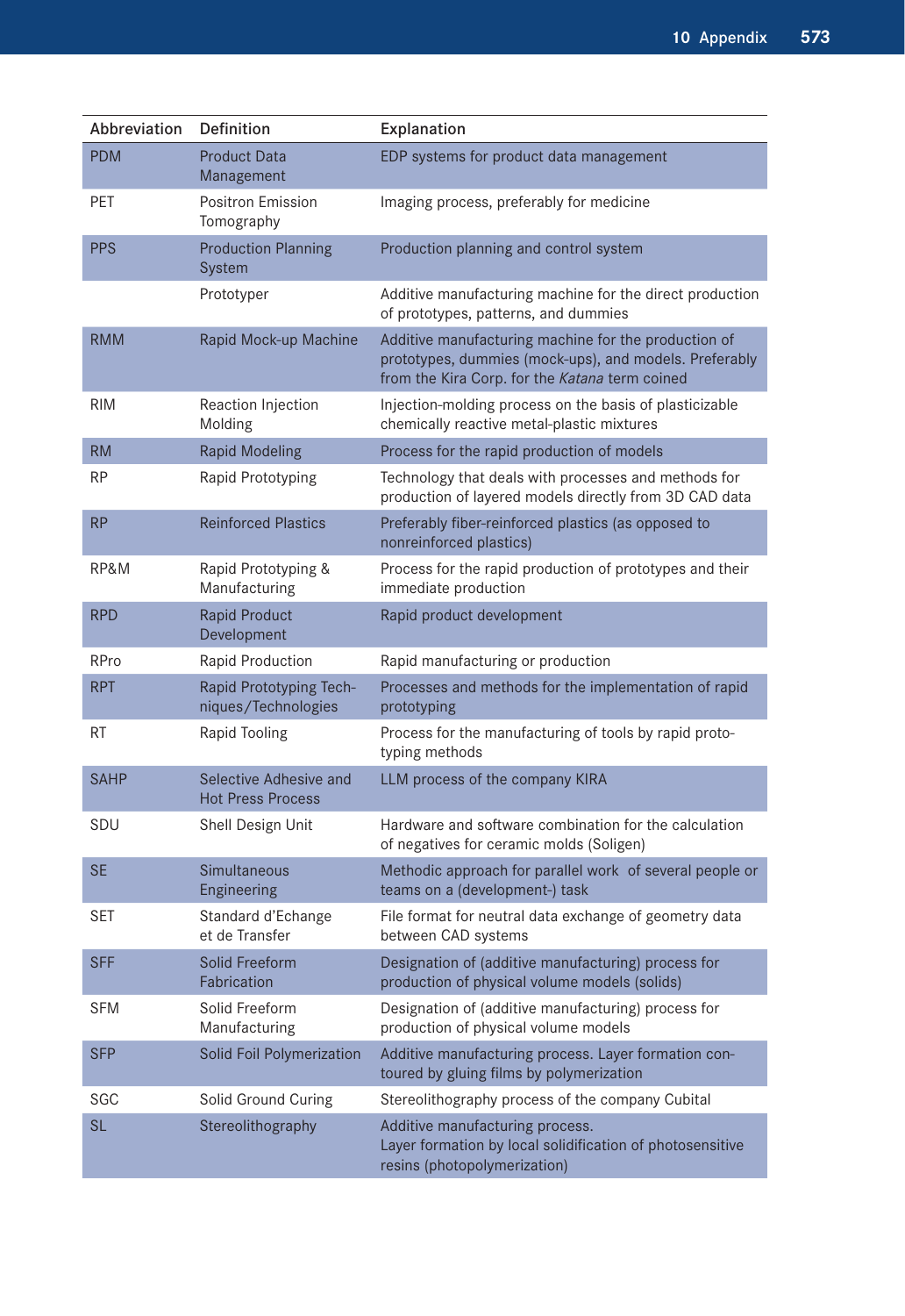| Abbreviation | Definition | Explanation |
|---|---|---|
| PDM | Product Data Management | EDP systems for product data management |
| PET | Positron Emission Tomography | Imaging process, preferably for medicine |
| PPS | Production Planning System | Production planning and control system |
| | Prototyper | Additive manufacturing machine for the direct production of prototypes, patterns, and dummies |
| RMM | Rapid Mock-up Machine | Additive manufacturing machine for the production of prototypes, dummies (mock-ups), and models. Preferably from the Kira Corp. for the *Katana* term coined |
| RIM | Reaction Injection Molding | Injection-molding process on the basis of plasticizable chemically reactive metal-plastic mixtures |
| RM | Rapid Modeling | Process for the rapid production of models |
| RP | Rapid Prototyping | Technology that deals with processes and methods for production of layered models directly from 3D CAD data |
| RP | Reinforced Plastics | Preferably fiber-reinforced plastics (as opposed to nonreinforced plastics) |
| RP&M | Rapid Prototyping & Manufacturing | Process for the rapid production of prototypes and their immediate production |
| RPD | Rapid Product Development | Rapid product development |
| RPro | Rapid Production | Rapid manufacturing or production |
| RPT | Rapid Prototyping Techniques/Technologies | Processes and methods for the implementation of rapid prototyping |
| RT | Rapid Tooling | Process for the manufacturing of tools by rapid prototyping methods |
| SAHP | Selective Adhesive and Hot Press Process | LLM process of the company KIRA |
| SDU | Shell Design Unit | Hardware and software combination for the calculation of negatives for ceramic molds (Soligen) |
| SE | Simultaneous Engineering | Methodic approach for parallel work of several people or teams on a (development-) task |
| SET | Standard d'Echange et de Transfer | File format for neutral data exchange of geometry data between CAD systems |
| SFF | Solid Freeform Fabrication | Designation of (additive manufacturing) process for production of physical volume models (solids) |
| SFM | Solid Freeform Manufacturing | Designation of (additive manufacturing) process for production of physical volume models |
| SFP | Solid Foil Polymerization | Additive manufacturing process. Layer formation contoured by gluing films by polymerization |
| SGC | Solid Ground Curing | Stereolithography process of the company Cubital |
| SL | Stereolithography | Additive manufacturing process.<br>Layer formation by local solidification of photosensitive resins (photopolymerization) |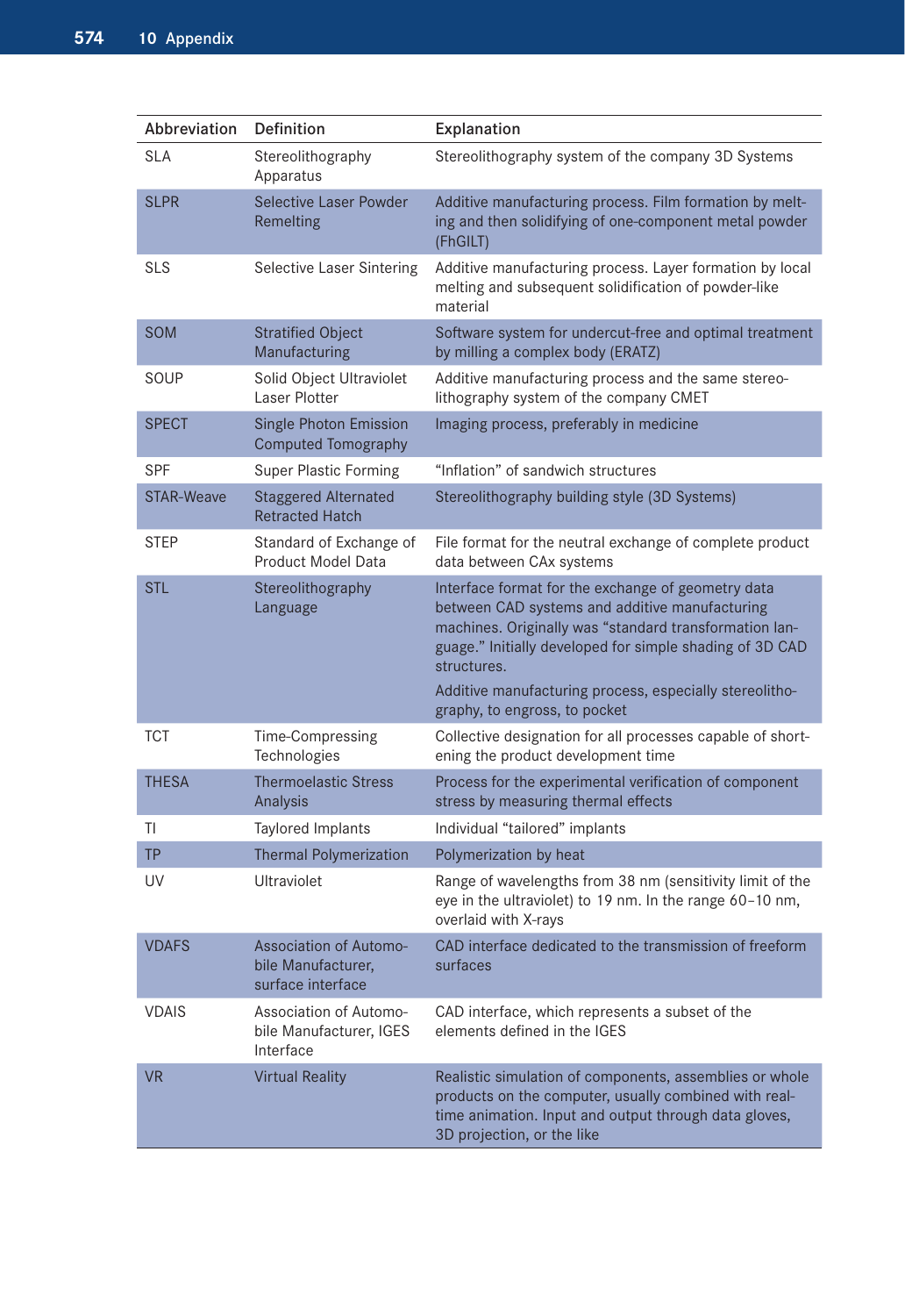| Abbreviation | Definition | Explanation |
|---|---|---|
| SLA | Stereolithography Apparatus | Stereolithography system of the company 3D Systems |
| SLPR | Selective Laser Powder Remelting | Additive manufacturing process. Film formation by melting and then solidifying of one-component metal powder (FhGILT) |
| SLS | Selective Laser Sintering | Additive manufacturing process. Layer formation by local melting and subsequent solidification of powder-like material |
| SOM | Stratified Object Manufacturing | Software system for undercut-free and optimal treatment by milling a complex body (ERATZ) |
| SOUP | Solid Object Ultraviolet Laser Plotter | Additive manufacturing process and the same stereolithography system of the company CMET |
| SPECT | Single Photon Emission Computed Tomography | Imaging process, preferably in medicine |
| SPF | Super Plastic Forming | "Inflation" of sandwich structures |
| STAR-Weave | Staggered Alternated Retracted Hatch | Stereolithography building style (3D Systems) |
| STEP | Standard of Exchange of Product Model Data | File format for the neutral exchange of complete product data between CAx systems |
| STL | Stereolithography Language | Interface format for the exchange of geometry data between CAD systems and additive manufacturing machines. Originally was "standard transformation language." Initially developed for simple shading of 3D CAD structures. Additive manufacturing process, especially stereolithography, to engross, to pocket |
| TCT | Time-Compressing Technologies | Collective designation for all processes capable of shortening the product development time |
| THESA | Thermoelastic Stress Analysis | Process for the experimental verification of component stress by measuring thermal effects |
| TI | Taylored Implants | Individual "tailored" implants |
| TP | Thermal Polymerization | Polymerization by heat |
| UV | Ultraviolet | Range of wavelengths from 38 nm (sensitivity limit of the eye in the ultraviolet) to 19 nm. In the range 60–10 nm, overlaid with X-rays |
| VDAFS | Association of Automobile Manufacturers, surface interface | CAD interface dedicated to the transmission of freeform surfaces |
| VDAIS | Association of Automobile Manufacturer, IGES Interface | CAD interface, which represents a subset of the elements defined in the IGES |
| VR | Virtual Reality | Realistic simulation of components, assemblies or whole products on the computer, usually combined with real-time animation. Input and output through data gloves, 3D projection, or the like |